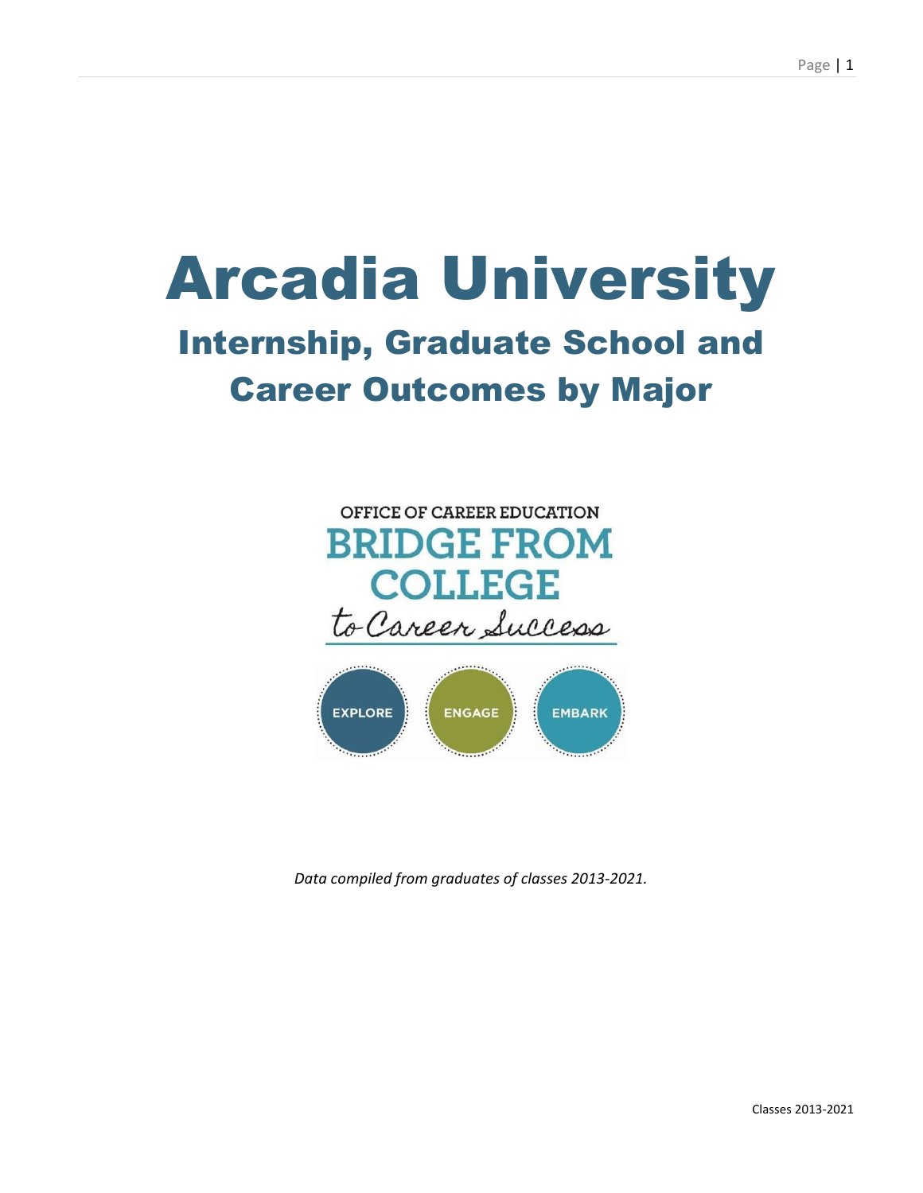# Arcadia University

## Internship, Graduate School and Career Outcomes by Major

OFFICE OF CAREER EDUCATION

BRIDGE FROM COLLEGE

to Career Success

EXPLORE ENGAGE EMBARK

*Data compiled from graduates of classes 2013-2021.*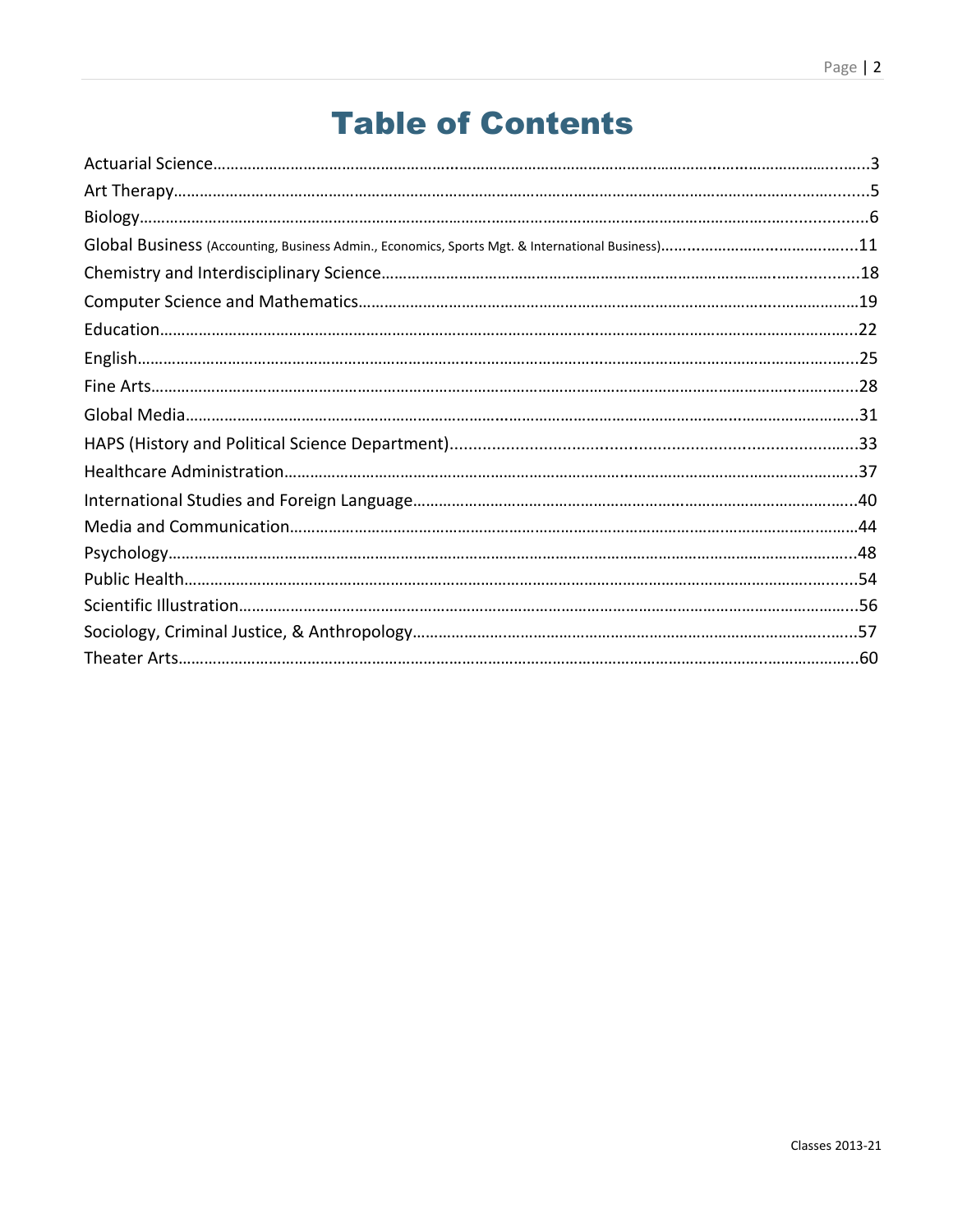# Table of Contents

Actuarial Science……………………………………………………………………………………………………3
Art Therapy……………………………………………………………………………………………………………5
Biology…………………………………………………………………………………………………………………6
Global Business (Accounting, Business Admin., Economics, Sports Mgt. & International Business)…………………………11
Chemistry and Interdisciplinary Science…………………………………………………………………………18
Computer Science and Mathematics………………………………………………………………………………19
Education……………………………………………………………………………………………………………22
English………………………………………………………………………………………………………………25
Fine Arts……………………………………………………………………………………………………………28
Global Media…………………………………………………………………………………………………………31
HAPS (History and Political Science Department)…………………………………………………………………33
Healthcare Administration…………………………………………………………………………………………37
International Studies and Foreign Language………………………………………………………………………40
Media and Communication…………………………………………………………………………………………44
Psychology……………………………………………………………………………………………………………48
Public Health…………………………………………………………………………………………………………54
Scientific Illustration…………………………………………………………………………………………………56
Sociology, Criminal Justice, & Anthropology………………………………………………………………………57
Theater Arts…………………………………………………………………………………………………………60

Classes 2013-21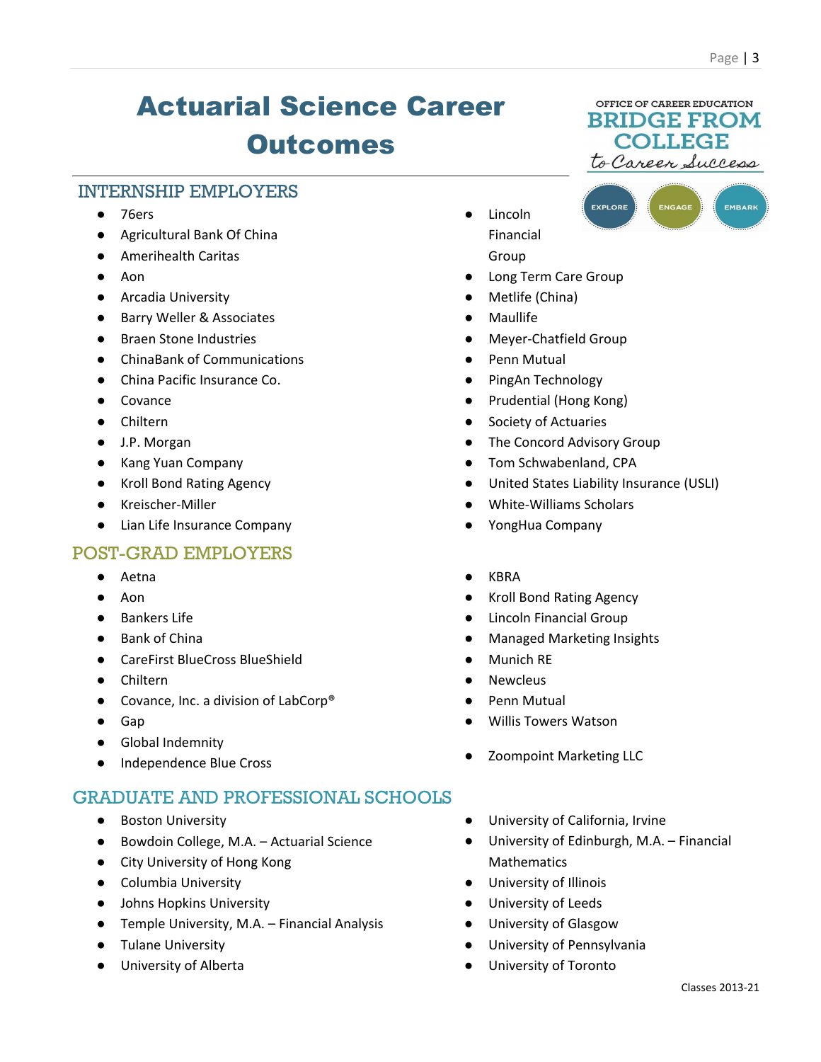# Actuarial Science Career Outcomes

OFFICE OF CAREER EDUCATION
BRIDGE FROM COLLEGE to Career Success

EXPLORE ENGAGE EMBARK

## INTERNSHIP EMPLOYERS

- 76ers
- Agricultural Bank Of China
- Amerihealth Caritas
- Aon
- Arcadia University
- Barry Weller & Associates
- Braen Stone Industries
- ChinaBank of Communications
- China Pacific Insurance Co.
- Covance
- Chiltern
- J.P. Morgan
- Kang Yuan Company
- Kroll Bond Rating Agency
- Kreischer-Miller
- Lian Life Insurance Company
- Lincoln Financial Group
- Long Term Care Group
- Metlife (China)
- Maullife
- Meyer-Chatfield Group
- Penn Mutual
- PingAn Technology
- Prudential (Hong Kong)
- Society of Actuaries
- The Concord Advisory Group
- Tom Schwabenland, CPA
- United States Liability Insurance (USLI)
- White-Williams Scholars
- YongHua Company

## POST-GRAD EMPLOYERS

- Aetna
- Aon
- Bankers Life
- Bank of China
- CareFirst BlueCross BlueShield
- Chiltern
- Covance, Inc. a division of LabCorp®
- Gap
- Global Indemnity
- Independence Blue Cross
- KBRA
- Kroll Bond Rating Agency
- Lincoln Financial Group
- Managed Marketing Insights
- Munich RE
- Newcleus
- Penn Mutual
- Willis Towers Watson
- Zoompoint Marketing LLC

## GRADUATE AND PROFESSIONAL SCHOOLS

- Boston University
- Bowdoin College, M.A. – Actuarial Science
- City University of Hong Kong
- Columbia University
- Johns Hopkins University
- Temple University, M.A. – Financial Analysis
- Tulane University
- University of Alberta
- University of California, Irvine
- University of Edinburgh, M.A. – Financial Mathematics
- University of Illinois
- University of Leeds
- University of Glasgow
- University of Pennsylvania
- University of Toronto

Classes 2013-21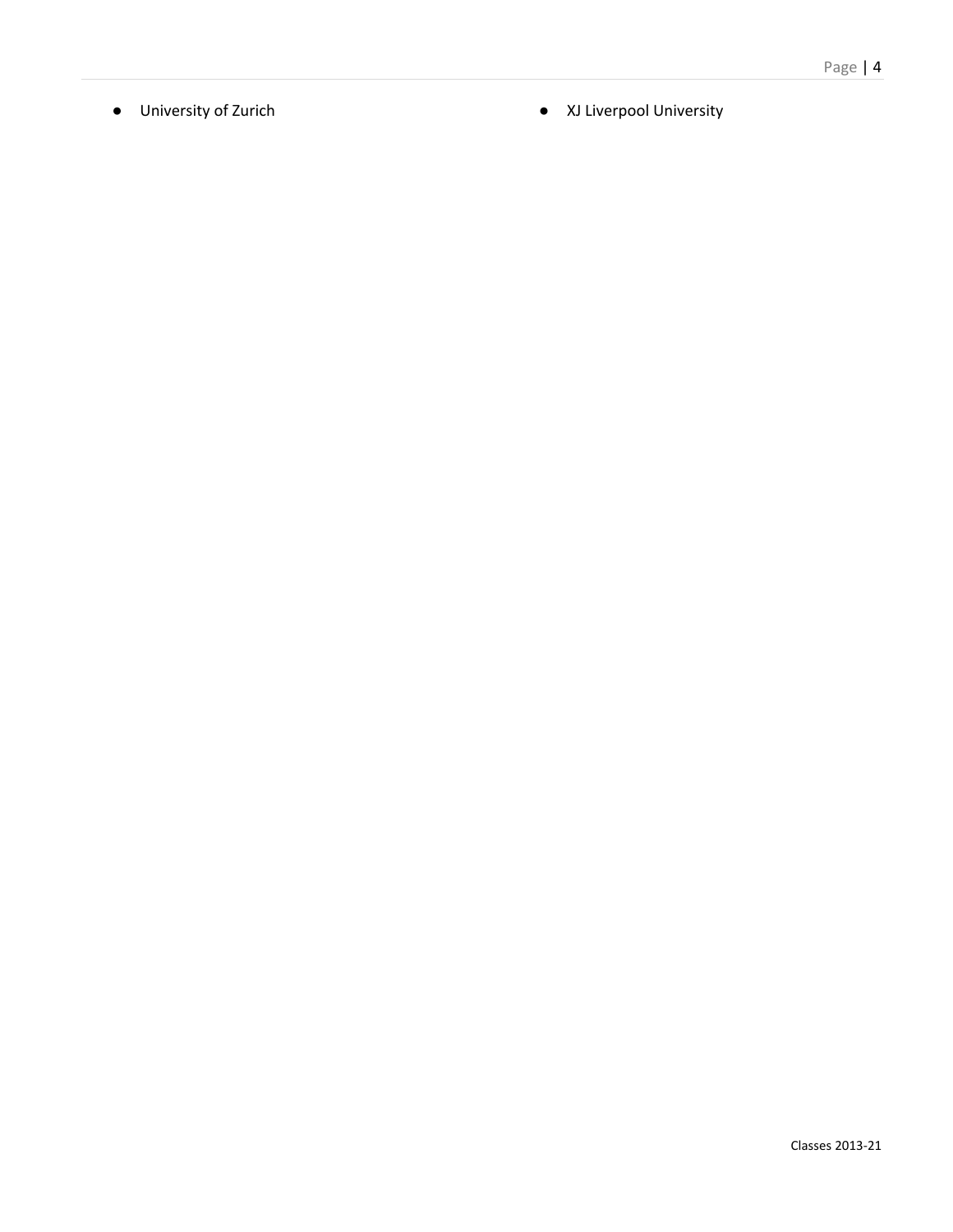- University of Zurich
- XJ Liverpool University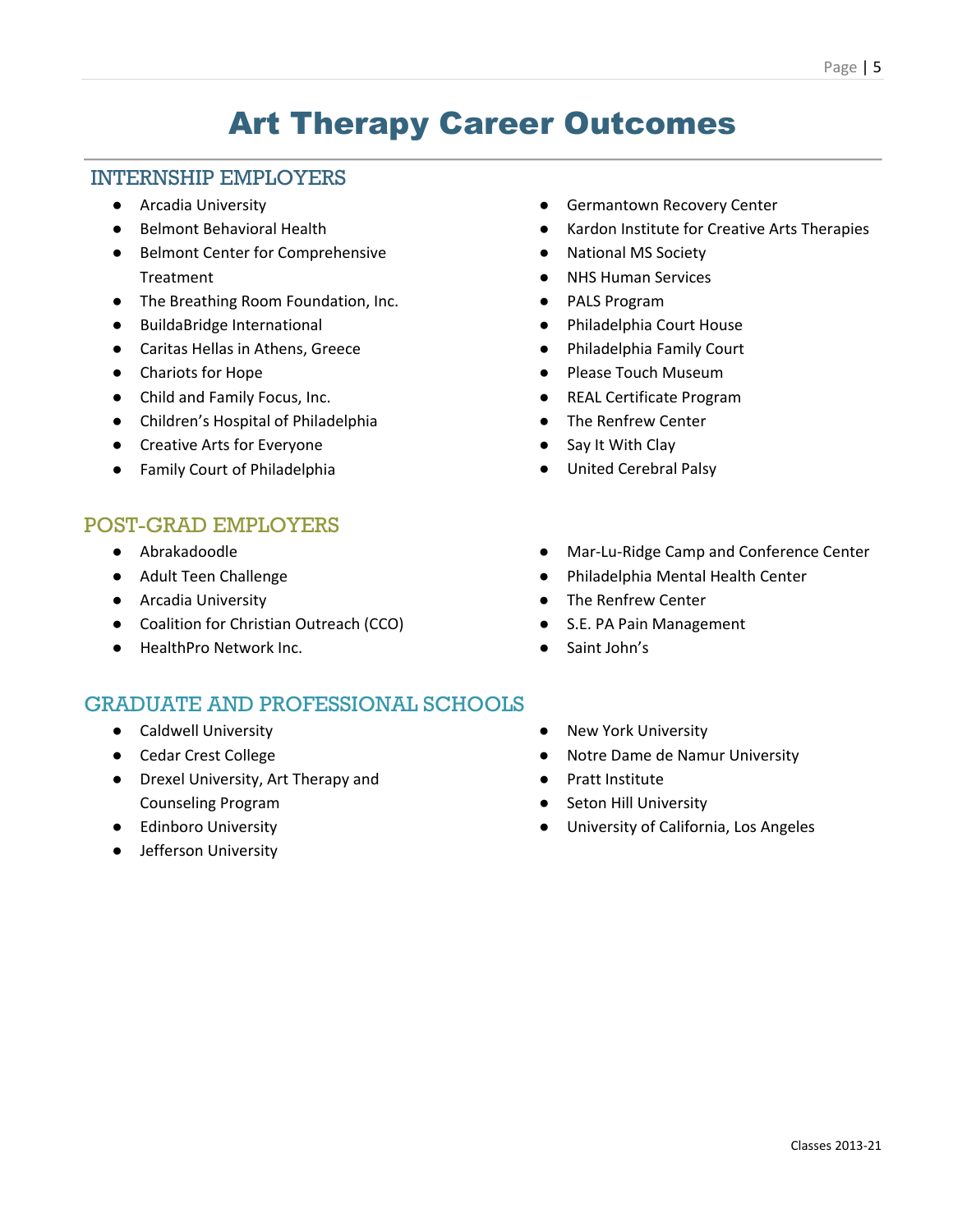# Art Therapy Career Outcomes

## INTERNSHIP EMPLOYERS

- Arcadia University
- Belmont Behavioral Health
- Belmont Center for Comprehensive Treatment
- The Breathing Room Foundation, Inc.
- BuildaBridge International
- Caritas Hellas in Athens, Greece
- Chariots for Hope
- Child and Family Focus, Inc.
- Children's Hospital of Philadelphia
- Creative Arts for Everyone
- Family Court of Philadelphia
- Germantown Recovery Center
- Kardon Institute for Creative Arts Therapies
- National MS Society
- NHS Human Services
- PALS Program
- Philadelphia Court House
- Philadelphia Family Court
- Please Touch Museum
- REAL Certificate Program
- The Renfrew Center
- Say It With Clay
- United Cerebral Palsy

## POST-GRAD EMPLOYERS

- Abrakadoodle
- Adult Teen Challenge
- Arcadia University
- Coalition for Christian Outreach (CCO)
- HealthPro Network Inc.
- Mar-Lu-Ridge Camp and Conference Center
- Philadelphia Mental Health Center
- The Renfrew Center
- S.E. PA Pain Management
- Saint John's

## GRADUATE AND PROFESSIONAL SCHOOLS

- Caldwell University
- Cedar Crest College
- Drexel University, Art Therapy and Counseling Program
- Edinboro University
- Jefferson University
- New York University
- Notre Dame de Namur University
- Pratt Institute
- Seton Hill University
- University of California, Los Angeles

Classes 2013-21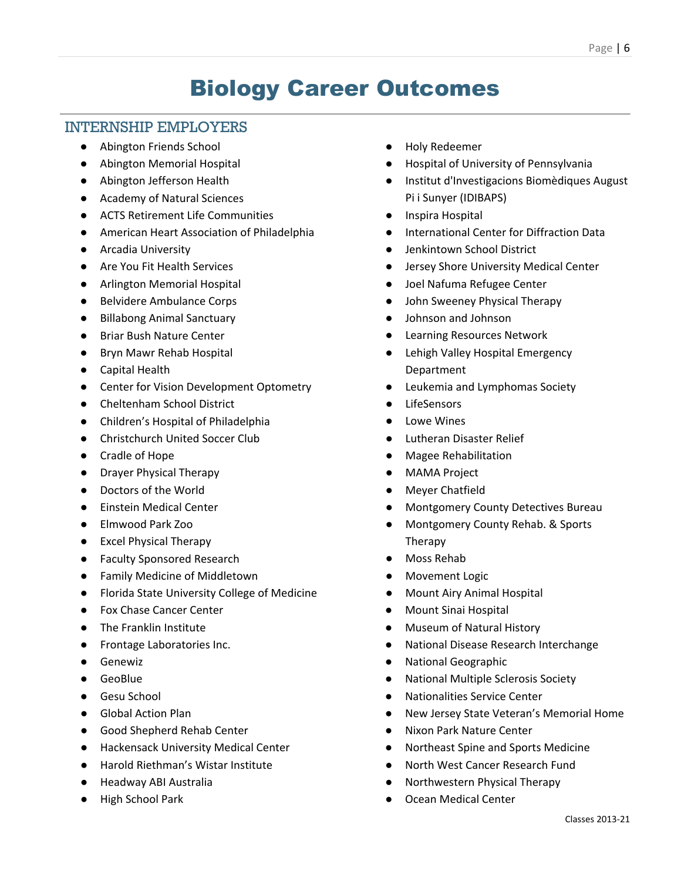# Biology Career Outcomes

## INTERNSHIP EMPLOYERS

- Abington Friends School
- Abington Memorial Hospital
- Abington Jefferson Health
- Academy of Natural Sciences
- ACTS Retirement Life Communities
- American Heart Association of Philadelphia
- Arcadia University
- Are You Fit Health Services
- Arlington Memorial Hospital
- Belvidere Ambulance Corps
- Billabong Animal Sanctuary
- Briar Bush Nature Center
- Bryn Mawr Rehab Hospital
- Capital Health
- Center for Vision Development Optometry
- Cheltenham School District
- Children's Hospital of Philadelphia
- Christchurch United Soccer Club
- Cradle of Hope
- Drayer Physical Therapy
- Doctors of the World
- Einstein Medical Center
- Elmwood Park Zoo
- Excel Physical Therapy
- Faculty Sponsored Research
- Family Medicine of Middletown
- Florida State University College of Medicine
- Fox Chase Cancer Center
- The Franklin Institute
- Frontage Laboratories Inc.
- Genewiz
- GeoBlue
- Gesu School
- Global Action Plan
- Good Shepherd Rehab Center
- Hackensack University Medical Center
- Harold Riethman's Wistar Institute
- Headway ABI Australia
- High School Park
- Holy Redeemer
- Hospital of University of Pennsylvania
- Institut d'Investigacions Biomèdiques August Pi i Sunyer (IDIBAPS)
- Inspira Hospital
- International Center for Diffraction Data
- Jenkintown School District
- Jersey Shore University Medical Center
- Joel Nafuma Refugee Center
- John Sweeney Physical Therapy
- Johnson and Johnson
- Learning Resources Network
- Lehigh Valley Hospital Emergency Department
- Leukemia and Lymphomas Society
- LifeSensors
- Lowe Wines
- Lutheran Disaster Relief
- Magee Rehabilitation
- MAMA Project
- Meyer Chatfield
- Montgomery County Detectives Bureau
- Montgomery County Rehab. & Sports Therapy
- Moss Rehab
- Movement Logic
- Mount Airy Animal Hospital
- Mount Sinai Hospital
- Museum of Natural History
- National Disease Research Interchange
- National Geographic
- National Multiple Sclerosis Society
- Nationalities Service Center
- New Jersey State Veteran's Memorial Home
- Nixon Park Nature Center
- Northeast Spine and Sports Medicine
- North West Cancer Research Fund
- Northwestern Physical Therapy
- Ocean Medical Center

Classes 2013-21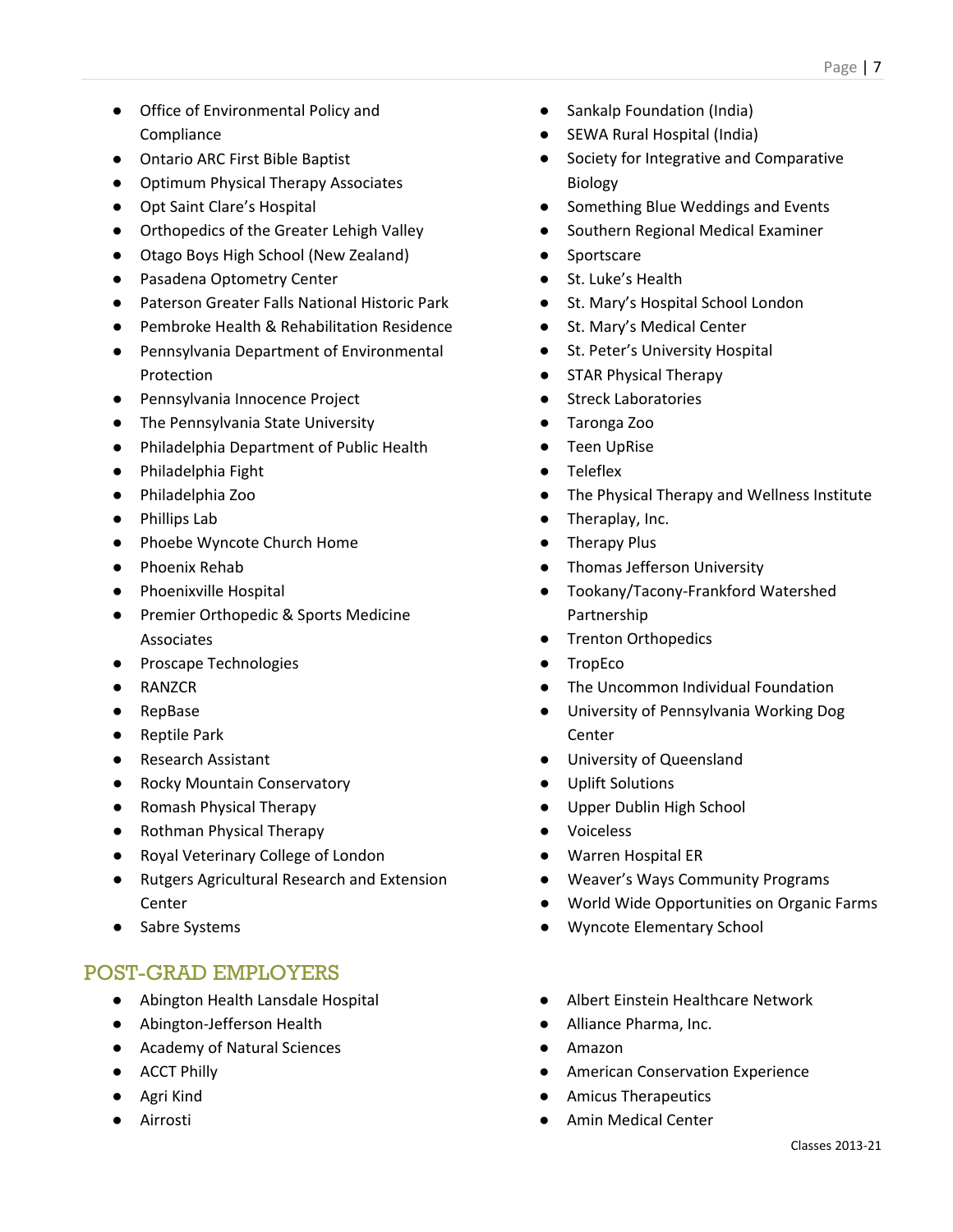- Office of Environmental Policy and Compliance
- Ontario ARC First Bible Baptist
- Optimum Physical Therapy Associates
- Opt Saint Clare's Hospital
- Orthopedics of the Greater Lehigh Valley
- Otago Boys High School (New Zealand)
- Pasadena Optometry Center
- Paterson Greater Falls National Historic Park
- Pembroke Health & Rehabilitation Residence
- Pennsylvania Department of Environmental Protection
- Pennsylvania Innocence Project
- The Pennsylvania State University
- Philadelphia Department of Public Health
- Philadelphia Fight
- Philadelphia Zoo
- Phillips Lab
- Phoebe Wyncote Church Home
- Phoenix Rehab
- Phoenixville Hospital
- Premier Orthopedic & Sports Medicine Associates
- Proscape Technologies
- RANZCR
- RepBase
- Reptile Park
- Research Assistant
- Rocky Mountain Conservatory
- Romash Physical Therapy
- Rothman Physical Therapy
- Royal Veterinary College of London
- Rutgers Agricultural Research and Extension Center
- Sabre Systems
- Sankalp Foundation (India)
- SEWA Rural Hospital (India)
- Society for Integrative and Comparative Biology
- Something Blue Weddings and Events
- Southern Regional Medical Examiner
- Sportscare
- St. Luke's Health
- St. Mary's Hospital School London
- St. Mary's Medical Center
- St. Peter's University Hospital
- STAR Physical Therapy
- Streck Laboratories
- Taronga Zoo
- Teen UpRise
- Teleflex
- The Physical Therapy and Wellness Institute
- Theraplay, Inc.
- Therapy Plus
- Thomas Jefferson University
- Tookany/Tacony-Frankford Watershed Partnership
- Trenton Orthopedics
- TropEco
- The Uncommon Individual Foundation
- University of Pennsylvania Working Dog Center
- University of Queensland
- Uplift Solutions
- Upper Dublin High School
- Voiceless
- Warren Hospital ER
- Weaver's Ways Community Programs
- World Wide Opportunities on Organic Farms
- Wyncote Elementary School

## POST-GRAD EMPLOYERS

- Abington Health Lansdale Hospital
- Abington-Jefferson Health
- Academy of Natural Sciences
- ACCT Philly
- Agri Kind
- Airrosti
- Albert Einstein Healthcare Network
- Alliance Pharma, Inc.
- Amazon
- American Conservation Experience
- Amicus Therapeutics
- Amin Medical Center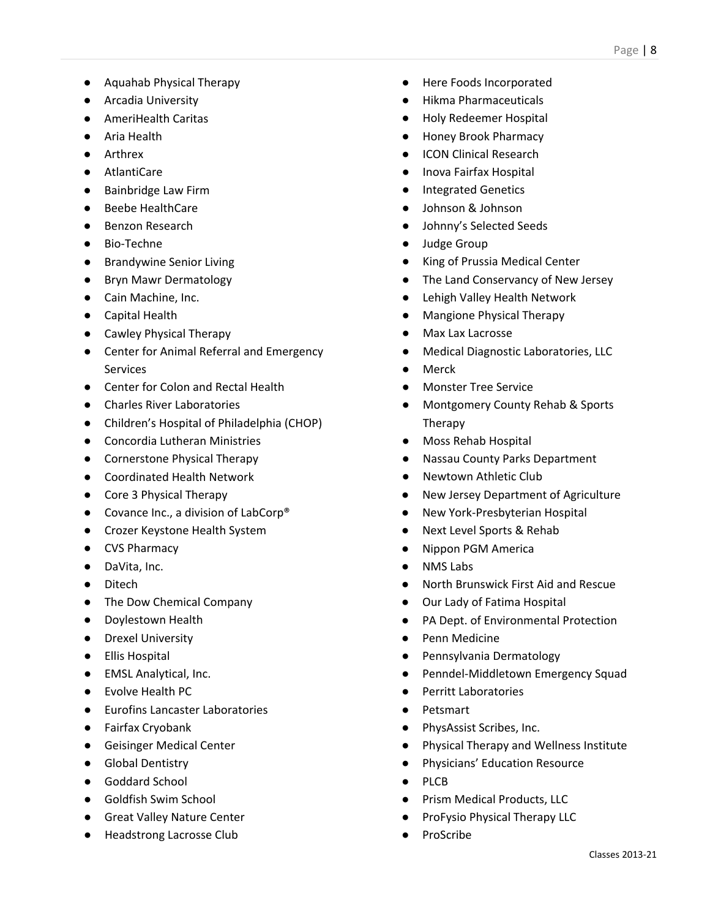- Aquahab Physical Therapy
- Arcadia University
- AmeriHealth Caritas
- Aria Health
- Arthrex
- AtlantiCare
- Bainbridge Law Firm
- Beebe HealthCare
- Benzon Research
- Bio-Techne
- Brandywine Senior Living
- Bryn Mawr Dermatology
- Cain Machine, Inc.
- Capital Health
- Cawley Physical Therapy
- Center for Animal Referral and Emergency Services
- Center for Colon and Rectal Health
- Charles River Laboratories
- Children's Hospital of Philadelphia (CHOP)
- Concordia Lutheran Ministries
- Cornerstone Physical Therapy
- Coordinated Health Network
- Core 3 Physical Therapy
- Covance Inc., a division of LabCorp®
- Crozer Keystone Health System
- CVS Pharmacy
- DaVita, Inc.
- Ditech
- The Dow Chemical Company
- Doylestown Health
- Drexel University
- Ellis Hospital
- EMSL Analytical, Inc.
- Evolve Health PC
- Eurofins Lancaster Laboratories
- Fairfax Cryobank
- Geisinger Medical Center
- Global Dentistry
- Goddard School
- Goldfish Swim School
- Great Valley Nature Center
- Headstrong Lacrosse Club
- Here Foods Incorporated
- Hikma Pharmaceuticals
- Holy Redeemer Hospital
- Honey Brook Pharmacy
- ICON Clinical Research
- Inova Fairfax Hospital
- Integrated Genetics
- Johnson & Johnson
- Johnny's Selected Seeds
- Judge Group
- King of Prussia Medical Center
- The Land Conservancy of New Jersey
- Lehigh Valley Health Network
- Mangione Physical Therapy
- Max Lax Lacrosse
- Medical Diagnostic Laboratories, LLC
- Merck
- Monster Tree Service
- Montgomery County Rehab & Sports Therapy
- Moss Rehab Hospital
- Nassau County Parks Department
- Newtown Athletic Club
- New Jersey Department of Agriculture
- New York-Presbyterian Hospital
- Next Level Sports & Rehab
- Nippon PGM America
- NMS Labs
- North Brunswick First Aid and Rescue
- Our Lady of Fatima Hospital
- PA Dept. of Environmental Protection
- Penn Medicine
- Pennsylvania Dermatology
- Penndel-Middletown Emergency Squad
- Perritt Laboratories
- Petsmart
- PhysAssist Scribes, Inc.
- Physical Therapy and Wellness Institute
- Physicians' Education Resource
- PLCB
- Prism Medical Products, LLC
- ProFysio Physical Therapy LLC
- ProScribe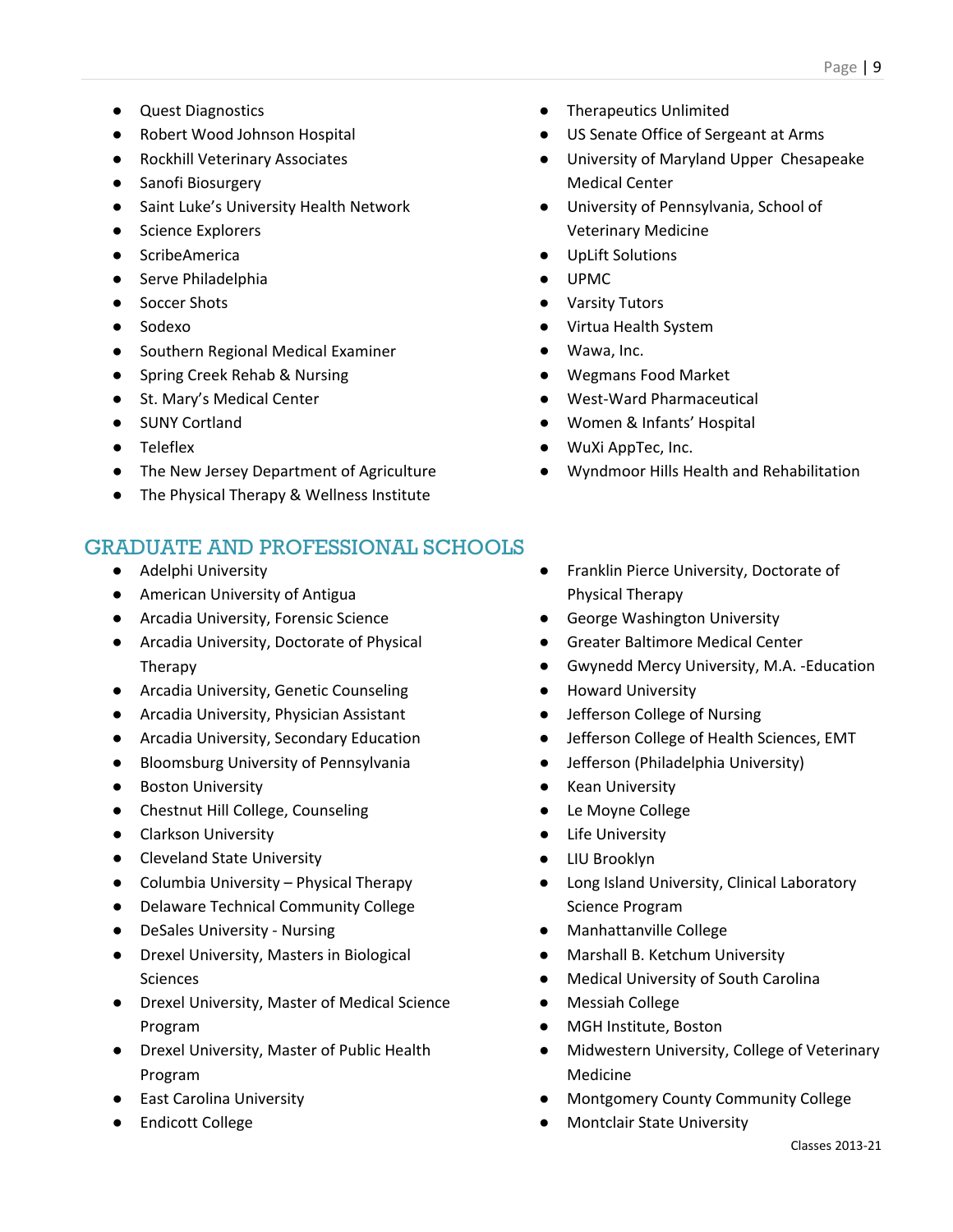- Quest Diagnostics
- Robert Wood Johnson Hospital
- Rockhill Veterinary Associates
- Sanofi Biosurgery
- Saint Luke's University Health Network
- Science Explorers
- ScribeAmerica
- Serve Philadelphia
- Soccer Shots
- Sodexo
- Southern Regional Medical Examiner
- Spring Creek Rehab & Nursing
- St. Mary's Medical Center
- SUNY Cortland
- Teleflex
- The New Jersey Department of Agriculture
- The Physical Therapy & Wellness Institute
- Therapeutics Unlimited
- US Senate Office of Sergeant at Arms
- University of Maryland Upper Chesapeake Medical Center
- University of Pennsylvania, School of Veterinary Medicine
- UpLift Solutions
- UPMC
- Varsity Tutors
- Virtua Health System
- Wawa, Inc.
- Wegmans Food Market
- West-Ward Pharmaceutical
- Women & Infants' Hospital
- WuXi AppTec, Inc.
- Wyndmoor Hills Health and Rehabilitation

## GRADUATE AND PROFESSIONAL SCHOOLS

- Adelphi University
- American University of Antigua
- Arcadia University, Forensic Science
- Arcadia University, Doctorate of Physical Therapy
- Arcadia University, Genetic Counseling
- Arcadia University, Physician Assistant
- Arcadia University, Secondary Education
- Bloomsburg University of Pennsylvania
- Boston University
- Chestnut Hill College, Counseling
- Clarkson University
- Cleveland State University
- Columbia University – Physical Therapy
- Delaware Technical Community College
- DeSales University - Nursing
- Drexel University, Masters in Biological Sciences
- Drexel University, Master of Medical Science Program
- Drexel University, Master of Public Health Program
- East Carolina University
- Endicott College
- Franklin Pierce University, Doctorate of Physical Therapy
- George Washington University
- Greater Baltimore Medical Center
- Gwynedd Mercy University, M.A. -Education
- Howard University
- Jefferson College of Nursing
- Jefferson College of Health Sciences, EMT
- Jefferson (Philadelphia University)
- Kean University
- Le Moyne College
- Life University
- LIU Brooklyn
- Long Island University, Clinical Laboratory Science Program
- Manhattanville College
- Marshall B. Ketchum University
- Medical University of South Carolina
- Messiah College
- MGH Institute, Boston
- Midwestern University, College of Veterinary Medicine
- Montgomery County Community College
- Montclair State University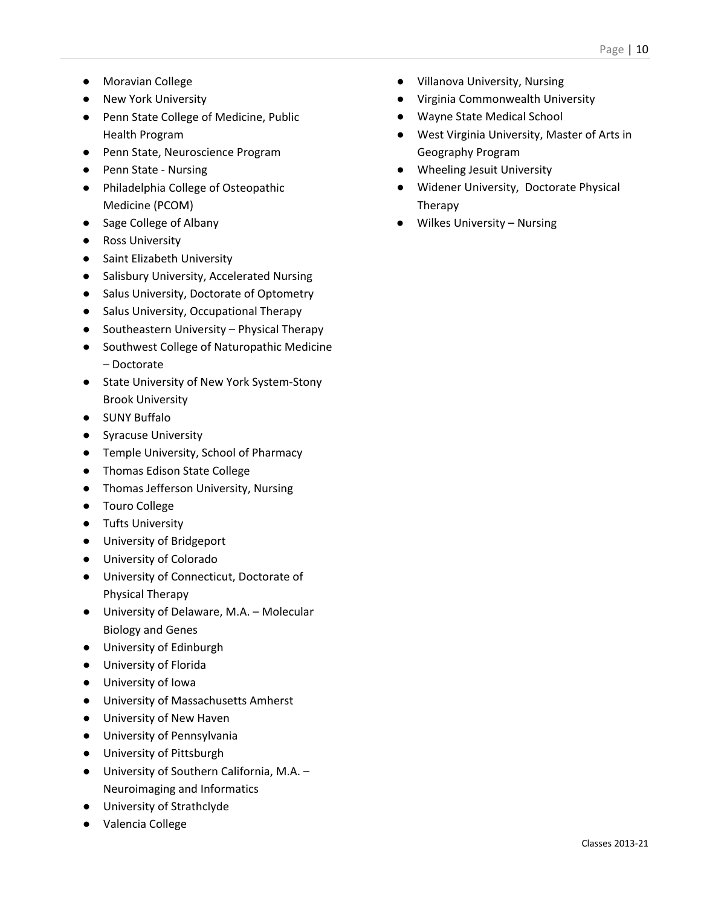- Moravian College
- New York University
- Penn State College of Medicine, Public Health Program
- Penn State, Neuroscience Program
- Penn State - Nursing
- Philadelphia College of Osteopathic Medicine (PCOM)
- Sage College of Albany
- Ross University
- Saint Elizabeth University
- Salisbury University, Accelerated Nursing
- Salus University, Doctorate of Optometry
- Salus University, Occupational Therapy
- Southeastern University – Physical Therapy
- Southwest College of Naturopathic Medicine – Doctorate
- State University of New York System-Stony Brook University
- SUNY Buffalo
- Syracuse University
- Temple University, School of Pharmacy
- Thomas Edison State College
- Thomas Jefferson University, Nursing
- Touro College
- Tufts University
- University of Bridgeport
- University of Colorado
- University of Connecticut, Doctorate of Physical Therapy
- University of Delaware, M.A. – Molecular Biology and Genes
- University of Edinburgh
- University of Florida
- University of Iowa
- University of Massachusetts Amherst
- University of New Haven
- University of Pennsylvania
- University of Pittsburgh
- University of Southern California, M.A. – Neuroimaging and Informatics
- University of Strathclyde
- Valencia College
- Villanova University, Nursing
- Virginia Commonwealth University
- Wayne State Medical School
- West Virginia University, Master of Arts in Geography Program
- Wheeling Jesuit University
- Widener University, Doctorate Physical Therapy
- Wilkes University – Nursing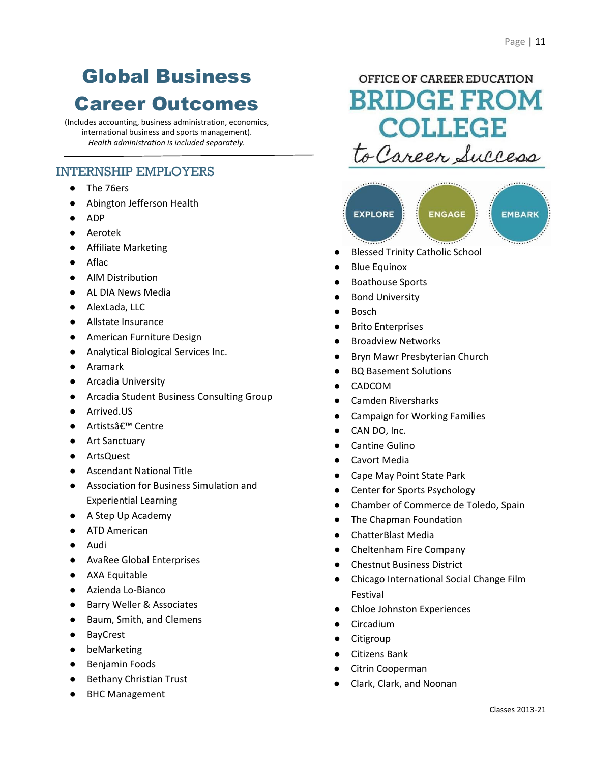# Global Business Career Outcomes

(Includes accounting, business administration, economics, international business and sports management).
*Health administration is included separately.*

---

## INTERNSHIP EMPLOYERS

- The 76ers
- Abington Jefferson Health
- ADP
- Aerotek
- Affiliate Marketing
- Aflac
- AIM Distribution
- AL DIA News Media
- AlexLada, LLC
- Allstate Insurance
- American Furniture Design
- Analytical Biological Services Inc.
- Aramark
- Arcadia University
- Arcadia Student Business Consulting Group
- Arrived.US
- Artistsâ€™ Centre
- Art Sanctuary
- ArtsQuest
- Ascendant National Title
- Association for Business Simulation and Experiential Learning
- A Step Up Academy
- ATD American
- Audi
- AvaRee Global Enterprises
- AXA Equitable
- Azienda Lo-Bianco
- Barry Weller & Associates
- Baum, Smith, and Clemens
- BayCrest
- beMarketing
- Benjamin Foods
- Bethany Christian Trust
- BHC Management

OFFICE OF CAREER EDUCATION
BRIDGE FROM COLLEGE to Career Success

EXPLORE ENGAGE EMBARK

- Blessed Trinity Catholic School
- Blue Equinox
- Boathouse Sports
- Bond University
- Bosch
- Brito Enterprises
- Broadview Networks
- Bryn Mawr Presbyterian Church
- BQ Basement Solutions
- CADCOM
- Camden Riversharks
- Campaign for Working Families
- CAN DO, Inc.
- Cantine Gulino
- Cavort Media
- Cape May Point State Park
- Center for Sports Psychology
- Chamber of Commerce de Toledo, Spain
- The Chapman Foundation
- ChatterBlast Media
- Cheltenham Fire Company
- Chestnut Business District
- Chicago International Social Change Film Festival
- Chloe Johnston Experiences
- Circadium
- Citigroup
- Citizens Bank
- Citrin Cooperman
- Clark, Clark, and Noonan

Classes 2013-21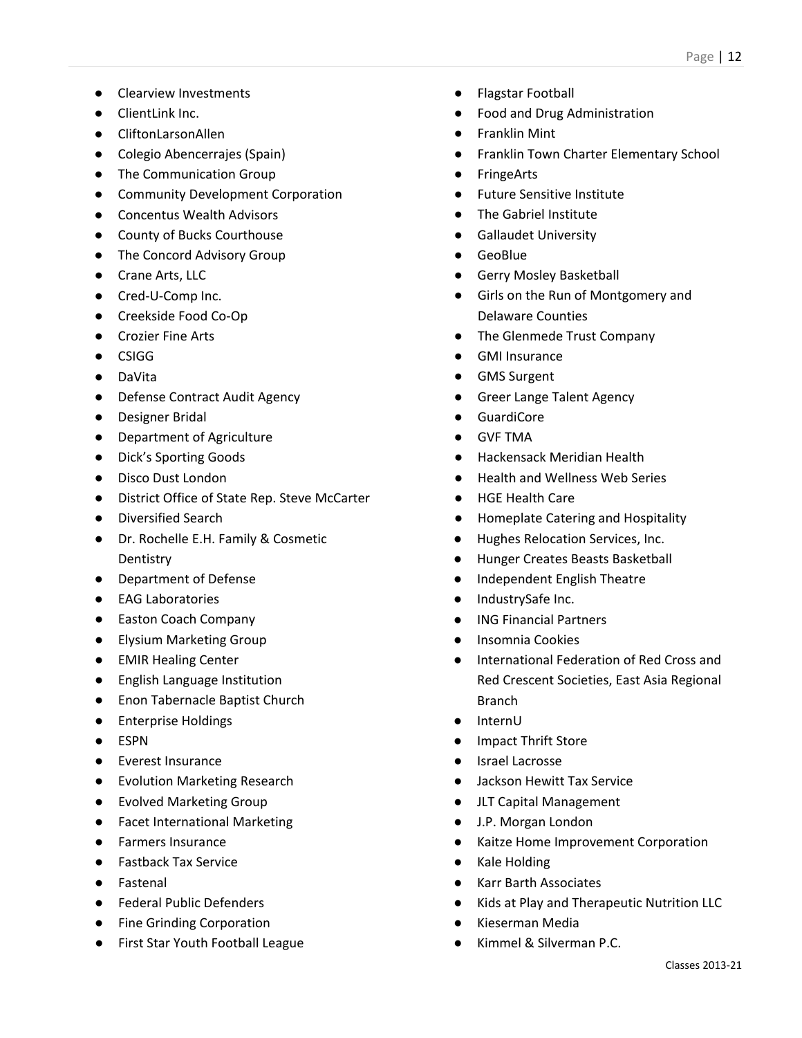- Clearview Investments
- ClientLink Inc.
- CliftonLarsonAllen
- Colegio Abencerrajes (Spain)
- The Communication Group
- Community Development Corporation
- Concentus Wealth Advisors
- County of Bucks Courthouse
- The Concord Advisory Group
- Crane Arts, LLC
- Cred-U-Comp Inc.
- Creekside Food Co-Op
- Crozier Fine Arts
- CSIGG
- DaVita
- Defense Contract Audit Agency
- Designer Bridal
- Department of Agriculture
- Dick's Sporting Goods
- Disco Dust London
- District Office of State Rep. Steve McCarter
- Diversified Search
- Dr. Rochelle E.H. Family & Cosmetic Dentistry
- Department of Defense
- EAG Laboratories
- Easton Coach Company
- Elysium Marketing Group
- EMIR Healing Center
- English Language Institution
- Enon Tabernacle Baptist Church
- Enterprise Holdings
- ESPN
- Everest Insurance
- Evolution Marketing Research
- Evolved Marketing Group
- Facet International Marketing
- Farmers Insurance
- Fastback Tax Service
- Fastenal
- Federal Public Defenders
- Fine Grinding Corporation
- First Star Youth Football League
- Flagstar Football
- Food and Drug Administration
- Franklin Mint
- Franklin Town Charter Elementary School
- FringeArts
- Future Sensitive Institute
- The Gabriel Institute
- Gallaudet University
- GeoBlue
- Gerry Mosley Basketball
- Girls on the Run of Montgomery and Delaware Counties
- The Glenmede Trust Company
- GMI Insurance
- GMS Surgent
- Greer Lange Talent Agency
- GuardiCore
- GVF TMA
- Hackensack Meridian Health
- Health and Wellness Web Series
- HGE Health Care
- Homeplate Catering and Hospitality
- Hughes Relocation Services, Inc.
- Hunger Creates Beasts Basketball
- Independent English Theatre
- IndustrySafe Inc.
- ING Financial Partners
- Insomnia Cookies
- International Federation of Red Cross and Red Crescent Societies, East Asia Regional Branch
- InternU
- Impact Thrift Store
- Israel Lacrosse
- Jackson Hewitt Tax Service
- JLT Capital Management
- J.P. Morgan London
- Kaitze Home Improvement Corporation
- Kale Holding
- Karr Barth Associates
- Kids at Play and Therapeutic Nutrition LLC
- Kieserman Media
- Kimmel & Silverman P.C.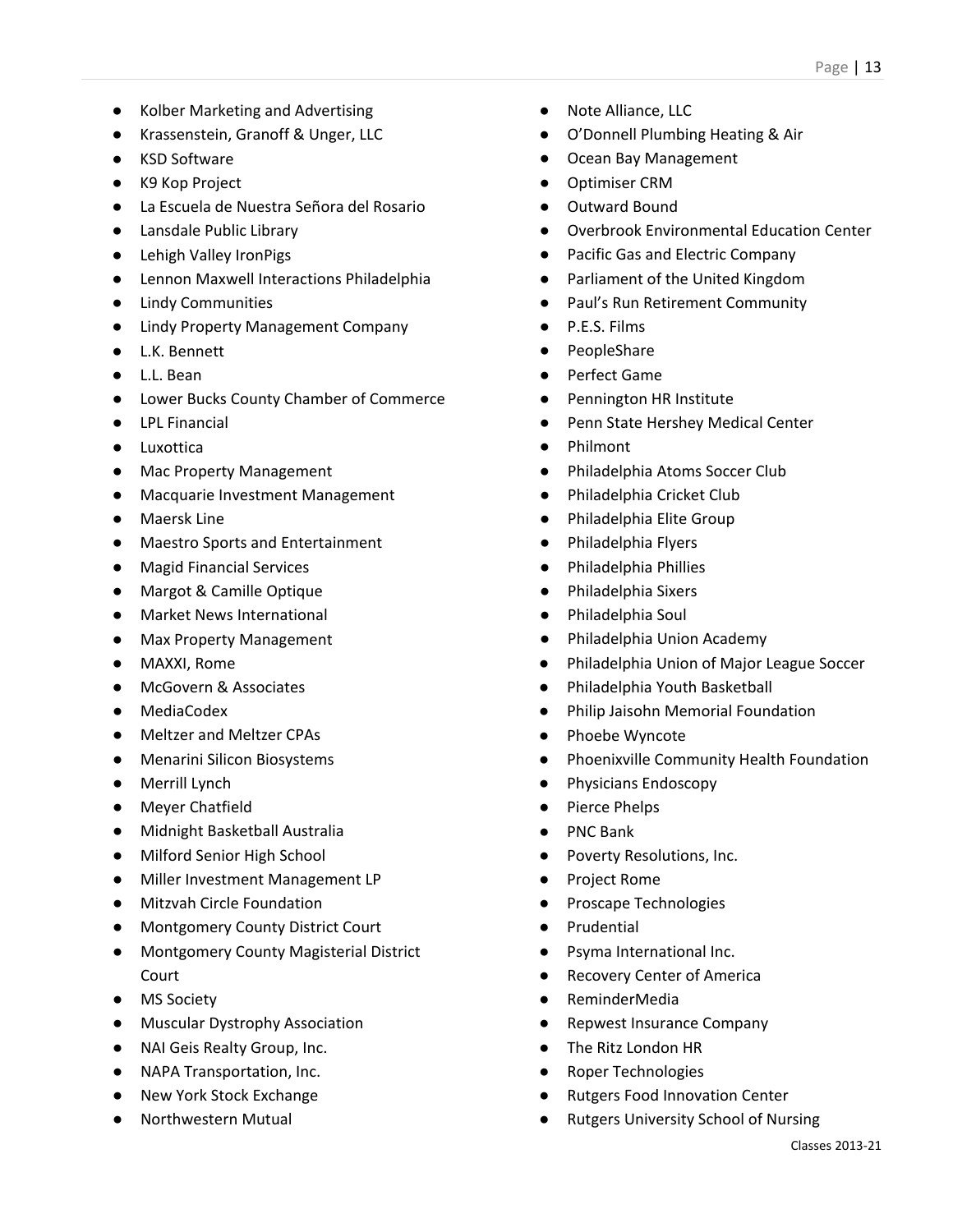- Kolber Marketing and Advertising
- Krassenstein, Granoff & Unger, LLC
- KSD Software
- K9 Kop Project
- La Escuela de Nuestra Señora del Rosario
- Lansdale Public Library
- Lehigh Valley IronPigs
- Lennon Maxwell Interactions Philadelphia
- Lindy Communities
- Lindy Property Management Company
- L.K. Bennett
- L.L. Bean
- Lower Bucks County Chamber of Commerce
- LPL Financial
- Luxottica
- Mac Property Management
- Macquarie Investment Management
- Maersk Line
- Maestro Sports and Entertainment
- Magid Financial Services
- Margot & Camille Optique
- Market News International
- Max Property Management
- MAXXI, Rome
- McGovern & Associates
- MediaCodex
- Meltzer and Meltzer CPAs
- Menarini Silicon Biosystems
- Merrill Lynch
- Meyer Chatfield
- Midnight Basketball Australia
- Milford Senior High School
- Miller Investment Management LP
- Mitzvah Circle Foundation
- Montgomery County District Court
- Montgomery County Magisterial District Court
- MS Society
- Muscular Dystrophy Association
- NAI Geis Realty Group, Inc.
- NAPA Transportation, Inc.
- New York Stock Exchange
- Northwestern Mutual
- Note Alliance, LLC
- O'Donnell Plumbing Heating & Air
- Ocean Bay Management
- Optimiser CRM
- Outward Bound
- Overbrook Environmental Education Center
- Pacific Gas and Electric Company
- Parliament of the United Kingdom
- Paul's Run Retirement Community
- P.E.S. Films
- PeopleShare
- Perfect Game
- Pennington HR Institute
- Penn State Hershey Medical Center
- Philmont
- Philadelphia Atoms Soccer Club
- Philadelphia Cricket Club
- Philadelphia Elite Group
- Philadelphia Flyers
- Philadelphia Phillies
- Philadelphia Sixers
- Philadelphia Soul
- Philadelphia Union Academy
- Philadelphia Union of Major League Soccer
- Philadelphia Youth Basketball
- Philip Jaisohn Memorial Foundation
- Phoebe Wyncote
- Phoenixville Community Health Foundation
- Physicians Endoscopy
- Pierce Phelps
- PNC Bank
- Poverty Resolutions, Inc.
- Project Rome
- Proscape Technologies
- Prudential
- Psyma International Inc.
- Recovery Center of America
- ReminderMedia
- Repwest Insurance Company
- The Ritz London HR
- Roper Technologies
- Rutgers Food Innovation Center
- Rutgers University School of Nursing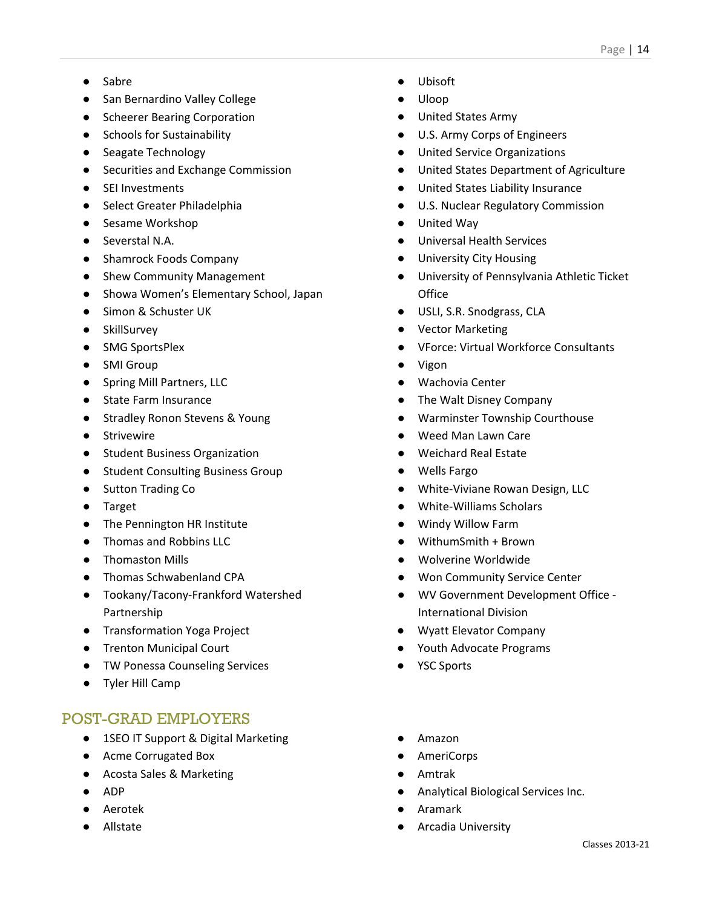- Sabre
- San Bernardino Valley College
- Scheerer Bearing Corporation
- Schools for Sustainability
- Seagate Technology
- Securities and Exchange Commission
- SEI Investments
- Select Greater Philadelphia
- Sesame Workshop
- Severstal N.A.
- Shamrock Foods Company
- Shew Community Management
- Showa Women's Elementary School, Japan
- Simon & Schuster UK
- SkillSurvey
- SMG SportsPlex
- SMI Group
- Spring Mill Partners, LLC
- State Farm Insurance
- Stradley Ronon Stevens & Young
- Strivewire
- Student Business Organization
- Student Consulting Business Group
- Sutton Trading Co
- Target
- The Pennington HR Institute
- Thomas and Robbins LLC
- Thomaston Mills
- Thomas Schwabenland CPA
- Tookany/Tacony-Frankford Watershed Partnership
- Transformation Yoga Project
- Trenton Municipal Court
- TW Ponessa Counseling Services
- Tyler Hill Camp
- Ubisoft
- Uloop
- United States Army
- U.S. Army Corps of Engineers
- United Service Organizations
- United States Department of Agriculture
- United States Liability Insurance
- U.S. Nuclear Regulatory Commission
- United Way
- Universal Health Services
- University City Housing
- University of Pennsylvania Athletic Ticket Office
- USLI, S.R. Snodgrass, CLA
- Vector Marketing
- VForce: Virtual Workforce Consultants
- Vigon
- Wachovia Center
- The Walt Disney Company
- Warminster Township Courthouse
- Weed Man Lawn Care
- Weichard Real Estate
- Wells Fargo
- White-Viviane Rowan Design, LLC
- White-Williams Scholars
- Windy Willow Farm
- WithumSmith + Brown
- Wolverine Worldwide
- Won Community Service Center
- WV Government Development Office - International Division
- Wyatt Elevator Company
- Youth Advocate Programs
- YSC Sports

## POST-GRAD EMPLOYERS

- 1SEO IT Support & Digital Marketing
- Acme Corrugated Box
- Acosta Sales & Marketing
- ADP
- Aerotek
- Allstate
- Amazon
- AmeriCorps
- Amtrak
- Analytical Biological Services Inc.
- Aramark
- Arcadia University

Classes 2013-21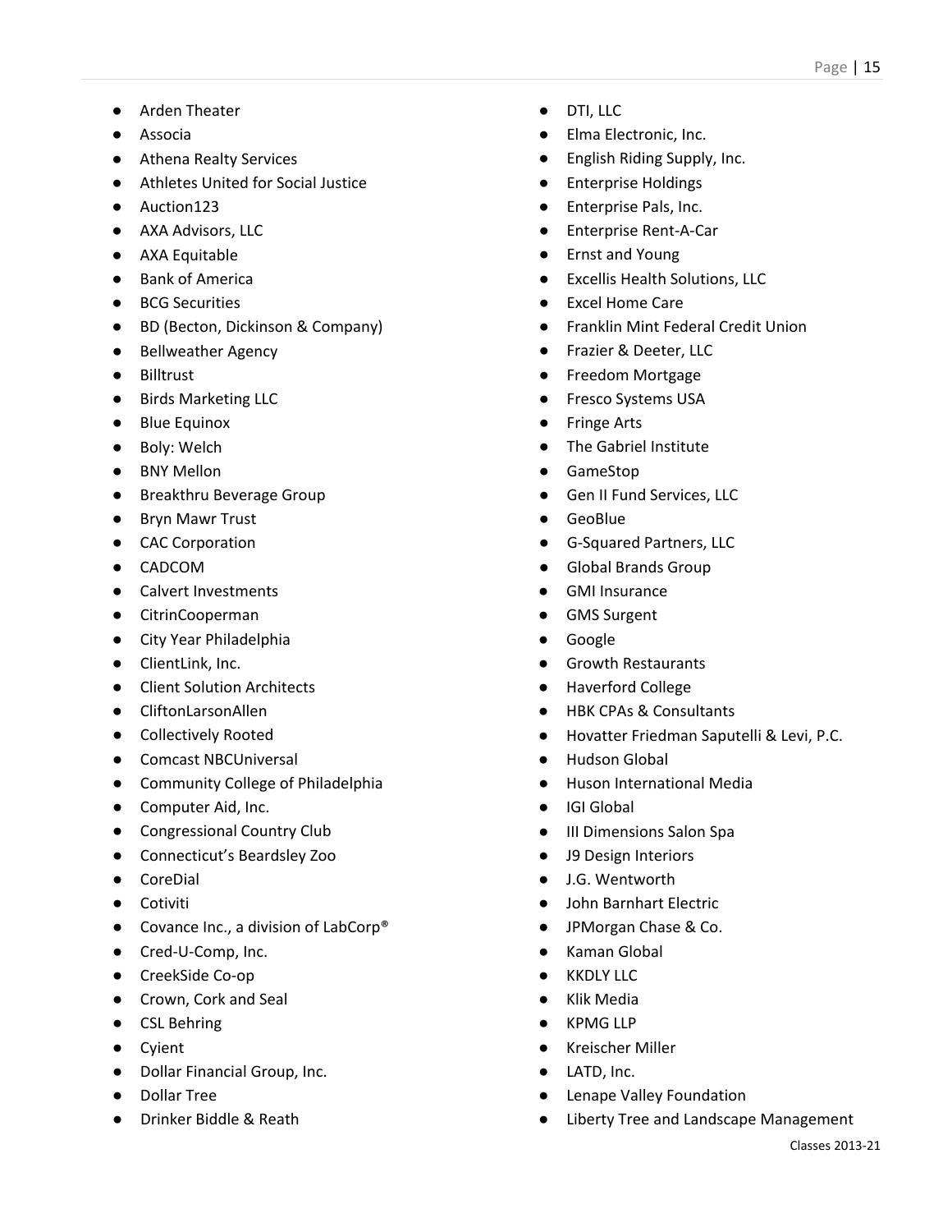- Arden Theater
- Associa
- Athena Realty Services
- Athletes United for Social Justice
- Auction123
- AXA Advisors, LLC
- AXA Equitable
- Bank of America
- BCG Securities
- BD (Becton, Dickinson & Company)
- Bellweather Agency
- Billtrust
- Birds Marketing LLC
- Blue Equinox
- Boly: Welch
- BNY Mellon
- Breakthru Beverage Group
- Bryn Mawr Trust
- CAC Corporation
- CADCOM
- Calvert Investments
- CitrinCooperman
- City Year Philadelphia
- ClientLink, Inc.
- Client Solution Architects
- CliftonLarsonAllen
- Collectively Rooted
- Comcast NBCUniversal
- Community College of Philadelphia
- Computer Aid, Inc.
- Congressional Country Club
- Connecticut's Beardsley Zoo
- CoreDial
- Cotiviti
- Covance Inc., a division of LabCorp®
- Cred-U-Comp, Inc.
- CreekSide Co-op
- Crown, Cork and Seal
- CSL Behring
- Cyient
- Dollar Financial Group, Inc.
- Dollar Tree
- Drinker Biddle & Reath
- DTI, LLC
- Elma Electronic, Inc.
- English Riding Supply, Inc.
- Enterprise Holdings
- Enterprise Pals, Inc.
- Enterprise Rent-A-Car
- Ernst and Young
- Excellis Health Solutions, LLC
- Excel Home Care
- Franklin Mint Federal Credit Union
- Frazier & Deeter, LLC
- Freedom Mortgage
- Fresco Systems USA
- Fringe Arts
- The Gabriel Institute
- GameStop
- Gen II Fund Services, LLC
- GeoBlue
- G-Squared Partners, LLC
- Global Brands Group
- GMI Insurance
- GMS Surgent
- Google
- Growth Restaurants
- Haverford College
- HBK CPAs & Consultants
- Hovatter Friedman Saputelli & Levi, P.C.
- Hudson Global
- Huson International Media
- IGI Global
- III Dimensions Salon Spa
- J9 Design Interiors
- J.G. Wentworth
- John Barnhart Electric
- JPMorgan Chase & Co.
- Kaman Global
- KKDLY LLC
- Klik Media
- KPMG LLP
- Kreischer Miller
- LATD, Inc.
- Lenape Valley Foundation
- Liberty Tree and Landscape Management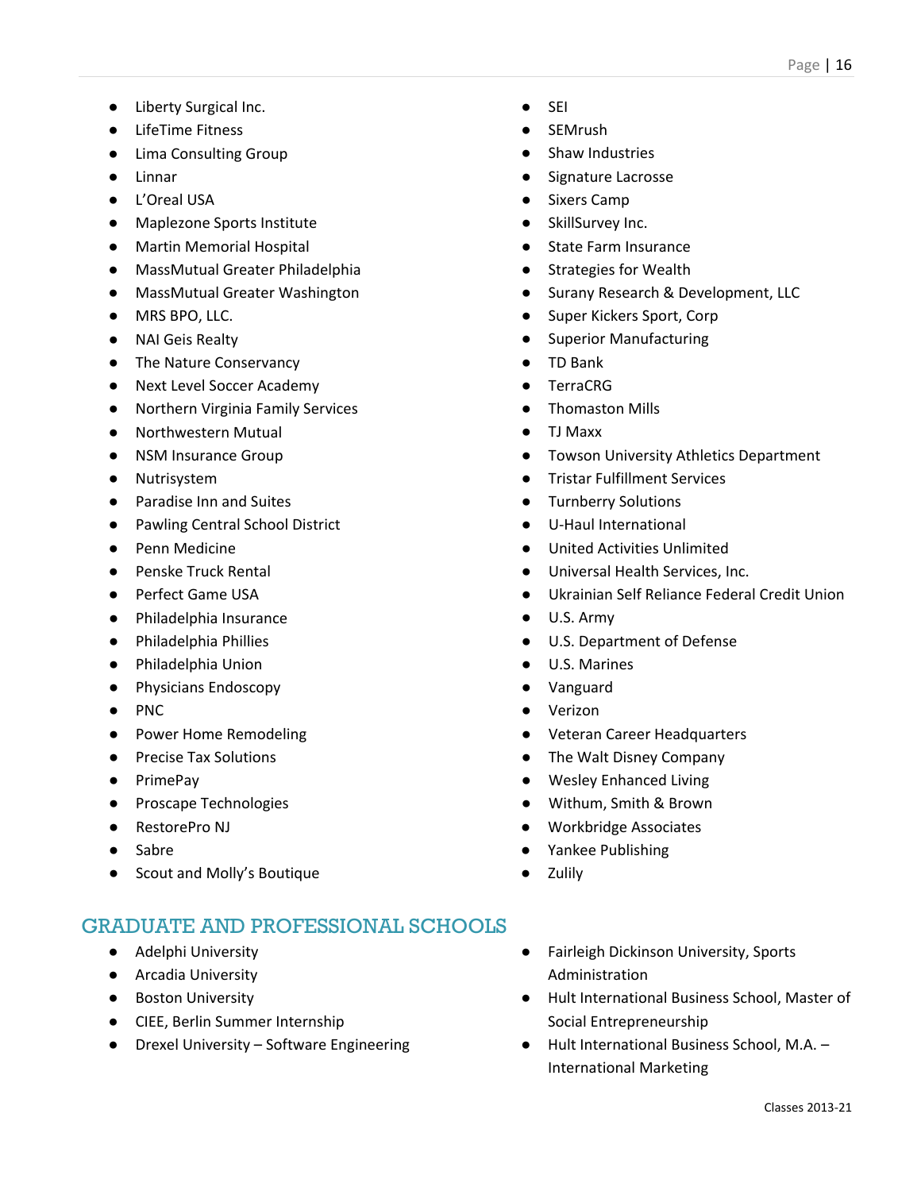- Liberty Surgical Inc.
- LifeTime Fitness
- Lima Consulting Group
- Linnar
- L'Oreal USA
- Maplezone Sports Institute
- Martin Memorial Hospital
- MassMutual Greater Philadelphia
- MassMutual Greater Washington
- MRS BPO, LLC.
- NAI Geis Realty
- The Nature Conservancy
- Next Level Soccer Academy
- Northern Virginia Family Services
- Northwestern Mutual
- NSM Insurance Group
- Nutrisystem
- Paradise Inn and Suites
- Pawling Central School District
- Penn Medicine
- Penske Truck Rental
- Perfect Game USA
- Philadelphia Insurance
- Philadelphia Phillies
- Philadelphia Union
- Physicians Endoscopy
- PNC
- Power Home Remodeling
- Precise Tax Solutions
- PrimePay
- Proscape Technologies
- RestorePro NJ
- Sabre
- Scout and Molly's Boutique
- SEI
- SEMrush
- Shaw Industries
- Signature Lacrosse
- Sixers Camp
- SkillSurvey Inc.
- State Farm Insurance
- Strategies for Wealth
- Surany Research & Development, LLC
- Super Kickers Sport, Corp
- Superior Manufacturing
- TD Bank
- TerraCRG
- Thomaston Mills
- TJ Maxx
- Towson University Athletics Department
- Tristar Fulfillment Services
- Turnberry Solutions
- U-Haul International
- United Activities Unlimited
- Universal Health Services, Inc.
- Ukrainian Self Reliance Federal Credit Union
- U.S. Army
- U.S. Department of Defense
- U.S. Marines
- Vanguard
- Verizon
- Veteran Career Headquarters
- The Walt Disney Company
- Wesley Enhanced Living
- Withum, Smith & Brown
- Workbridge Associates
- Yankee Publishing
- Zulily

## GRADUATE AND PROFESSIONAL SCHOOLS

- Adelphi University
- Arcadia University
- Boston University
- CIEE, Berlin Summer Internship
- Drexel University – Software Engineering
- Fairleigh Dickinson University, Sports Administration
- Hult International Business School, Master of Social Entrepreneurship
- Hult International Business School, M.A. – International Marketing

Classes 2013-21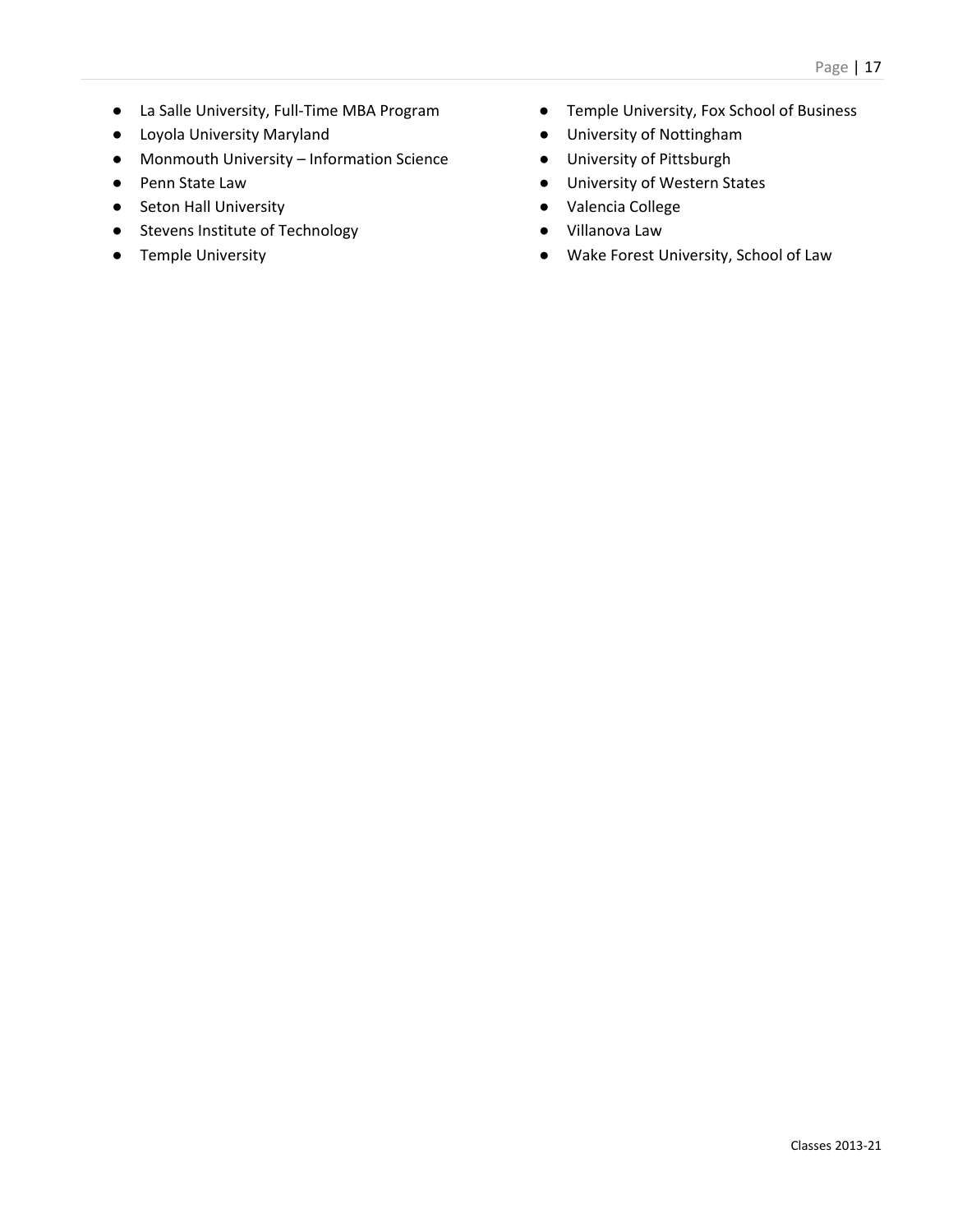- La Salle University, Full-Time MBA Program
- Loyola University Maryland
- Monmouth University – Information Science
- Penn State Law
- Seton Hall University
- Stevens Institute of Technology
- Temple University
- Temple University, Fox School of Business
- University of Nottingham
- University of Pittsburgh
- University of Western States
- Valencia College
- Villanova Law
- Wake Forest University, School of Law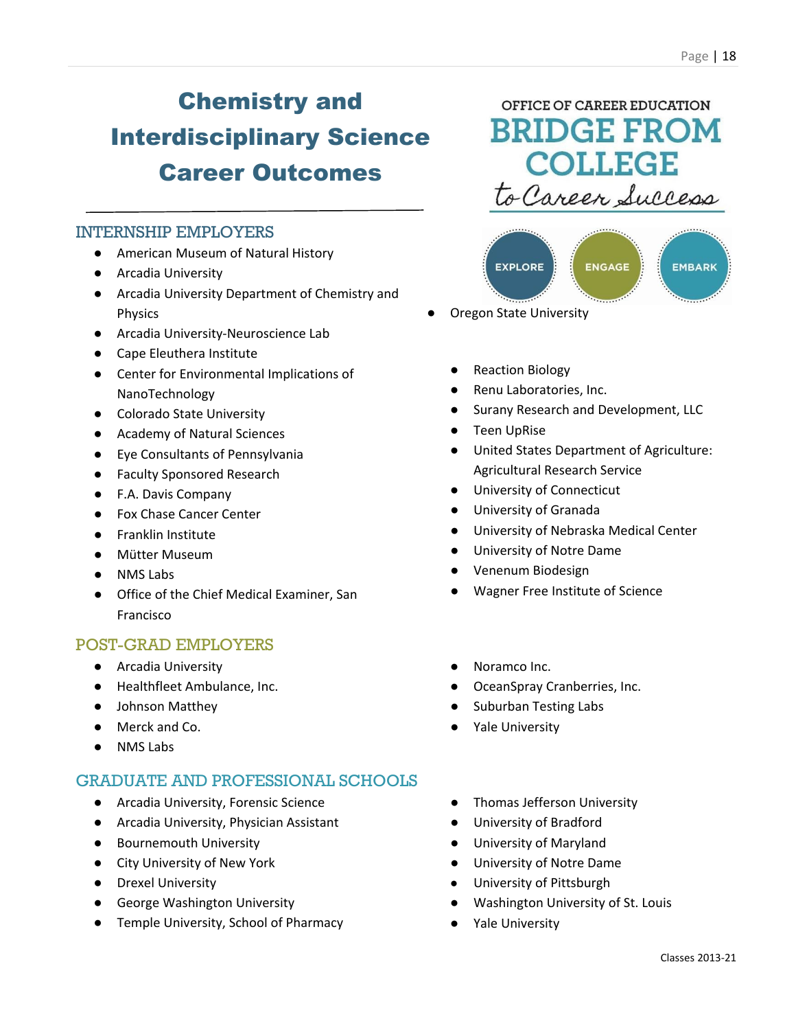# Chemistry and Interdisciplinary Science Career Outcomes

OFFICE OF CAREER EDUCATION
BRIDGE FROM COLLEGE *to Career Success*

EXPLORE ENGAGE EMBARK

## INTERNSHIP EMPLOYERS

- American Museum of Natural History
- Arcadia University
- Arcadia University Department of Chemistry and Physics
- Arcadia University-Neuroscience Lab
- Cape Eleuthera Institute
- Center for Environmental Implications of NanoTechnology
- Colorado State University
- Academy of Natural Sciences
- Eye Consultants of Pennsylvania
- Faculty Sponsored Research
- F.A. Davis Company
- Fox Chase Cancer Center
- Franklin Institute
- Mütter Museum
- NMS Labs
- Office of the Chief Medical Examiner, San Francisco
- Oregon State University
- Reaction Biology
- Renu Laboratories, Inc.
- Surany Research and Development, LLC
- Teen UpRise
- United States Department of Agriculture: Agricultural Research Service
- University of Connecticut
- University of Granada
- University of Nebraska Medical Center
- University of Notre Dame
- Venenum Biodesign
- Wagner Free Institute of Science

## POST-GRAD EMPLOYERS

- Arcadia University
- Healthfleet Ambulance, Inc.
- Johnson Matthey
- Merck and Co.
- NMS Labs
- Noramco Inc.
- OceanSpray Cranberries, Inc.
- Suburban Testing Labs
- Yale University

## GRADUATE AND PROFESSIONAL SCHOOLS

- Arcadia University, Forensic Science
- Arcadia University, Physician Assistant
- Bournemouth University
- City University of New York
- Drexel University
- George Washington University
- Temple University, School of Pharmacy
- Thomas Jefferson University
- University of Bradford
- University of Maryland
- University of Notre Dame
- University of Pittsburgh
- Washington University of St. Louis
- Yale University

Classes 2013-21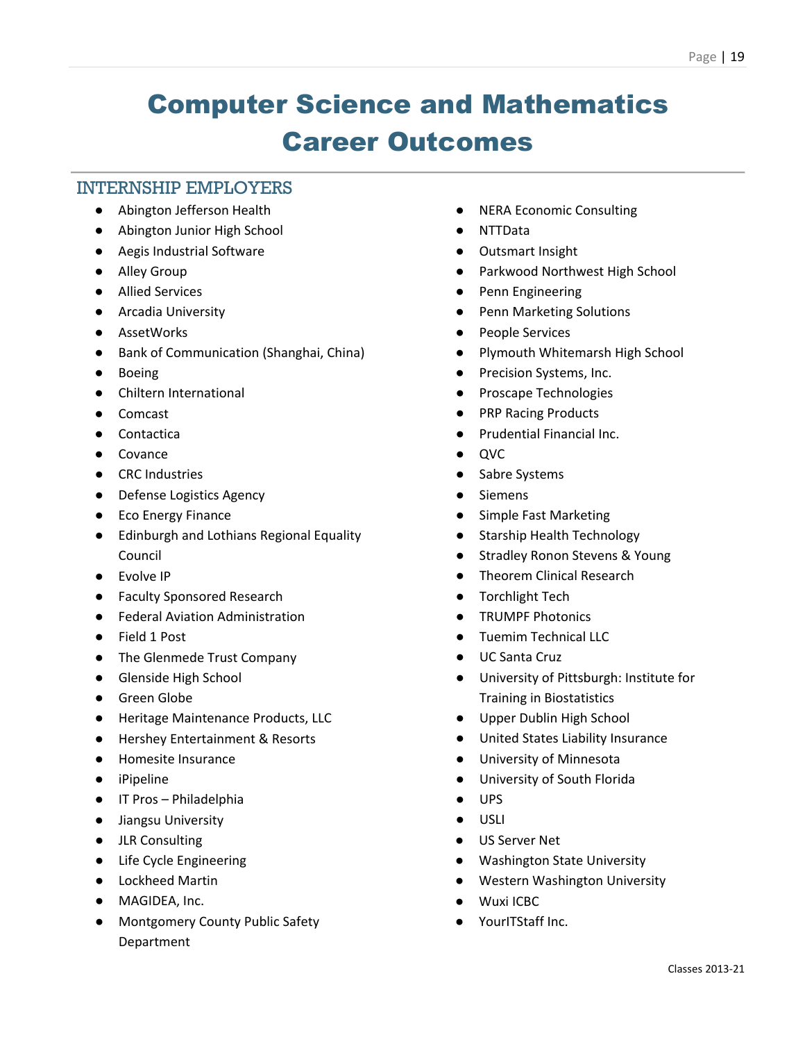# Computer Science and Mathematics Career Outcomes

## INTERNSHIP EMPLOYERS

- Abington Jefferson Health
- Abington Junior High School
- Aegis Industrial Software
- Alley Group
- Allied Services
- Arcadia University
- AssetWorks
- Bank of Communication (Shanghai, China)
- Boeing
- Chiltern International
- Comcast
- Contactica
- Covance
- CRC Industries
- Defense Logistics Agency
- Eco Energy Finance
- Edinburgh and Lothians Regional Equality Council
- Evolve IP
- Faculty Sponsored Research
- Federal Aviation Administration
- Field 1 Post
- The Glenmede Trust Company
- Glenside High School
- Green Globe
- Heritage Maintenance Products, LLC
- Hershey Entertainment & Resorts
- Homesite Insurance
- iPipeline
- IT Pros – Philadelphia
- Jiangsu University
- JLR Consulting
- Life Cycle Engineering
- Lockheed Martin
- MAGIDEA, Inc.
- Montgomery County Public Safety Department
- NERA Economic Consulting
- NTTData
- Outsmart Insight
- Parkwood Northwest High School
- Penn Engineering
- Penn Marketing Solutions
- People Services
- Plymouth Whitemarsh High School
- Precision Systems, Inc.
- Proscape Technologies
- PRP Racing Products
- Prudential Financial Inc.
- QVC
- Sabre Systems
- Siemens
- Simple Fast Marketing
- Starship Health Technology
- Stradley Ronon Stevens & Young
- Theorem Clinical Research
- Torchlight Tech
- TRUMPF Photonics
- Tuemim Technical LLC
- UC Santa Cruz
- University of Pittsburgh: Institute for Training in Biostatistics
- Upper Dublin High School
- United States Liability Insurance
- University of Minnesota
- University of South Florida
- UPS
- USLI
- US Server Net
- Washington State University
- Western Washington University
- Wuxi ICBC
- YourITStaff Inc.

Classes 2013-21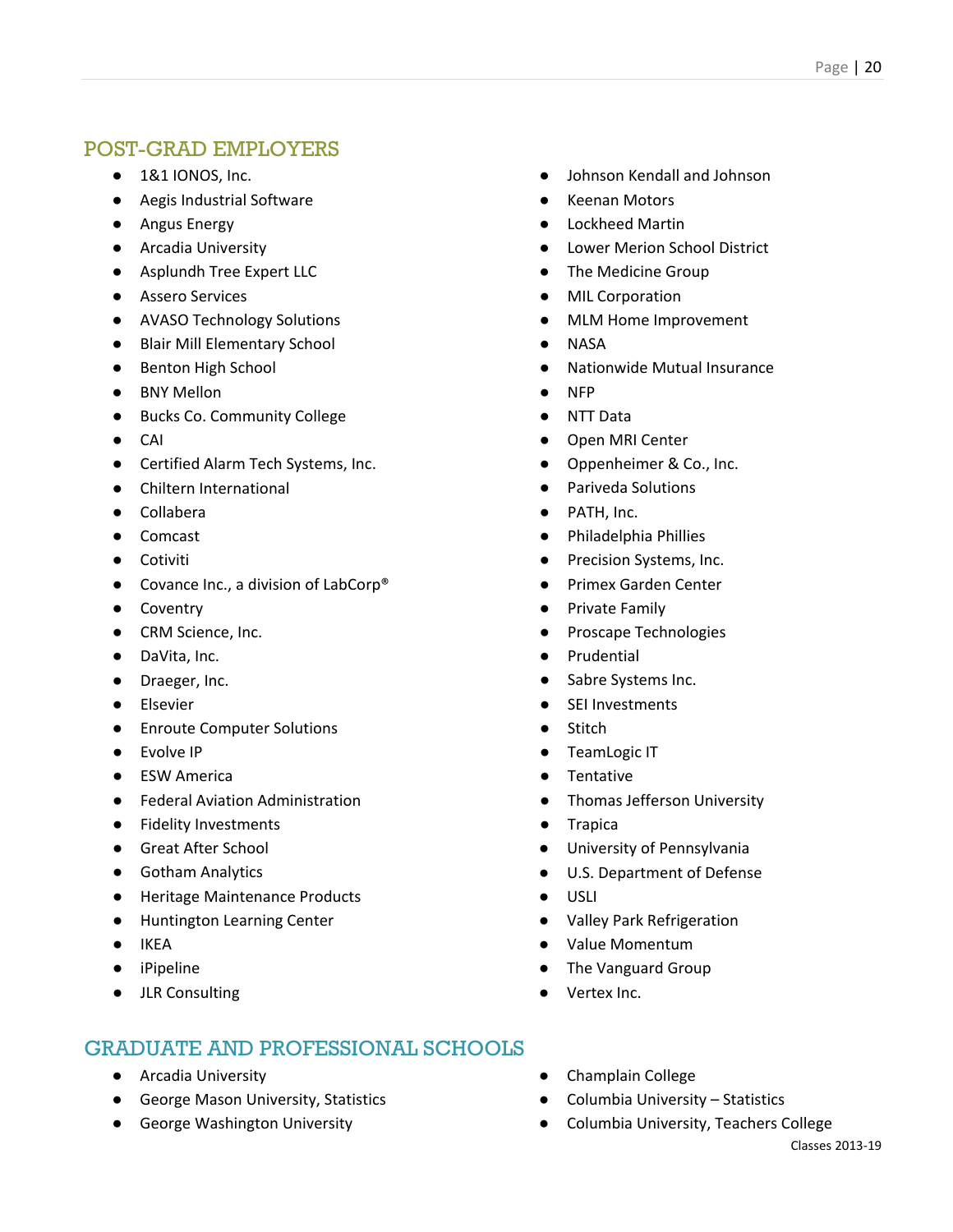## POST-GRAD EMPLOYERS

- 1&1 IONOS, Inc.
- Aegis Industrial Software
- Angus Energy
- Arcadia University
- Asplundh Tree Expert LLC
- Assero Services
- AVASO Technology Solutions
- Blair Mill Elementary School
- Benton High School
- BNY Mellon
- Bucks Co. Community College
- CAI
- Certified Alarm Tech Systems, Inc.
- Chiltern International
- Collabera
- Comcast
- Cotiviti
- Covance Inc., a division of LabCorp®
- Coventry
- CRM Science, Inc.
- DaVita, Inc.
- Draeger, Inc.
- Elsevier
- Enroute Computer Solutions
- Evolve IP
- ESW America
- Federal Aviation Administration
- Fidelity Investments
- Great After School
- Gotham Analytics
- Heritage Maintenance Products
- Huntington Learning Center
- IKEA
- iPipeline
- JLR Consulting
- Johnson Kendall and Johnson
- Keenan Motors
- Lockheed Martin
- Lower Merion School District
- The Medicine Group
- MIL Corporation
- MLM Home Improvement
- NASA
- Nationwide Mutual Insurance
- NFP
- NTT Data
- Open MRI Center
- Oppenheimer & Co., Inc.
- Pariveda Solutions
- PATH, Inc.
- Philadelphia Phillies
- Precision Systems, Inc.
- Primex Garden Center
- Private Family
- Proscape Technologies
- Prudential
- Sabre Systems Inc.
- SEI Investments
- Stitch
- TeamLogic IT
- Tentative
- Thomas Jefferson University
- Trapica
- University of Pennsylvania
- U.S. Department of Defense
- USLI
- Valley Park Refrigeration
- Value Momentum
- The Vanguard Group
- Vertex Inc.

## GRADUATE AND PROFESSIONAL SCHOOLS

- Arcadia University
- George Mason University, Statistics
- George Washington University
- Champlain College
- Columbia University – Statistics
- Columbia University, Teachers College

Classes 2013-19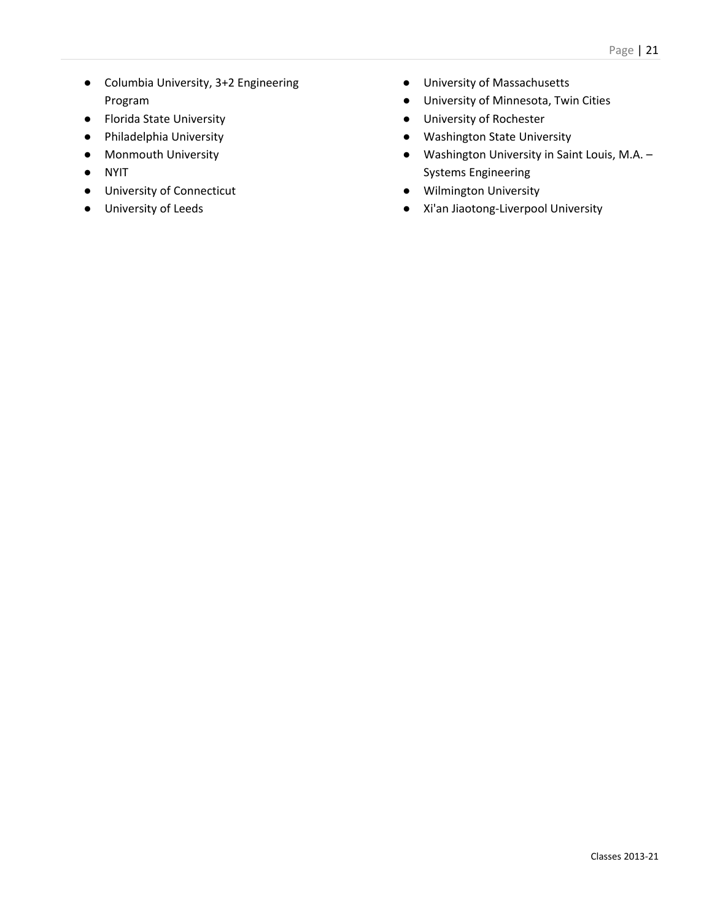- Columbia University, 3+2 Engineering Program
- Florida State University
- Philadelphia University
- Monmouth University
- NYIT
- University of Connecticut
- University of Leeds
- University of Massachusetts
- University of Minnesota, Twin Cities
- University of Rochester
- Washington State University
- Washington University in Saint Louis, M.A. – Systems Engineering
- Wilmington University
- Xi'an Jiaotong-Liverpool University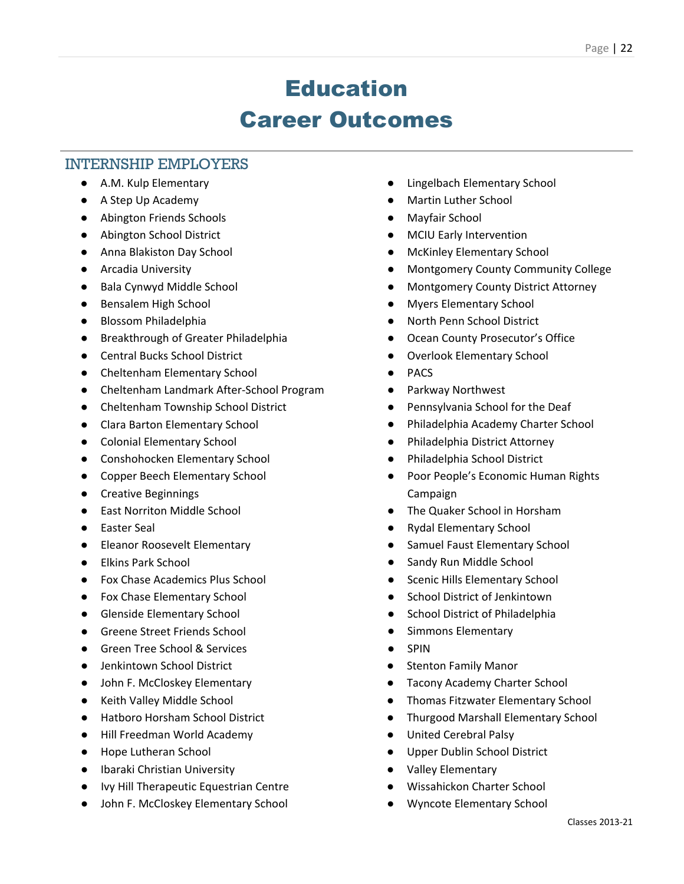# Education
# Career Outcomes

## INTERNSHIP EMPLOYERS

- A.M. Kulp Elementary
- A Step Up Academy
- Abington Friends Schools
- Abington School District
- Anna Blakiston Day School
- Arcadia University
- Bala Cynwyd Middle School
- Bensalem High School
- Blossom Philadelphia
- Breakthrough of Greater Philadelphia
- Central Bucks School District
- Cheltenham Elementary School
- Cheltenham Landmark After-School Program
- Cheltenham Township School District
- Clara Barton Elementary School
- Colonial Elementary School
- Conshohocken Elementary School
- Copper Beech Elementary School
- Creative Beginnings
- East Norriton Middle School
- Easter Seal
- Eleanor Roosevelt Elementary
- Elkins Park School
- Fox Chase Academics Plus School
- Fox Chase Elementary School
- Glenside Elementary School
- Greene Street Friends School
- Green Tree School & Services
- Jenkintown School District
- John F. McCloskey Elementary
- Keith Valley Middle School
- Hatboro Horsham School District
- Hill Freedman World Academy
- Hope Lutheran School
- Ibaraki Christian University
- Ivy Hill Therapeutic Equestrian Centre
- John F. McCloskey Elementary School
- Lingelbach Elementary School
- Martin Luther School
- Mayfair School
- MCIU Early Intervention
- McKinley Elementary School
- Montgomery County Community College
- Montgomery County District Attorney
- Myers Elementary School
- North Penn School District
- Ocean County Prosecutor's Office
- Overlook Elementary School
- PACS
- Parkway Northwest
- Pennsylvania School for the Deaf
- Philadelphia Academy Charter School
- Philadelphia District Attorney
- Philadelphia School District
- Poor People's Economic Human Rights Campaign
- The Quaker School in Horsham
- Rydal Elementary School
- Samuel Faust Elementary School
- Sandy Run Middle School
- Scenic Hills Elementary School
- School District of Jenkintown
- School District of Philadelphia
- Simmons Elementary
- SPIN
- Stenton Family Manor
- Tacony Academy Charter School
- Thomas Fitzwater Elementary School
- Thurgood Marshall Elementary School
- United Cerebral Palsy
- Upper Dublin School District
- Valley Elementary
- Wissahickon Charter School
- Wyncote Elementary School

Classes 2013-21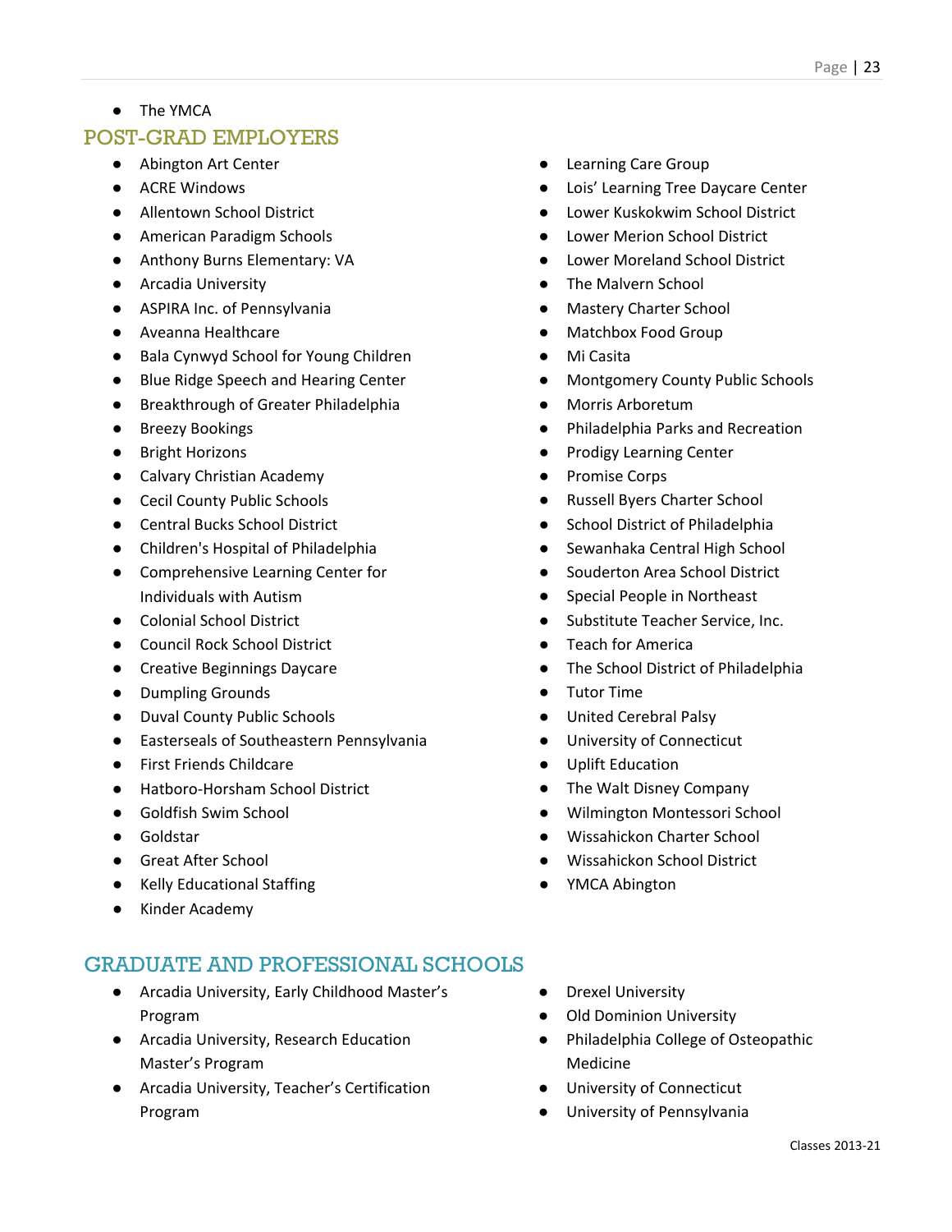- The YMCA

## POST-GRAD EMPLOYERS

- Abington Art Center
- ACRE Windows
- Allentown School District
- American Paradigm Schools
- Anthony Burns Elementary: VA
- Arcadia University
- ASPIRA Inc. of Pennsylvania
- Aveanna Healthcare
- Bala Cynwyd School for Young Children
- Blue Ridge Speech and Hearing Center
- Breakthrough of Greater Philadelphia
- Breezy Bookings
- Bright Horizons
- Calvary Christian Academy
- Cecil County Public Schools
- Central Bucks School District
- Children's Hospital of Philadelphia
- Comprehensive Learning Center for Individuals with Autism
- Colonial School District
- Council Rock School District
- Creative Beginnings Daycare
- Dumpling Grounds
- Duval County Public Schools
- Easterseals of Southeastern Pennsylvania
- First Friends Childcare
- Hatboro-Horsham School District
- Goldfish Swim School
- Goldstar
- Great After School
- Kelly Educational Staffing
- Kinder Academy
- Learning Care Group
- Lois' Learning Tree Daycare Center
- Lower Kuskokwim School District
- Lower Merion School District
- Lower Moreland School District
- The Malvern School
- Mastery Charter School
- Matchbox Food Group
- Mi Casita
- Montgomery County Public Schools
- Morris Arboretum
- Philadelphia Parks and Recreation
- Prodigy Learning Center
- Promise Corps
- Russell Byers Charter School
- School District of Philadelphia
- Sewanhaka Central High School
- Souderton Area School District
- Special People in Northeast
- Substitute Teacher Service, Inc.
- Teach for America
- The School District of Philadelphia
- Tutor Time
- United Cerebral Palsy
- University of Connecticut
- Uplift Education
- The Walt Disney Company
- Wilmington Montessori School
- Wissahickon Charter School
- Wissahickon School District
- YMCA Abington

## GRADUATE AND PROFESSIONAL SCHOOLS

- Arcadia University, Early Childhood Master's Program
- Arcadia University, Research Education Master's Program
- Arcadia University, Teacher's Certification Program
- Drexel University
- Old Dominion University
- Philadelphia College of Osteopathic Medicine
- University of Connecticut
- University of Pennsylvania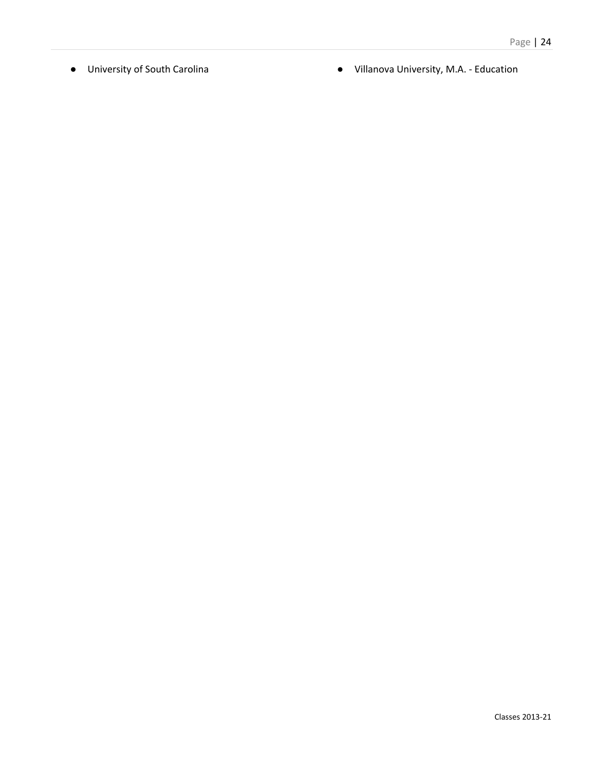- University of South Carolina
- Villanova University, M.A. - Education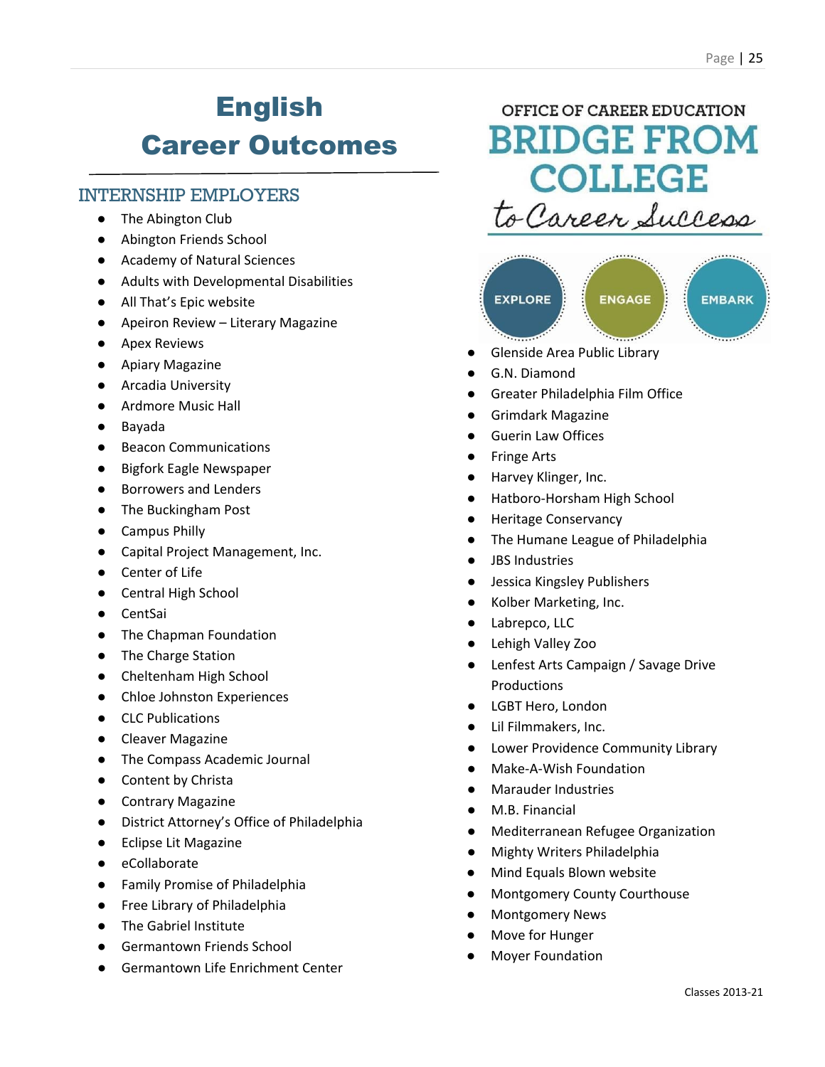# English Career Outcomes

OFFICE OF CAREER EDUCATION

BRIDGE FROM COLLEGE to Career Success

EXPLORE ENGAGE EMBARK

## INTERNSHIP EMPLOYERS

- The Abington Club
- Abington Friends School
- Academy of Natural Sciences
- Adults with Developmental Disabilities
- All That's Epic website
- Apeiron Review – Literary Magazine
- Apex Reviews
- Apiary Magazine
- Arcadia University
- Ardmore Music Hall
- Bayada
- Beacon Communications
- Bigfork Eagle Newspaper
- Borrowers and Lenders
- The Buckingham Post
- Campus Philly
- Capital Project Management, Inc.
- Center of Life
- Central High School
- CentSai
- The Chapman Foundation
- The Charge Station
- Cheltenham High School
- Chloe Johnston Experiences
- CLC Publications
- Cleaver Magazine
- The Compass Academic Journal
- Content by Christa
- Contrary Magazine
- District Attorney's Office of Philadelphia
- Eclipse Lit Magazine
- eCollaborate
- Family Promise of Philadelphia
- Free Library of Philadelphia
- The Gabriel Institute
- Germantown Friends School
- Germantown Life Enrichment Center
- Glenside Area Public Library
- G.N. Diamond
- Greater Philadelphia Film Office
- Grimdark Magazine
- Guerin Law Offices
- Fringe Arts
- Harvey Klinger, Inc.
- Hatboro-Horsham High School
- Heritage Conservancy
- The Humane League of Philadelphia
- JBS Industries
- Jessica Kingsley Publishers
- Kolber Marketing, Inc.
- Labrepco, LLC
- Lehigh Valley Zoo
- Lenfest Arts Campaign / Savage Drive Productions
- LGBT Hero, London
- Lil Filmmakers, Inc.
- Lower Providence Community Library
- Make-A-Wish Foundation
- Marauder Industries
- M.B. Financial
- Mediterranean Refugee Organization
- Mighty Writers Philadelphia
- Mind Equals Blown website
- Montgomery County Courthouse
- Montgomery News
- Move for Hunger
- Moyer Foundation

Classes 2013-21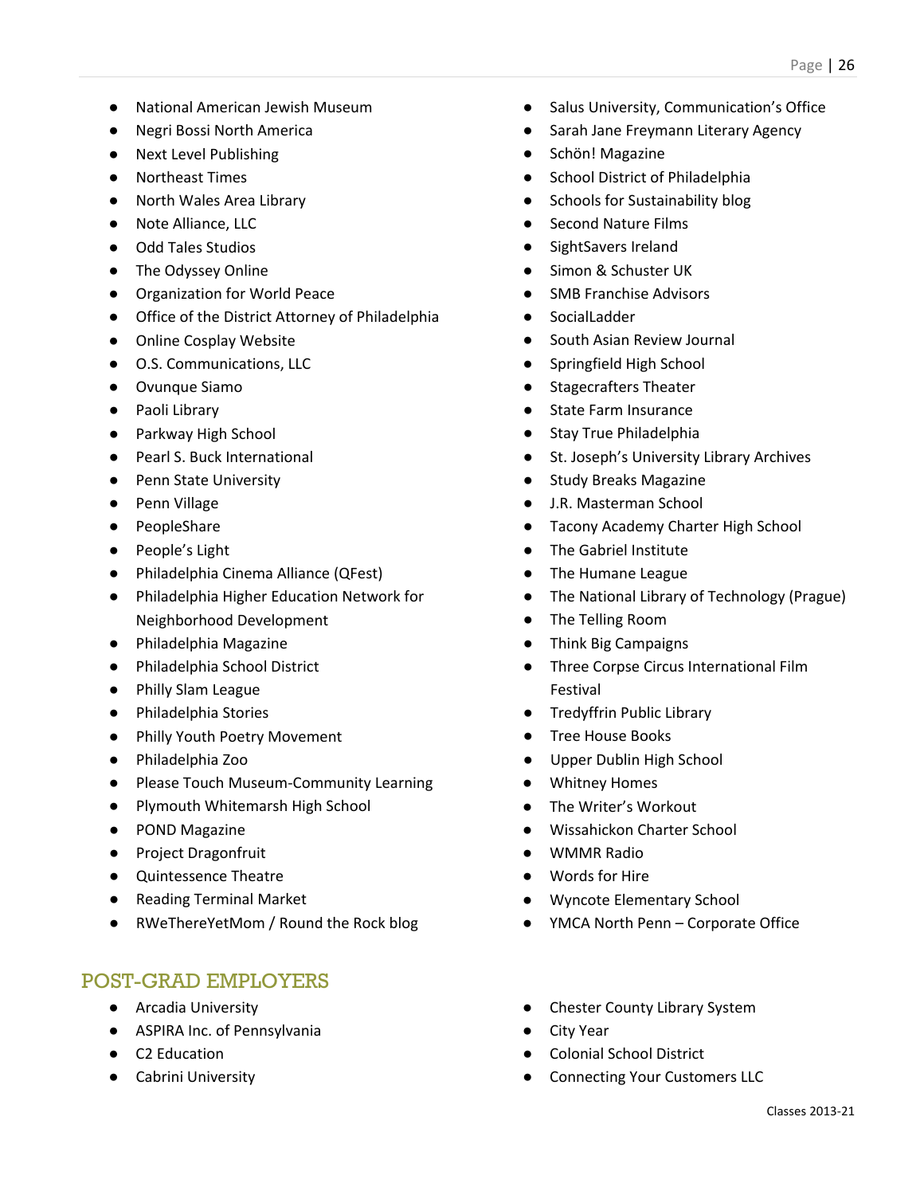- National American Jewish Museum
- Negri Bossi North America
- Next Level Publishing
- Northeast Times
- North Wales Area Library
- Note Alliance, LLC
- Odd Tales Studios
- The Odyssey Online
- Organization for World Peace
- Office of the District Attorney of Philadelphia
- Online Cosplay Website
- O.S. Communications, LLC
- Ovunque Siamo
- Paoli Library
- Parkway High School
- Pearl S. Buck International
- Penn State University
- Penn Village
- PeopleShare
- People's Light
- Philadelphia Cinema Alliance (QFest)
- Philadelphia Higher Education Network for Neighborhood Development
- Philadelphia Magazine
- Philadelphia School District
- Philly Slam League
- Philadelphia Stories
- Philly Youth Poetry Movement
- Philadelphia Zoo
- Please Touch Museum-Community Learning
- Plymouth Whitemarsh High School
- POND Magazine
- Project Dragonfruit
- Quintessence Theatre
- Reading Terminal Market
- RWeThereYetMom / Round the Rock blog
- Salus University, Communication's Office
- Sarah Jane Freymann Literary Agency
- Schön! Magazine
- School District of Philadelphia
- Schools for Sustainability blog
- Second Nature Films
- SightSavers Ireland
- Simon & Schuster UK
- SMB Franchise Advisors
- SocialLadder
- South Asian Review Journal
- Springfield High School
- Stagecrafters Theater
- State Farm Insurance
- Stay True Philadelphia
- St. Joseph's University Library Archives
- Study Breaks Magazine
- J.R. Masterman School
- Tacony Academy Charter High School
- The Gabriel Institute
- The Humane League
- The National Library of Technology (Prague)
- The Telling Room
- Think Big Campaigns
- Three Corpse Circus International Film Festival
- Tredyffrin Public Library
- Tree House Books
- Upper Dublin High School
- Whitney Homes
- The Writer's Workout
- Wissahickon Charter School
- WMMR Radio
- Words for Hire
- Wyncote Elementary School
- YMCA North Penn – Corporate Office

## POST-GRAD EMPLOYERS

- Arcadia University
- ASPIRA Inc. of Pennsylvania
- C2 Education
- Cabrini University
- Chester County Library System
- City Year
- Colonial School District
- Connecting Your Customers LLC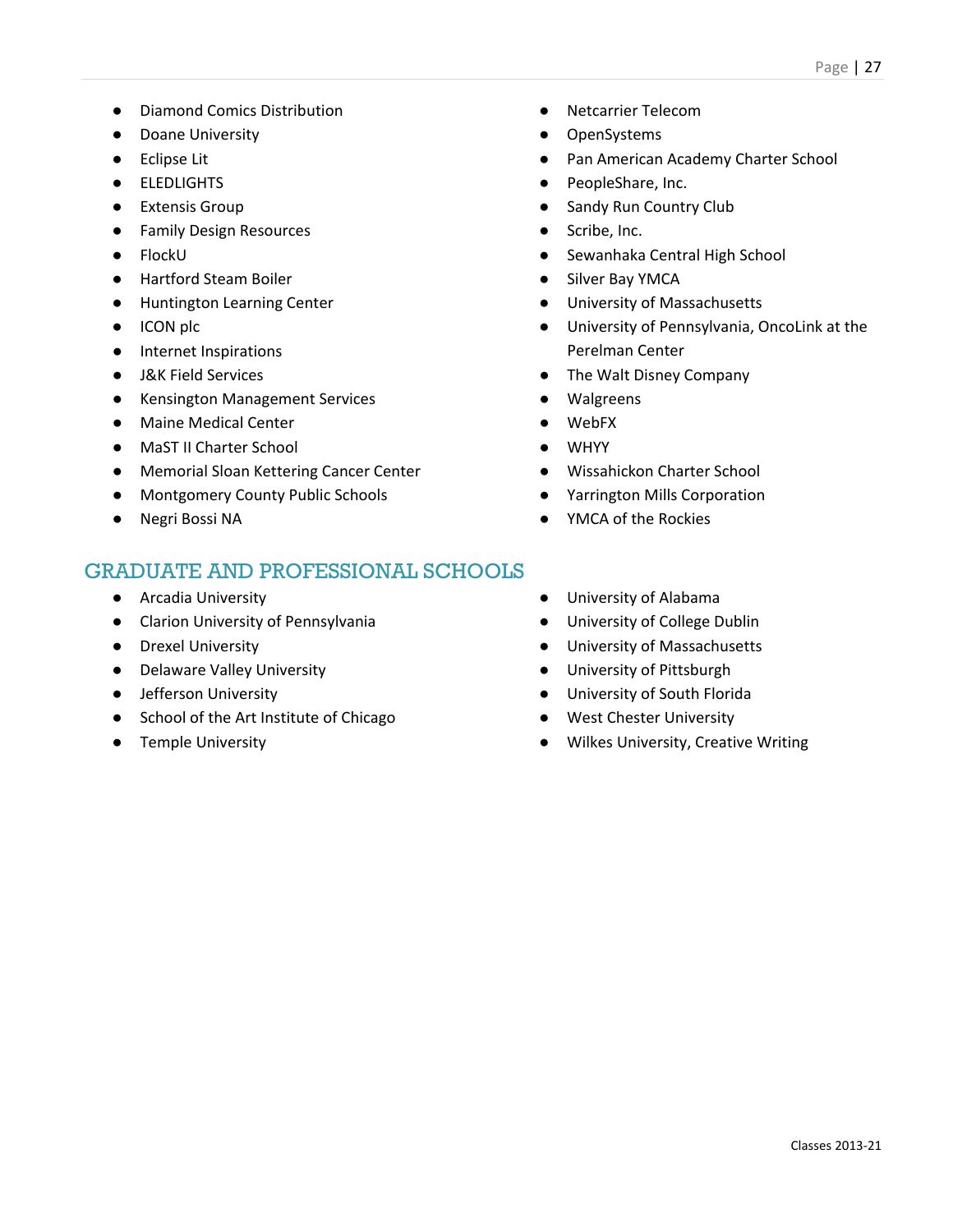- Diamond Comics Distribution
- Doane University
- Eclipse Lit
- ELEDLIGHTS
- Extensis Group
- Family Design Resources
- FlockU
- Hartford Steam Boiler
- Huntington Learning Center
- ICON plc
- Internet Inspirations
- J&K Field Services
- Kensington Management Services
- Maine Medical Center
- MaST II Charter School
- Memorial Sloan Kettering Cancer Center
- Montgomery County Public Schools
- Negri Bossi NA
- Netcarrier Telecom
- OpenSystems
- Pan American Academy Charter School
- PeopleShare, Inc.
- Sandy Run Country Club
- Scribe, Inc.
- Sewanhaka Central High School
- Silver Bay YMCA
- University of Massachusetts
- University of Pennsylvania, OncoLink at the Perelman Center
- The Walt Disney Company
- Walgreens
- WebFX
- WHYY
- Wissahickon Charter School
- Yarrington Mills Corporation
- YMCA of the Rockies

## GRADUATE AND PROFESSIONAL SCHOOLS

- Arcadia University
- Clarion University of Pennsylvania
- Drexel University
- Delaware Valley University
- Jefferson University
- School of the Art Institute of Chicago
- Temple University
- University of Alabama
- University of College Dublin
- University of Massachusetts
- University of Pittsburgh
- University of South Florida
- West Chester University
- Wilkes University, Creative Writing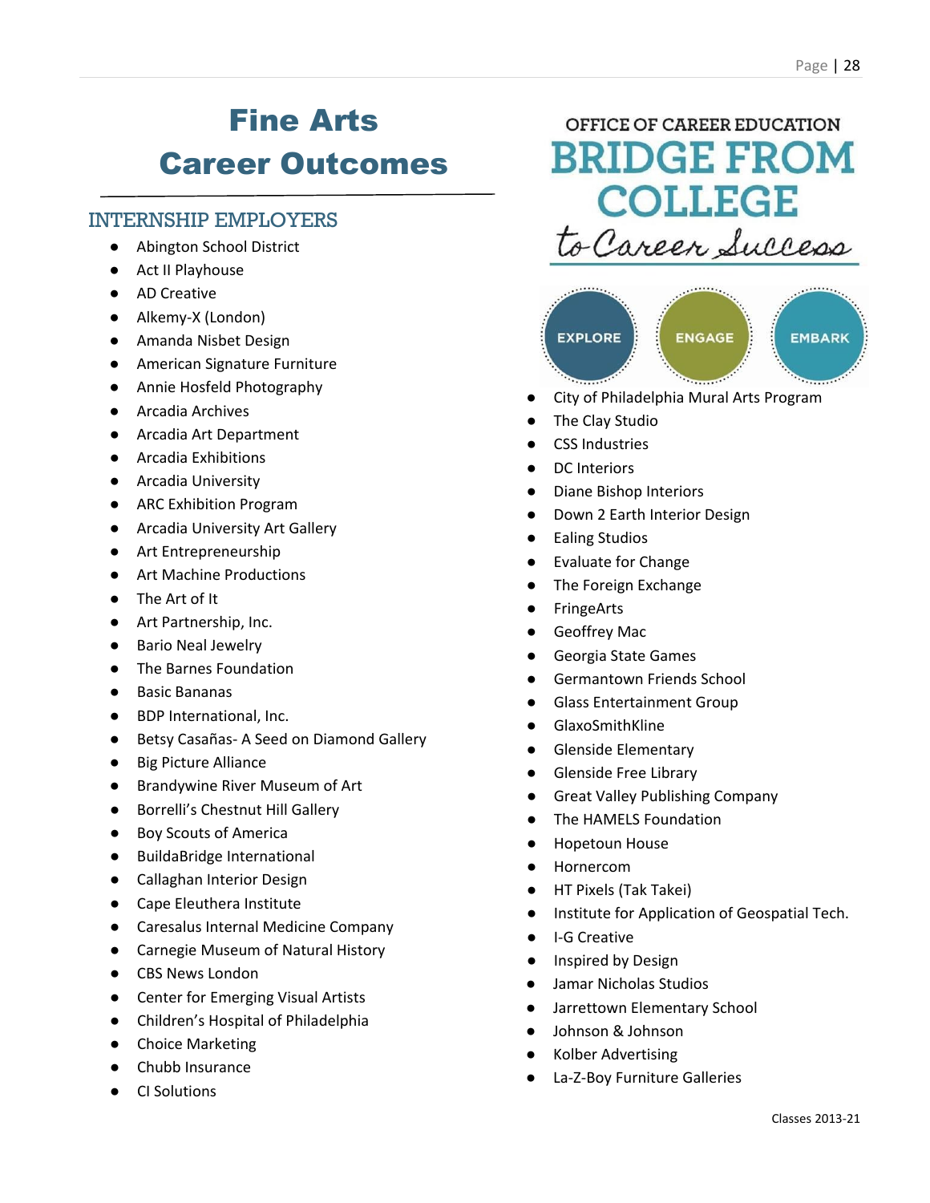# Fine Arts Career Outcomes

OFFICE OF CAREER EDUCATION
BRIDGE FROM COLLEGE
*to Career Success*

EXPLORE ENGAGE EMBARK

## INTERNSHIP EMPLOYERS

- Abington School District
- Act II Playhouse
- AD Creative
- Alkemy-X (London)
- Amanda Nisbet Design
- American Signature Furniture
- Annie Hosfeld Photography
- Arcadia Archives
- Arcadia Art Department
- Arcadia Exhibitions
- Arcadia University
- ARC Exhibition Program
- Arcadia University Art Gallery
- Art Entrepreneurship
- Art Machine Productions
- The Art of It
- Art Partnership, Inc.
- Bario Neal Jewelry
- The Barnes Foundation
- Basic Bananas
- BDP International, Inc.
- Betsy Casañas- A Seed on Diamond Gallery
- Big Picture Alliance
- Brandywine River Museum of Art
- Borrelli's Chestnut Hill Gallery
- Boy Scouts of America
- BuildaBridge International
- Callaghan Interior Design
- Cape Eleuthera Institute
- Caresalus Internal Medicine Company
- Carnegie Museum of Natural History
- CBS News London
- Center for Emerging Visual Artists
- Children's Hospital of Philadelphia
- Choice Marketing
- Chubb Insurance
- CI Solutions
- City of Philadelphia Mural Arts Program
- The Clay Studio
- CSS Industries
- DC Interiors
- Diane Bishop Interiors
- Down 2 Earth Interior Design
- Ealing Studios
- Evaluate for Change
- The Foreign Exchange
- FringeArts
- Geoffrey Mac
- Georgia State Games
- Germantown Friends School
- Glass Entertainment Group
- GlaxoSmithKline
- Glenside Elementary
- Glenside Free Library
- Great Valley Publishing Company
- The HAMELS Foundation
- Hopetoun House
- Hornercom
- HT Pixels (Tak Takei)
- Institute for Application of Geospatial Tech.
- I-G Creative
- Inspired by Design
- Jamar Nicholas Studios
- Jarrettown Elementary School
- Johnson & Johnson
- Kolber Advertising
- La-Z-Boy Furniture Galleries

Classes 2013-21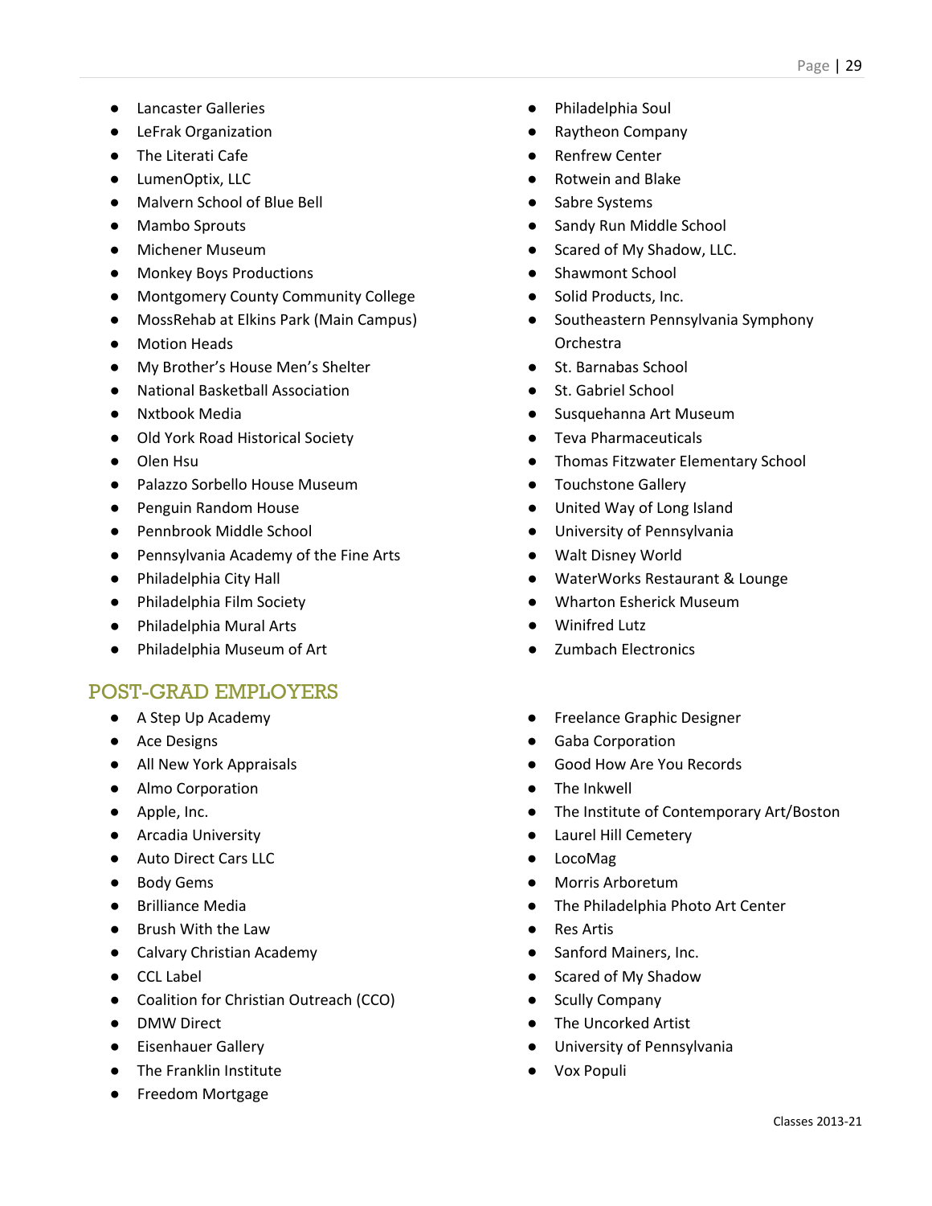- Lancaster Galleries
- LeFrak Organization
- The Literati Cafe
- LumenOptix, LLC
- Malvern School of Blue Bell
- Mambo Sprouts
- Michener Museum
- Monkey Boys Productions
- Montgomery County Community College
- MossRehab at Elkins Park (Main Campus)
- Motion Heads
- My Brother's House Men's Shelter
- National Basketball Association
- Nxtbook Media
- Old York Road Historical Society
- Olen Hsu
- Palazzo Sorbello House Museum
- Penguin Random House
- Pennbrook Middle School
- Pennsylvania Academy of the Fine Arts
- Philadelphia City Hall
- Philadelphia Film Society
- Philadelphia Mural Arts
- Philadelphia Museum of Art
- Philadelphia Soul
- Raytheon Company
- Renfrew Center
- Rotwein and Blake
- Sabre Systems
- Sandy Run Middle School
- Scared of My Shadow, LLC.
- Shawmont School
- Solid Products, Inc.
- Southeastern Pennsylvania Symphony Orchestra
- St. Barnabas School
- St. Gabriel School
- Susquehanna Art Museum
- Teva Pharmaceuticals
- Thomas Fitzwater Elementary School
- Touchstone Gallery
- United Way of Long Island
- University of Pennsylvania
- Walt Disney World
- WaterWorks Restaurant & Lounge
- Wharton Esherick Museum
- Winifred Lutz
- Zumbach Electronics

## POST-GRAD EMPLOYERS

- A Step Up Academy
- Ace Designs
- All New York Appraisals
- Almo Corporation
- Apple, Inc.
- Arcadia University
- Auto Direct Cars LLC
- Body Gems
- Brilliance Media
- Brush With the Law
- Calvary Christian Academy
- CCL Label
- Coalition for Christian Outreach (CCO)
- DMW Direct
- Eisenhauer Gallery
- The Franklin Institute
- Freedom Mortgage
- Freelance Graphic Designer
- Gaba Corporation
- Good How Are You Records
- The Inkwell
- The Institute of Contemporary Art/Boston
- Laurel Hill Cemetery
- LocoMag
- Morris Arboretum
- The Philadelphia Photo Art Center
- Res Artis
- Sanford Mainers, Inc.
- Scared of My Shadow
- Scully Company
- The Uncorked Artist
- University of Pennsylvania
- Vox Populi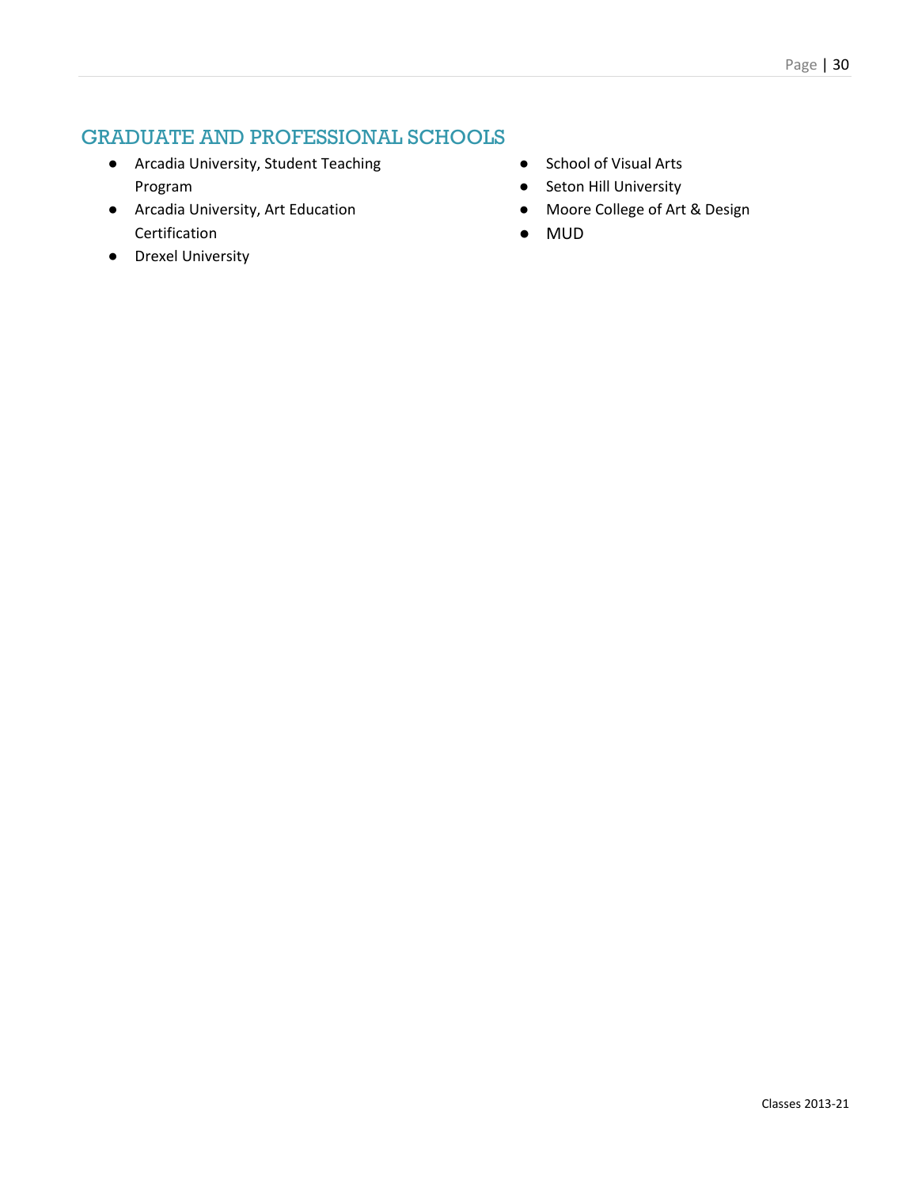## GRADUATE AND PROFESSIONAL SCHOOLS

- Arcadia University, Student Teaching Program
- Arcadia University, Art Education Certification
- Drexel University
- School of Visual Arts
- Seton Hill University
- Moore College of Art & Design
- MUD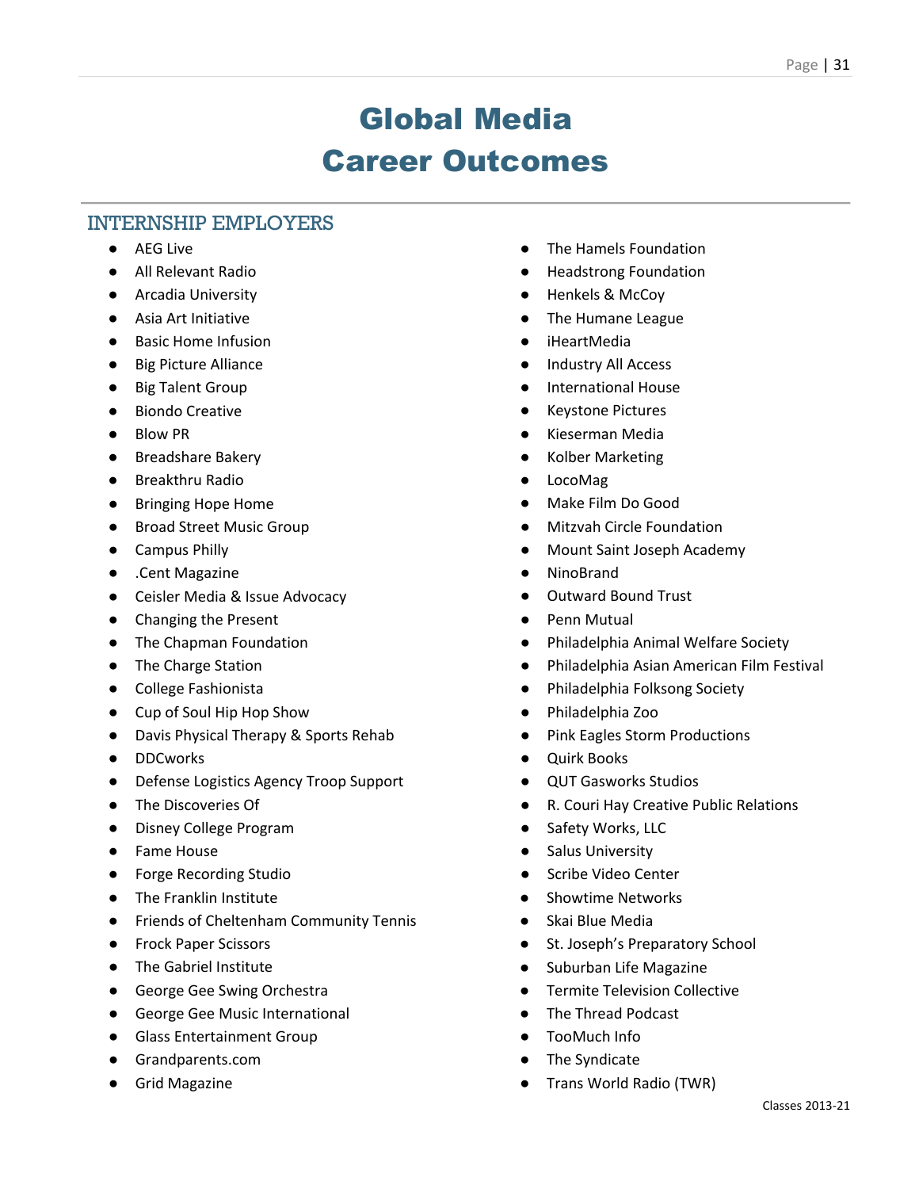# Global Media
# Career Outcomes

## INTERNSHIP EMPLOYERS

- AEG Live
- All Relevant Radio
- Arcadia University
- Asia Art Initiative
- Basic Home Infusion
- Big Picture Alliance
- Big Talent Group
- Biondo Creative
- Blow PR
- Breadshare Bakery
- Breakthru Radio
- Bringing Hope Home
- Broad Street Music Group
- Campus Philly
- .Cent Magazine
- Ceisler Media & Issue Advocacy
- Changing the Present
- The Chapman Foundation
- The Charge Station
- College Fashionista
- Cup of Soul Hip Hop Show
- Davis Physical Therapy & Sports Rehab
- DDCworks
- Defense Logistics Agency Troop Support
- The Discoveries Of
- Disney College Program
- Fame House
- Forge Recording Studio
- The Franklin Institute
- Friends of Cheltenham Community Tennis
- Frock Paper Scissors
- The Gabriel Institute
- George Gee Swing Orchestra
- George Gee Music International
- Glass Entertainment Group
- Grandparents.com
- Grid Magazine
- The Hamels Foundation
- Headstrong Foundation
- Henkels & McCoy
- The Humane League
- iHeartMedia
- Industry All Access
- International House
- Keystone Pictures
- Kieserman Media
- Kolber Marketing
- LocoMag
- Make Film Do Good
- Mitzvah Circle Foundation
- Mount Saint Joseph Academy
- NinoBrand
- Outward Bound Trust
- Penn Mutual
- Philadelphia Animal Welfare Society
- Philadelphia Asian American Film Festival
- Philadelphia Folksong Society
- Philadelphia Zoo
- Pink Eagles Storm Productions
- Quirk Books
- QUT Gasworks Studios
- R. Couri Hay Creative Public Relations
- Safety Works, LLC
- Salus University
- Scribe Video Center
- Showtime Networks
- Skai Blue Media
- St. Joseph's Preparatory School
- Suburban Life Magazine
- Termite Television Collective
- The Thread Podcast
- TooMuch Info
- The Syndicate
- Trans World Radio (TWR)

Classes 2013-21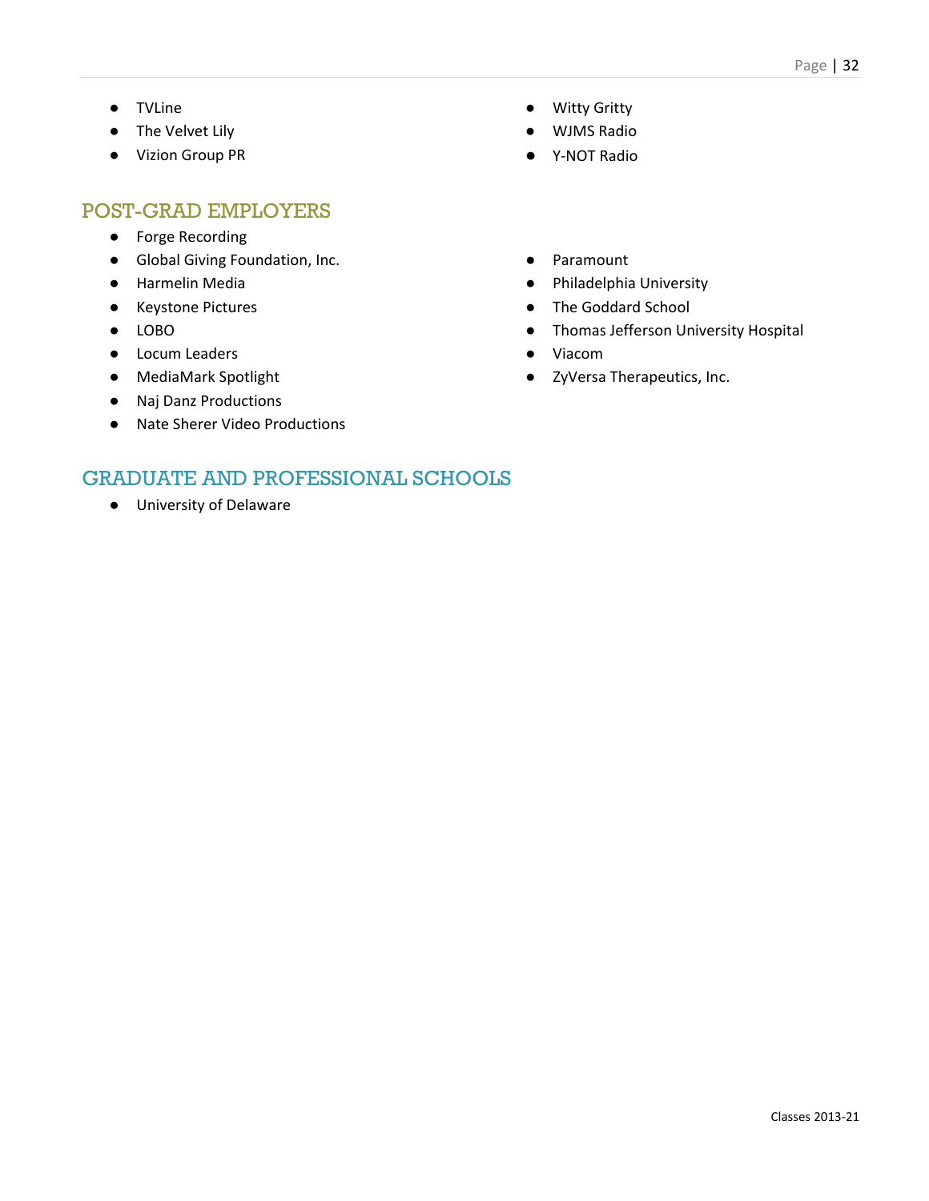- TVLine
- The Velvet Lily
- Vizion Group PR
- Witty Gritty
- WJMS Radio
- Y-NOT Radio

## POST-GRAD EMPLOYERS

- Forge Recording
- Global Giving Foundation, Inc.
- Harmelin Media
- Keystone Pictures
- LOBO
- Locum Leaders
- MediaMark Spotlight
- Naj Danz Productions
- Nate Sherer Video Productions
- Paramount
- Philadelphia University
- The Goddard School
- Thomas Jefferson University Hospital
- Viacom
- ZyVersa Therapeutics, Inc.

## GRADUATE AND PROFESSIONAL SCHOOLS

- University of Delaware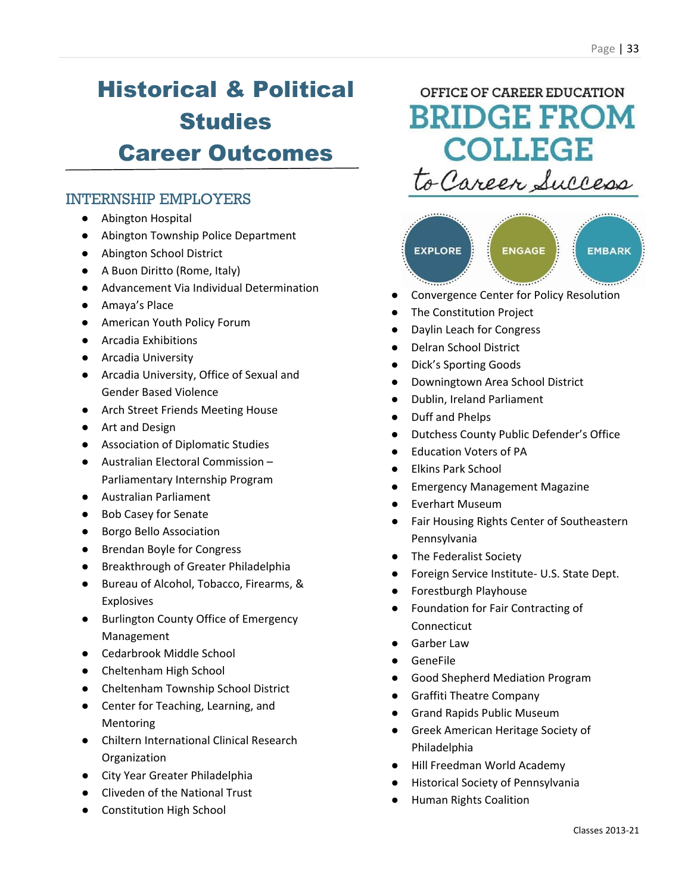# Historical & Political Studies Career Outcomes

OFFICE OF CAREER EDUCATION

BRIDGE FROM COLLEGE

to Career Success

EXPLORE ENGAGE EMBARK

## INTERNSHIP EMPLOYERS

- Abington Hospital
- Abington Township Police Department
- Abington School District
- A Buon Diritto (Rome, Italy)
- Advancement Via Individual Determination
- Amaya's Place
- American Youth Policy Forum
- Arcadia Exhibitions
- Arcadia University
- Arcadia University, Office of Sexual and Gender Based Violence
- Arch Street Friends Meeting House
- Art and Design
- Association of Diplomatic Studies
- Australian Electoral Commission – Parliamentary Internship Program
- Australian Parliament
- Bob Casey for Senate
- Borgo Bello Association
- Brendan Boyle for Congress
- Breakthrough of Greater Philadelphia
- Bureau of Alcohol, Tobacco, Firearms, & Explosives
- Burlington County Office of Emergency Management
- Cedarbrook Middle School
- Cheltenham High School
- Cheltenham Township School District
- Center for Teaching, Learning, and Mentoring
- Chiltern International Clinical Research Organization
- City Year Greater Philadelphia
- Cliveden of the National Trust
- Constitution High School
- Convergence Center for Policy Resolution
- The Constitution Project
- Daylin Leach for Congress
- Delran School District
- Dick's Sporting Goods
- Downingtown Area School District
- Dublin, Ireland Parliament
- Duff and Phelps
- Dutchess County Public Defender's Office
- Education Voters of PA
- Elkins Park School
- Emergency Management Magazine
- Everhart Museum
- Fair Housing Rights Center of Southeastern Pennsylvania
- The Federalist Society
- Foreign Service Institute- U.S. State Dept.
- Forestburgh Playhouse
- Foundation for Fair Contracting of Connecticut
- Garber Law
- GeneFile
- Good Shepherd Mediation Program
- Graffiti Theatre Company
- Grand Rapids Public Museum
- Greek American Heritage Society of Philadelphia
- Hill Freedman World Academy
- Historical Society of Pennsylvania
- Human Rights Coalition

Classes 2013-21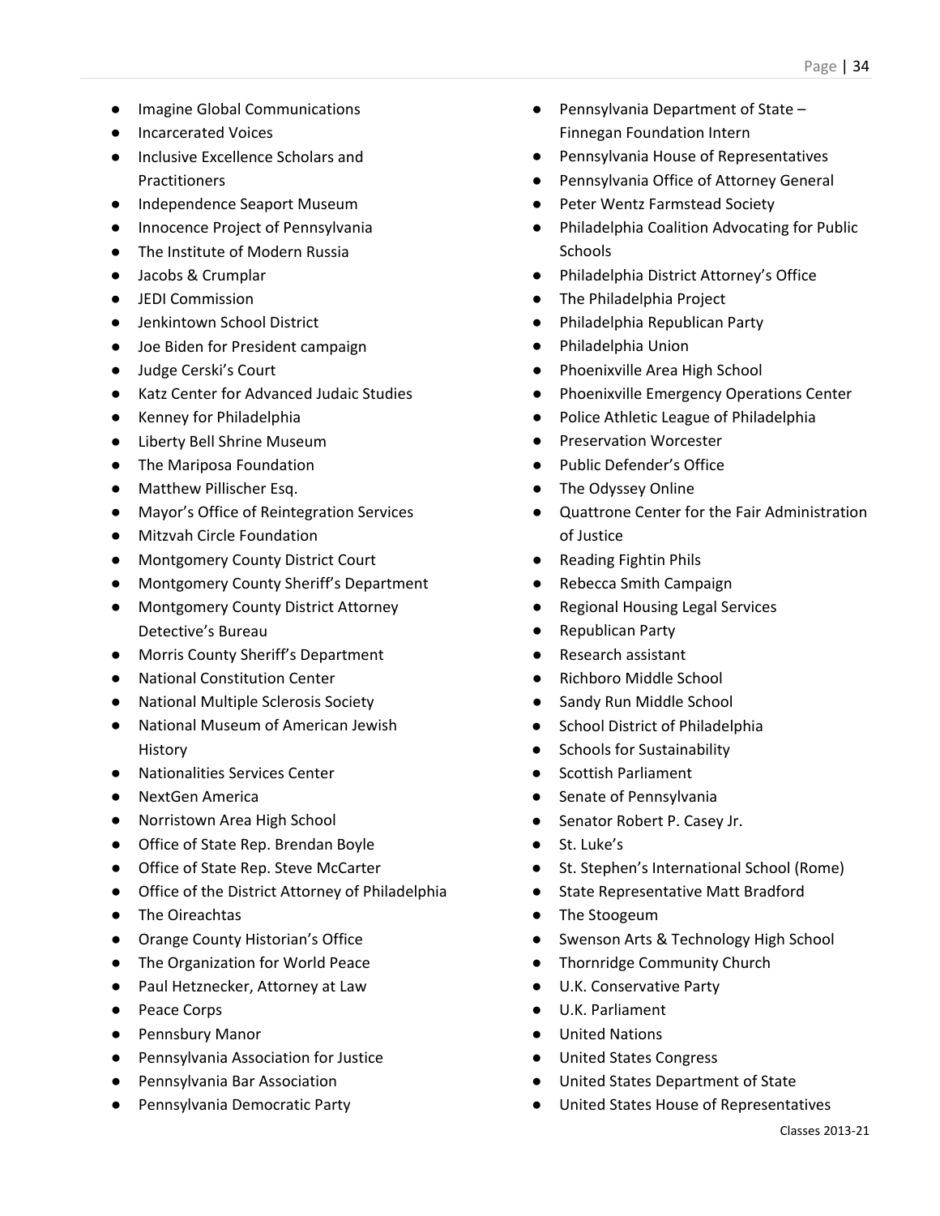- Imagine Global Communications
- Incarcerated Voices
- Inclusive Excellence Scholars and Practitioners
- Independence Seaport Museum
- Innocence Project of Pennsylvania
- The Institute of Modern Russia
- Jacobs & Crumplar
- JEDI Commission
- Jenkintown School District
- Joe Biden for President campaign
- Judge Cerski's Court
- Katz Center for Advanced Judaic Studies
- Kenney for Philadelphia
- Liberty Bell Shrine Museum
- The Mariposa Foundation
- Matthew Pillischer Esq.
- Mayor's Office of Reintegration Services
- Mitzvah Circle Foundation
- Montgomery County District Court
- Montgomery County Sheriff's Department
- Montgomery County District Attorney Detective's Bureau
- Morris County Sheriff's Department
- National Constitution Center
- National Multiple Sclerosis Society
- National Museum of American Jewish History
- Nationalities Services Center
- NextGen America
- Norristown Area High School
- Office of State Rep. Brendan Boyle
- Office of State Rep. Steve McCarter
- Office of the District Attorney of Philadelphia
- The Oireachtas
- Orange County Historian's Office
- The Organization for World Peace
- Paul Hetznecker, Attorney at Law
- Peace Corps
- Pennsbury Manor
- Pennsylvania Association for Justice
- Pennsylvania Bar Association
- Pennsylvania Democratic Party
- Pennsylvania Department of State – Finnegan Foundation Intern
- Pennsylvania House of Representatives
- Pennsylvania Office of Attorney General
- Peter Wentz Farmstead Society
- Philadelphia Coalition Advocating for Public Schools
- Philadelphia District Attorney's Office
- The Philadelphia Project
- Philadelphia Republican Party
- Philadelphia Union
- Phoenixville Area High School
- Phoenixville Emergency Operations Center
- Police Athletic League of Philadelphia
- Preservation Worcester
- Public Defender's Office
- The Odyssey Online
- Quattrone Center for the Fair Administration of Justice
- Reading Fightin Phils
- Rebecca Smith Campaign
- Regional Housing Legal Services
- Republican Party
- Research assistant
- Richboro Middle School
- Sandy Run Middle School
- School District of Philadelphia
- Schools for Sustainability
- Scottish Parliament
- Senate of Pennsylvania
- Senator Robert P. Casey Jr.
- St. Luke's
- St. Stephen's International School (Rome)
- State Representative Matt Bradford
- The Stoogeum
- Swenson Arts & Technology High School
- Thornridge Community Church
- U.K. Conservative Party
- U.K. Parliament
- United Nations
- United States Congress
- United States Department of State
- United States House of Representatives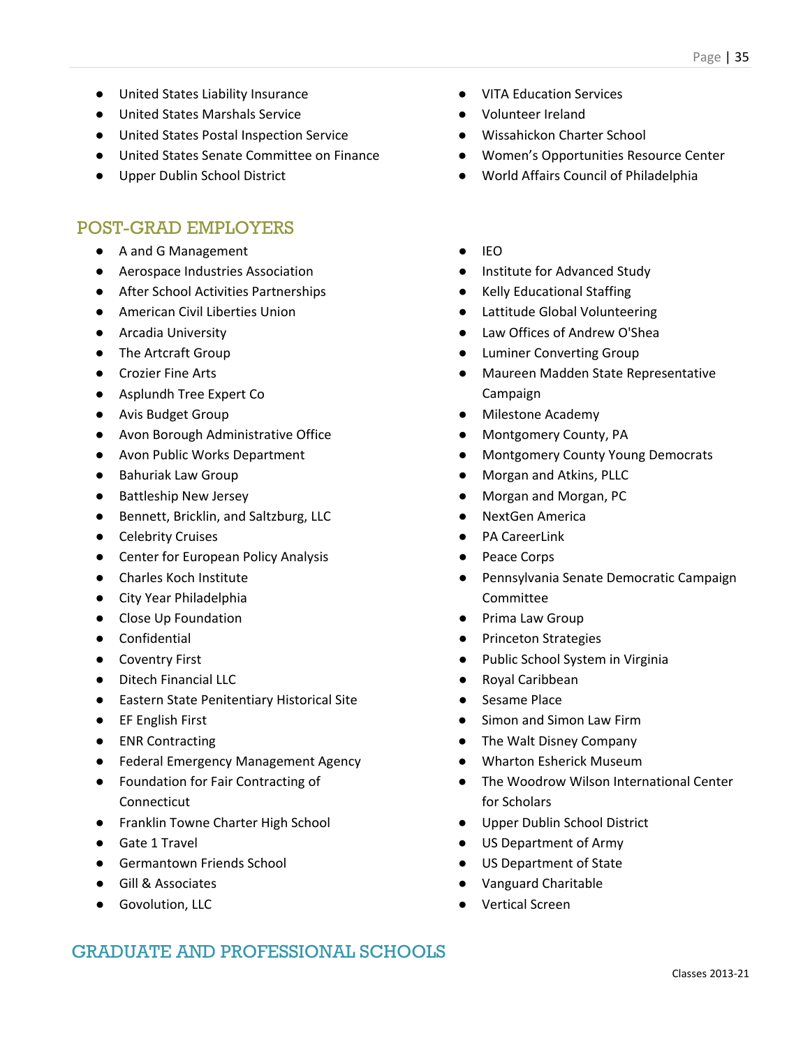- United States Liability Insurance
- United States Marshals Service
- United States Postal Inspection Service
- United States Senate Committee on Finance
- Upper Dublin School District
- VITA Education Services
- Volunteer Ireland
- Wissahickon Charter School
- Women's Opportunities Resource Center
- World Affairs Council of Philadelphia

## POST-GRAD EMPLOYERS

- A and G Management
- Aerospace Industries Association
- After School Activities Partnerships
- American Civil Liberties Union
- Arcadia University
- The Artcraft Group
- Crozier Fine Arts
- Asplundh Tree Expert Co
- Avis Budget Group
- Avon Borough Administrative Office
- Avon Public Works Department
- Bahuriak Law Group
- Battleship New Jersey
- Bennett, Bricklin, and Saltzburg, LLC
- Celebrity Cruises
- Center for European Policy Analysis
- Charles Koch Institute
- City Year Philadelphia
- Close Up Foundation
- Confidential
- Coventry First
- Ditech Financial LLC
- Eastern State Penitentiary Historical Site
- EF English First
- ENR Contracting
- Federal Emergency Management Agency
- Foundation for Fair Contracting of Connecticut
- Franklin Towne Charter High School
- Gate 1 Travel
- Germantown Friends School
- Gill & Associates
- Govolution, LLC
- IEO
- Institute for Advanced Study
- Kelly Educational Staffing
- Lattitude Global Volunteering
- Law Offices of Andrew O'Shea
- Luminer Converting Group
- Maureen Madden State Representative Campaign
- Milestone Academy
- Montgomery County, PA
- Montgomery County Young Democrats
- Morgan and Atkins, PLLC
- Morgan and Morgan, PC
- NextGen America
- PA CareerLink
- Peace Corps
- Pennsylvania Senate Democratic Campaign Committee
- Prima Law Group
- Princeton Strategies
- Public School System in Virginia
- Royal Caribbean
- Sesame Place
- Simon and Simon Law Firm
- The Walt Disney Company
- Wharton Esherick Museum
- The Woodrow Wilson International Center for Scholars
- Upper Dublin School District
- US Department of Army
- US Department of State
- Vanguard Charitable
- Vertical Screen

## GRADUATE AND PROFESSIONAL SCHOOLS

Classes 2013-21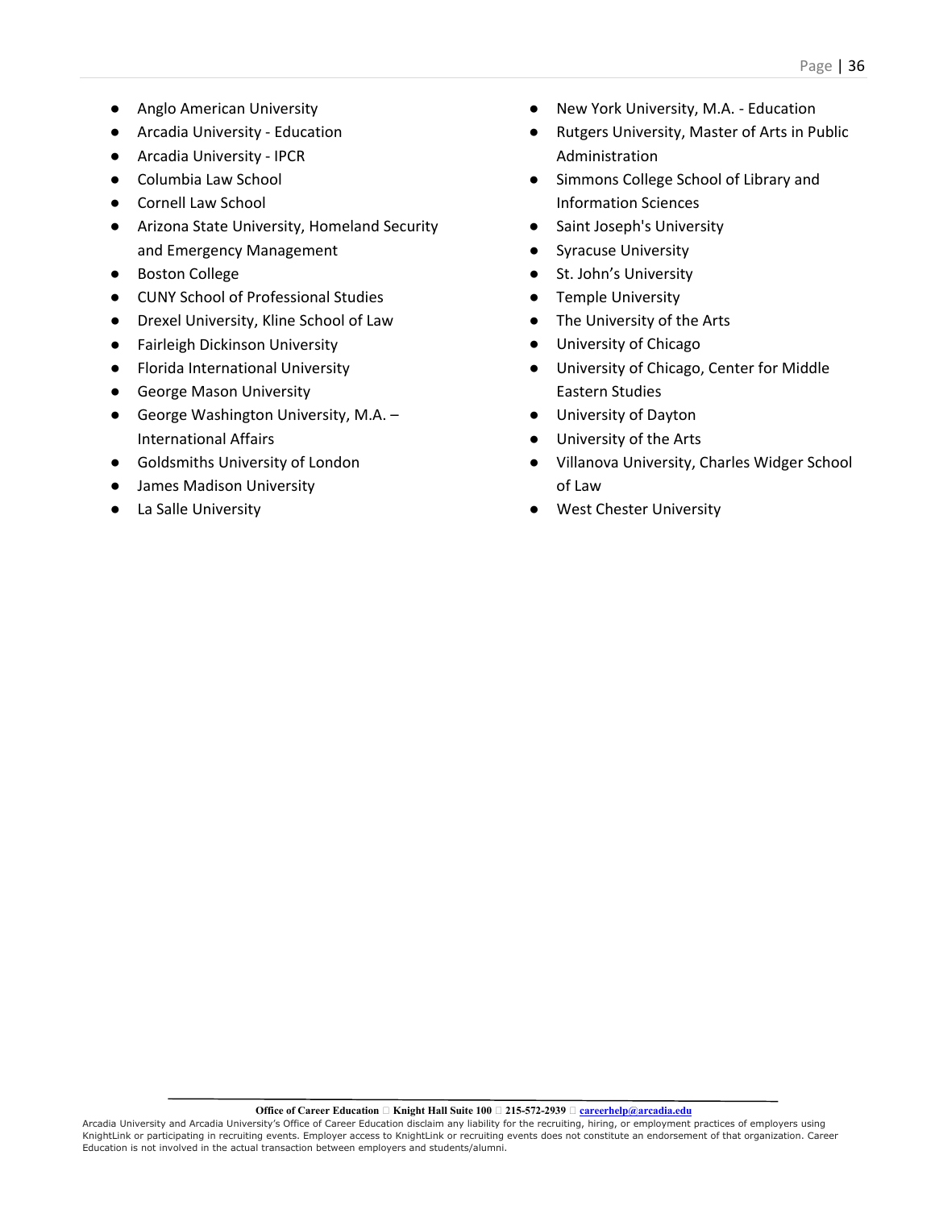- Anglo American University
- Arcadia University - Education
- Arcadia University - IPCR
- Columbia Law School
- Cornell Law School
- Arizona State University, Homeland Security and Emergency Management
- Boston College
- CUNY School of Professional Studies
- Drexel University, Kline School of Law
- Fairleigh Dickinson University
- Florida International University
- George Mason University
- George Washington University, M.A. – International Affairs
- Goldsmiths University of London
- James Madison University
- La Salle University
- New York University, M.A. - Education
- Rutgers University, Master of Arts in Public Administration
- Simmons College School of Library and Information Sciences
- Saint Joseph's University
- Syracuse University
- St. John's University
- Temple University
- The University of the Arts
- University of Chicago
- University of Chicago, Center for Middle Eastern Studies
- University of Dayton
- University of the Arts
- Villanova University, Charles Widger School of Law
- West Chester University

**Office of Career Education  Knight Hall Suite 100  215-572-2939  careerhelp@arcadia.edu**

Arcadia University and Arcadia University's Office of Career Education disclaim any liability for the recruiting, hiring, or employment practices of employers using KnightLink or participating in recruiting events. Employer access to KnightLink or recruiting events does not constitute an endorsement of that organization. Career Education is not involved in the actual transaction between employers and students/alumni.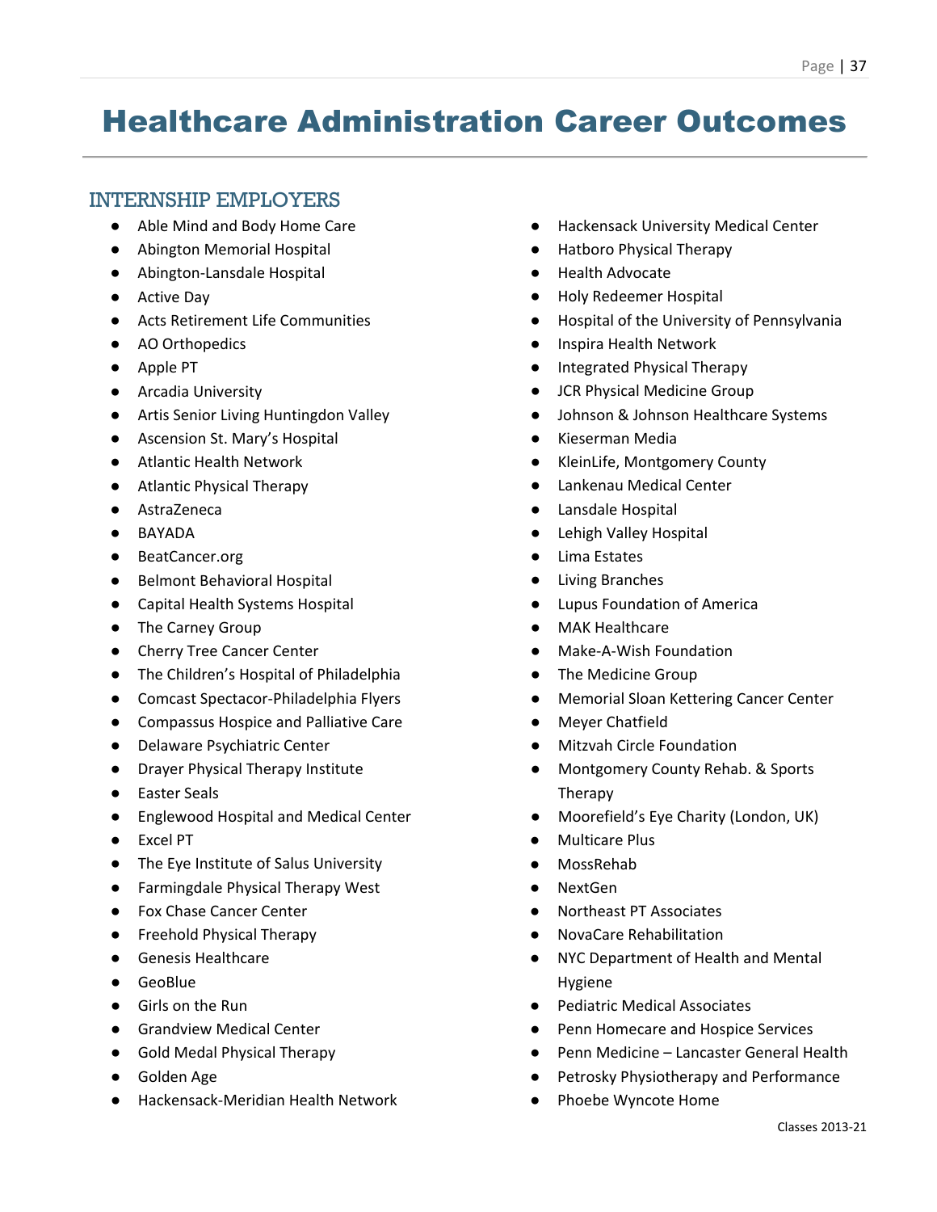# Healthcare Administration Career Outcomes

## INTERNSHIP EMPLOYERS

- Able Mind and Body Home Care
- Abington Memorial Hospital
- Abington-Lansdale Hospital
- Active Day
- Acts Retirement Life Communities
- AO Orthopedics
- Apple PT
- Arcadia University
- Artis Senior Living Huntingdon Valley
- Ascension St. Mary's Hospital
- Atlantic Health Network
- Atlantic Physical Therapy
- AstraZeneca
- BAYADA
- BeatCancer.org
- Belmont Behavioral Hospital
- Capital Health Systems Hospital
- The Carney Group
- Cherry Tree Cancer Center
- The Children's Hospital of Philadelphia
- Comcast Spectacor-Philadelphia Flyers
- Compassus Hospice and Palliative Care
- Delaware Psychiatric Center
- Drayer Physical Therapy Institute
- Easter Seals
- Englewood Hospital and Medical Center
- Excel PT
- The Eye Institute of Salus University
- Farmingdale Physical Therapy West
- Fox Chase Cancer Center
- Freehold Physical Therapy
- Genesis Healthcare
- GeoBlue
- Girls on the Run
- Grandview Medical Center
- Gold Medal Physical Therapy
- Golden Age
- Hackensack-Meridian Health Network
- Hackensack University Medical Center
- Hatboro Physical Therapy
- Health Advocate
- Holy Redeemer Hospital
- Hospital of the University of Pennsylvania
- Inspira Health Network
- Integrated Physical Therapy
- JCR Physical Medicine Group
- Johnson & Johnson Healthcare Systems
- Kieserman Media
- KleinLife, Montgomery County
- Lankenau Medical Center
- Lansdale Hospital
- Lehigh Valley Hospital
- Lima Estates
- Living Branches
- Lupus Foundation of America
- MAK Healthcare
- Make-A-Wish Foundation
- The Medicine Group
- Memorial Sloan Kettering Cancer Center
- Meyer Chatfield
- Mitzvah Circle Foundation
- Montgomery County Rehab. & Sports Therapy
- Moorefield's Eye Charity (London, UK)
- Multicare Plus
- MossRehab
- NextGen
- Northeast PT Associates
- NovaCare Rehabilitation
- NYC Department of Health and Mental Hygiene
- Pediatric Medical Associates
- Penn Homecare and Hospice Services
- Penn Medicine – Lancaster General Health
- Petrosky Physiotherapy and Performance
- Phoebe Wyncote Home

Classes 2013-21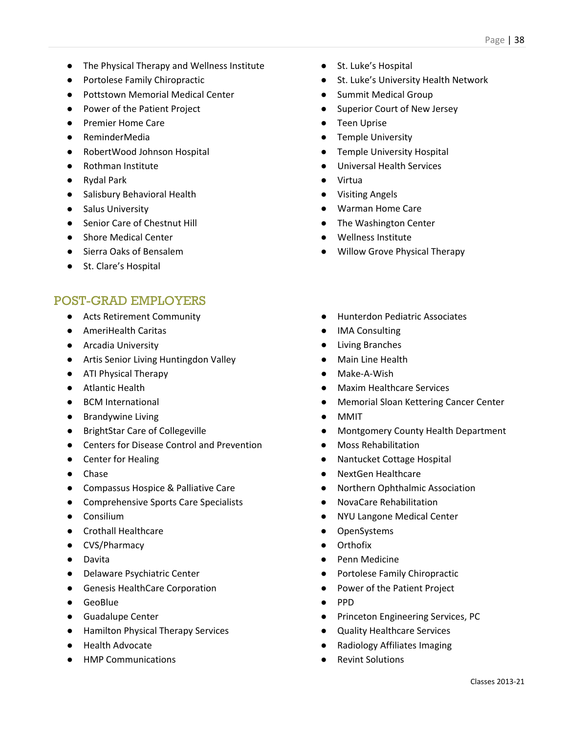- The Physical Therapy and Wellness Institute
- Portolese Family Chiropractic
- Pottstown Memorial Medical Center
- Power of the Patient Project
- Premier Home Care
- ReminderMedia
- RobertWood Johnson Hospital
- Rothman Institute
- Rydal Park
- Salisbury Behavioral Health
- Salus University
- Senior Care of Chestnut Hill
- Shore Medical Center
- Sierra Oaks of Bensalem
- St. Clare's Hospital
- St. Luke's Hospital
- St. Luke's University Health Network
- Summit Medical Group
- Superior Court of New Jersey
- Teen Uprise
- Temple University
- Temple University Hospital
- Universal Health Services
- Virtua
- Visiting Angels
- Warman Home Care
- The Washington Center
- Wellness Institute
- Willow Grove Physical Therapy

## POST-GRAD EMPLOYERS

- Acts Retirement Community
- AmeriHealth Caritas
- Arcadia University
- Artis Senior Living Huntingdon Valley
- ATI Physical Therapy
- Atlantic Health
- BCM International
- Brandywine Living
- BrightStar Care of Collegeville
- Centers for Disease Control and Prevention
- Center for Healing
- Chase
- Compassus Hospice & Palliative Care
- Comprehensive Sports Care Specialists
- Consilium
- Crothall Healthcare
- CVS/Pharmacy
- Davita
- Delaware Psychiatric Center
- Genesis HealthCare Corporation
- GeoBlue
- Guadalupe Center
- Hamilton Physical Therapy Services
- Health Advocate
- HMP Communications
- Hunterdon Pediatric Associates
- IMA Consulting
- Living Branches
- Main Line Health
- Make-A-Wish
- Maxim Healthcare Services
- Memorial Sloan Kettering Cancer Center
- MMIT
- Montgomery County Health Department
- Moss Rehabilitation
- Nantucket Cottage Hospital
- NextGen Healthcare
- Northern Ophthalmic Association
- NovaCare Rehabilitation
- NYU Langone Medical Center
- OpenSystems
- Orthofix
- Penn Medicine
- Portolese Family Chiropractic
- Power of the Patient Project
- PPD
- Princeton Engineering Services, PC
- Quality Healthcare Services
- Radiology Affiliates Imaging
- Revint Solutions

Classes 2013-21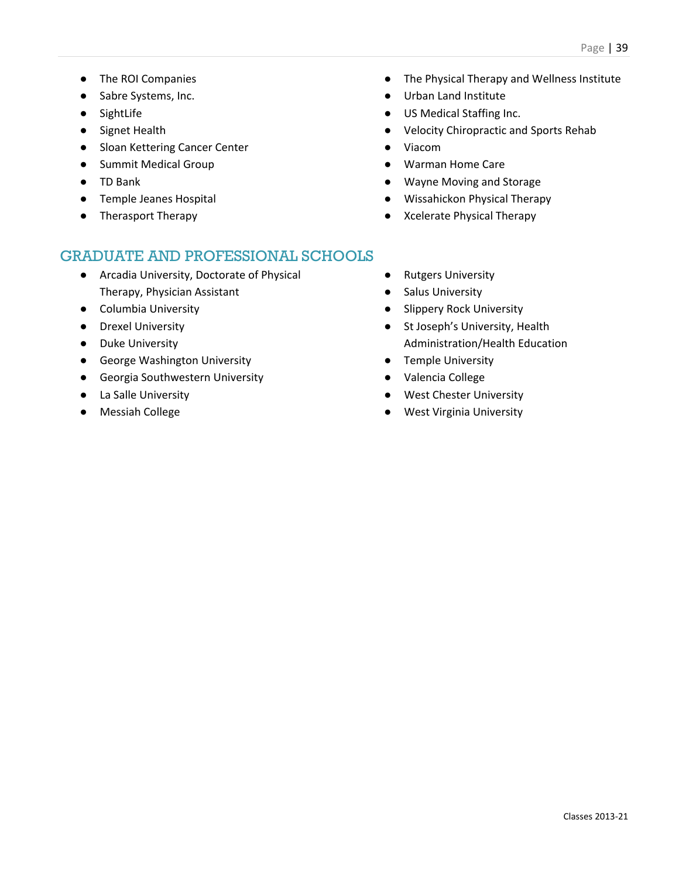- The ROI Companies
- Sabre Systems, Inc.
- SightLife
- Signet Health
- Sloan Kettering Cancer Center
- Summit Medical Group
- TD Bank
- Temple Jeanes Hospital
- Therasport Therapy
- The Physical Therapy and Wellness Institute
- Urban Land Institute
- US Medical Staffing Inc.
- Velocity Chiropractic and Sports Rehab
- Viacom
- Warman Home Care
- Wayne Moving and Storage
- Wissahickon Physical Therapy
- Xcelerate Physical Therapy

## GRADUATE AND PROFESSIONAL SCHOOLS

- Arcadia University, Doctorate of Physical Therapy, Physician Assistant
- Columbia University
- Drexel University
- Duke University
- George Washington University
- Georgia Southwestern University
- La Salle University
- Messiah College
- Rutgers University
- Salus University
- Slippery Rock University
- St Joseph's University, Health Administration/Health Education
- Temple University
- Valencia College
- West Chester University
- West Virginia University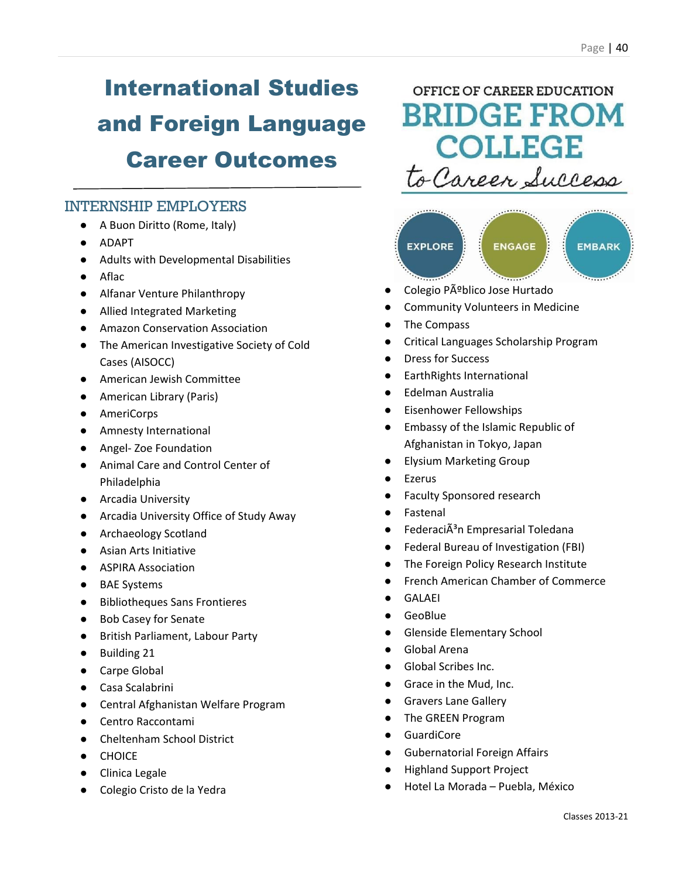# International Studies and Foreign Language Career Outcomes

OFFICE OF CAREER EDUCATION
BRIDGE FROM COLLEGE to Career Success

EXPLORE ENGAGE EMBARK

## INTERNSHIP EMPLOYERS

- A Buon Diritto (Rome, Italy)
- ADAPT
- Adults with Developmental Disabilities
- Aflac
- Alfanar Venture Philanthropy
- Allied Integrated Marketing
- Amazon Conservation Association
- The American Investigative Society of Cold Cases (AISOCC)
- American Jewish Committee
- American Library (Paris)
- AmeriCorps
- Amnesty International
- Angel- Zoe Foundation
- Animal Care and Control Center of Philadelphia
- Arcadia University
- Arcadia University Office of Study Away
- Archaeology Scotland
- Asian Arts Initiative
- ASPIRA Association
- BAE Systems
- Bibliotheques Sans Frontieres
- Bob Casey for Senate
- British Parliament, Labour Party
- Building 21
- Carpe Global
- Casa Scalabrini
- Central Afghanistan Welfare Program
- Centro Raccontami
- Cheltenham School District
- CHOICE
- Clinica Legale
- Colegio Cristo de la Yedra
- Colegio PÃºblico Jose Hurtado
- Community Volunteers in Medicine
- The Compass
- Critical Languages Scholarship Program
- Dress for Success
- EarthRights International
- Edelman Australia
- Eisenhower Fellowships
- Embassy of the Islamic Republic of Afghanistan in Tokyo, Japan
- Elysium Marketing Group
- Ezerus
- Faculty Sponsored research
- Fastenal
- FederaciÃ³n Empresarial Toledana
- Federal Bureau of Investigation (FBI)
- The Foreign Policy Research Institute
- French American Chamber of Commerce
- GALAEI
- GeoBlue
- Glenside Elementary School
- Global Arena
- Global Scribes Inc.
- Grace in the Mud, Inc.
- Gravers Lane Gallery
- The GREEN Program
- GuardiCore
- Gubernatorial Foreign Affairs
- Highland Support Project
- Hotel La Morada – Puebla, México

Classes 2013-21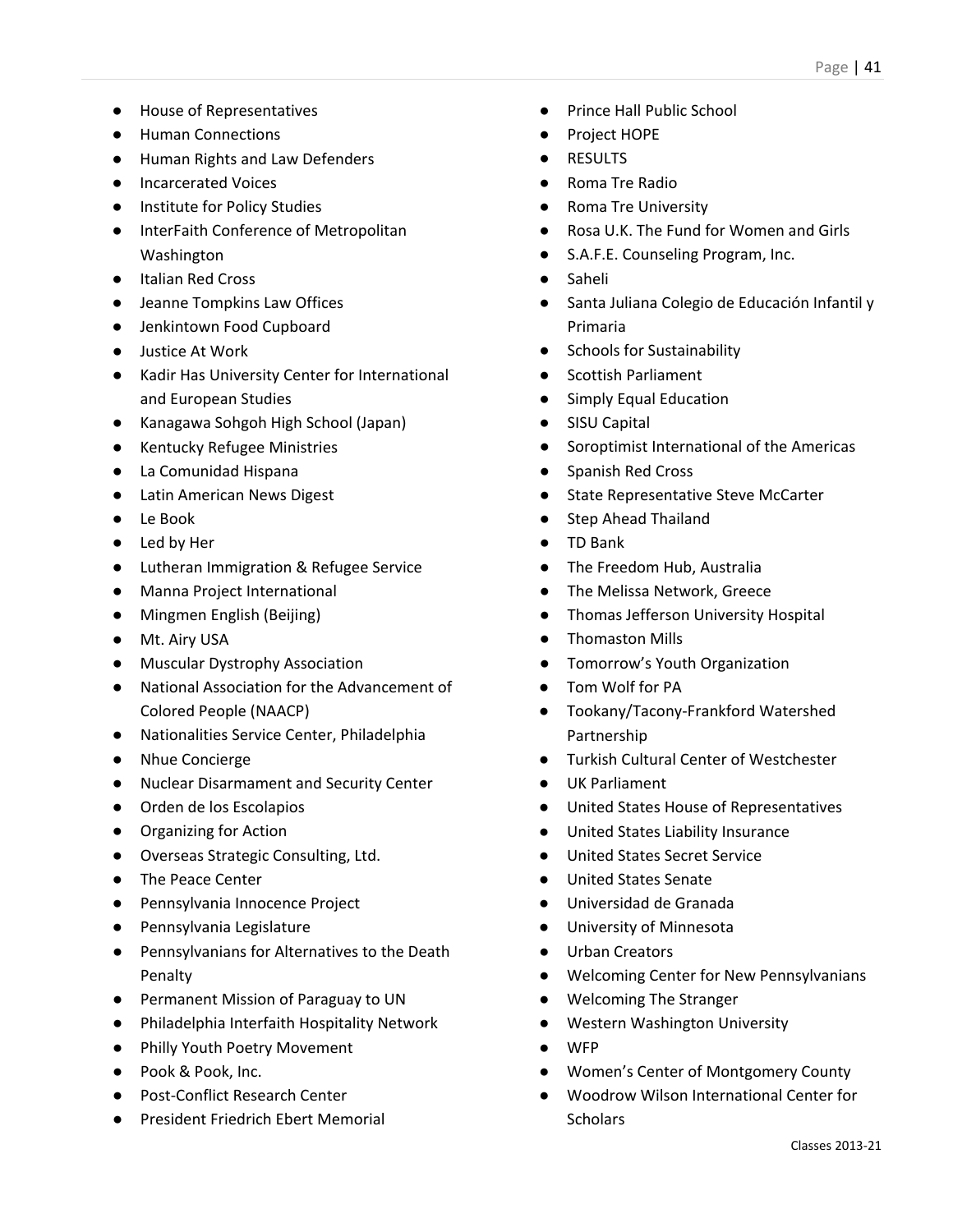- House of Representatives
- Human Connections
- Human Rights and Law Defenders
- Incarcerated Voices
- Institute for Policy Studies
- InterFaith Conference of Metropolitan Washington
- Italian Red Cross
- Jeanne Tompkins Law Offices
- Jenkintown Food Cupboard
- Justice At Work
- Kadir Has University Center for International and European Studies
- Kanagawa Sohgoh High School (Japan)
- Kentucky Refugee Ministries
- La Comunidad Hispana
- Latin American News Digest
- Le Book
- Led by Her
- Lutheran Immigration & Refugee Service
- Manna Project International
- Mingmen English (Beijing)
- Mt. Airy USA
- Muscular Dystrophy Association
- National Association for the Advancement of Colored People (NAACP)
- Nationalities Service Center, Philadelphia
- Nhue Concierge
- Nuclear Disarmament and Security Center
- Orden de los Escolapios
- Organizing for Action
- Overseas Strategic Consulting, Ltd.
- The Peace Center
- Pennsylvania Innocence Project
- Pennsylvania Legislature
- Pennsylvanians for Alternatives to the Death Penalty
- Permanent Mission of Paraguay to UN
- Philadelphia Interfaith Hospitality Network
- Philly Youth Poetry Movement
- Pook & Pook, Inc.
- Post-Conflict Research Center
- President Friedrich Ebert Memorial
- Prince Hall Public School
- Project HOPE
- RESULTS
- Roma Tre Radio
- Roma Tre University
- Rosa U.K. The Fund for Women and Girls
- S.A.F.E. Counseling Program, Inc.
- Saheli
- Santa Juliana Colegio de Educación Infantil y Primaria
- Schools for Sustainability
- Scottish Parliament
- Simply Equal Education
- SISU Capital
- Soroptimist International of the Americas
- Spanish Red Cross
- State Representative Steve McCarter
- Step Ahead Thailand
- TD Bank
- The Freedom Hub, Australia
- The Melissa Network, Greece
- Thomas Jefferson University Hospital
- Thomaston Mills
- Tomorrow's Youth Organization
- Tom Wolf for PA
- Tookany/Tacony-Frankford Watershed Partnership
- Turkish Cultural Center of Westchester
- UK Parliament
- United States House of Representatives
- United States Liability Insurance
- United States Secret Service
- United States Senate
- Universidad de Granada
- University of Minnesota
- Urban Creators
- Welcoming Center for New Pennsylvanians
- Welcoming The Stranger
- Western Washington University
- WFP
- Women's Center of Montgomery County
- Woodrow Wilson International Center for Scholars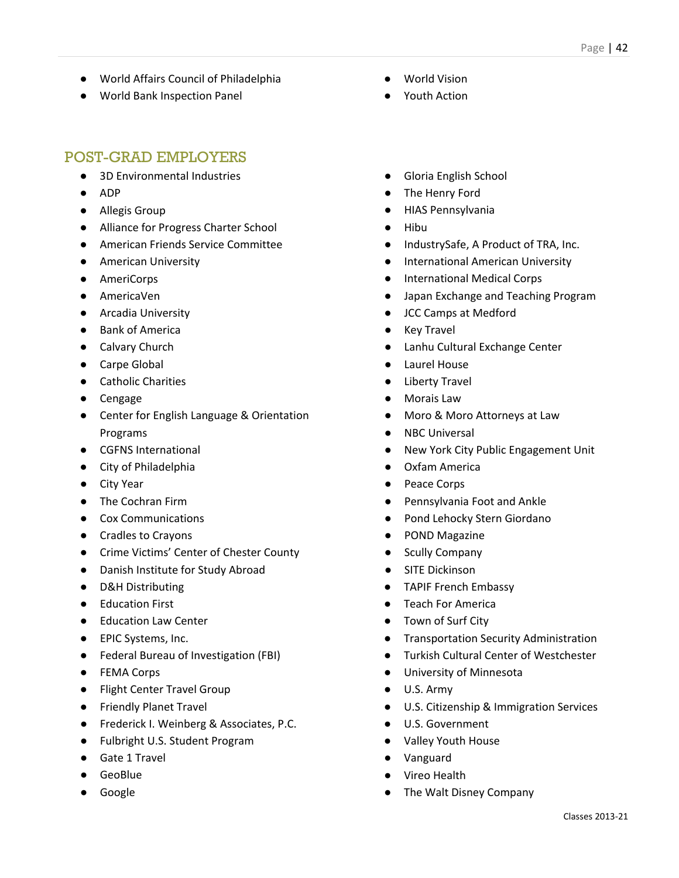- World Affairs Council of Philadelphia
- World Bank Inspection Panel
- World Vision
- Youth Action

## POST-GRAD EMPLOYERS

- 3D Environmental Industries
- ADP
- Allegis Group
- Alliance for Progress Charter School
- American Friends Service Committee
- American University
- AmeriCorps
- AmericaVen
- Arcadia University
- Bank of America
- Calvary Church
- Carpe Global
- Catholic Charities
- Cengage
- Center for English Language & Orientation Programs
- CGFNS International
- City of Philadelphia
- City Year
- The Cochran Firm
- Cox Communications
- Cradles to Crayons
- Crime Victims' Center of Chester County
- Danish Institute for Study Abroad
- D&H Distributing
- Education First
- Education Law Center
- EPIC Systems, Inc.
- Federal Bureau of Investigation (FBI)
- FEMA Corps
- Flight Center Travel Group
- Friendly Planet Travel
- Frederick I. Weinberg & Associates, P.C.
- Fulbright U.S. Student Program
- Gate 1 Travel
- GeoBlue
- Google
- Gloria English School
- The Henry Ford
- HIAS Pennsylvania
- Hibu
- IndustrySafe, A Product of TRA, Inc.
- International American University
- International Medical Corps
- Japan Exchange and Teaching Program
- JCC Camps at Medford
- Key Travel
- Lanhu Cultural Exchange Center
- Laurel House
- Liberty Travel
- Morais Law
- Moro & Moro Attorneys at Law
- NBC Universal
- New York City Public Engagement Unit
- Oxfam America
- Peace Corps
- Pennsylvania Foot and Ankle
- Pond Lehocky Stern Giordano
- POND Magazine
- Scully Company
- SITE Dickinson
- TAPIF French Embassy
- Teach For America
- Town of Surf City
- Transportation Security Administration
- Turkish Cultural Center of Westchester
- University of Minnesota
- U.S. Army
- U.S. Citizenship & Immigration Services
- U.S. Government
- Valley Youth House
- Vanguard
- Vireo Health
- The Walt Disney Company

Classes 2013-21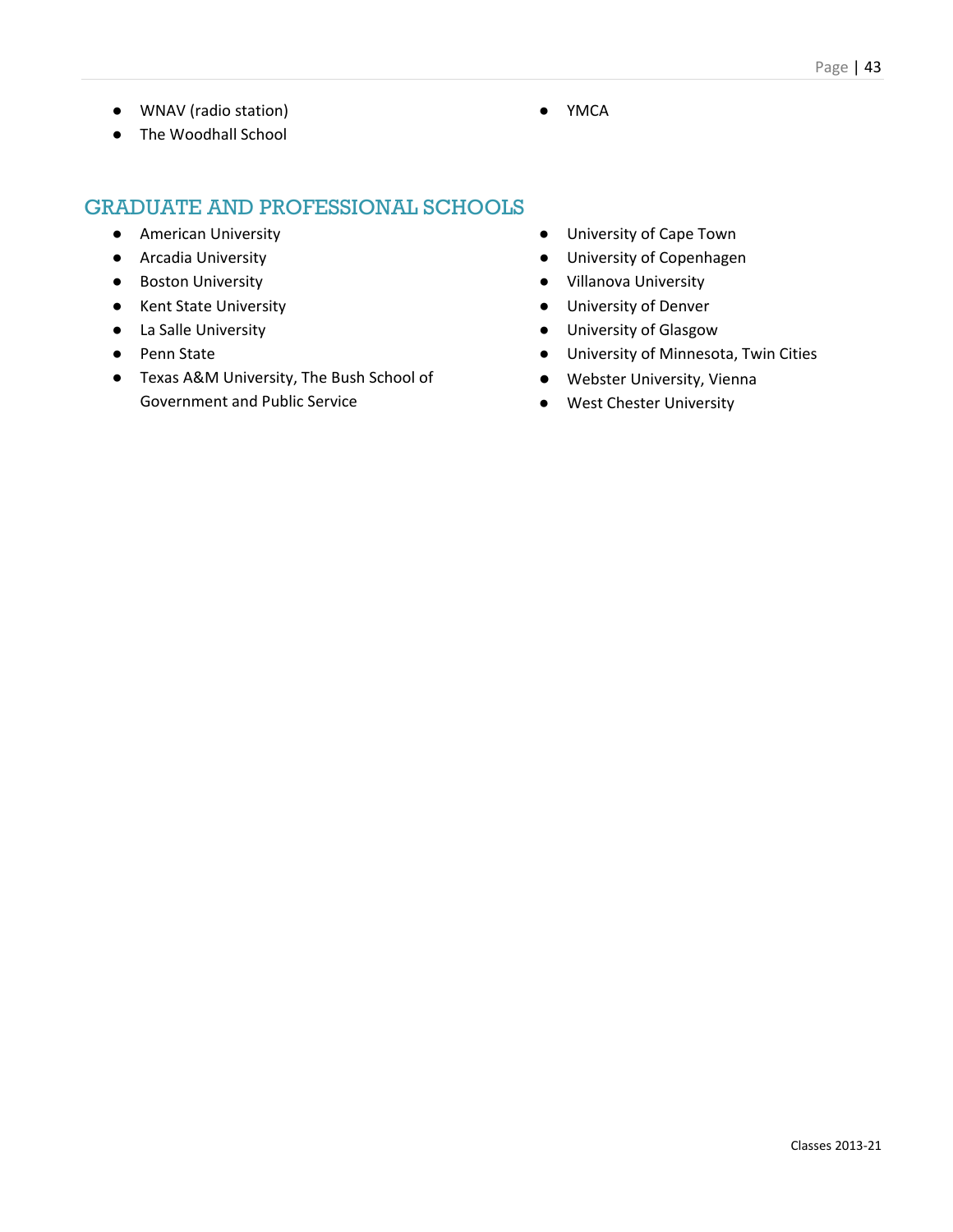- WNAV (radio station)
- The Woodhall School
- YMCA

## GRADUATE AND PROFESSIONAL SCHOOLS

- American University
- Arcadia University
- Boston University
- Kent State University
- La Salle University
- Penn State
- Texas A&M University, The Bush School of Government and Public Service
- University of Cape Town
- University of Copenhagen
- Villanova University
- University of Denver
- University of Glasgow
- University of Minnesota, Twin Cities
- Webster University, Vienna
- West Chester University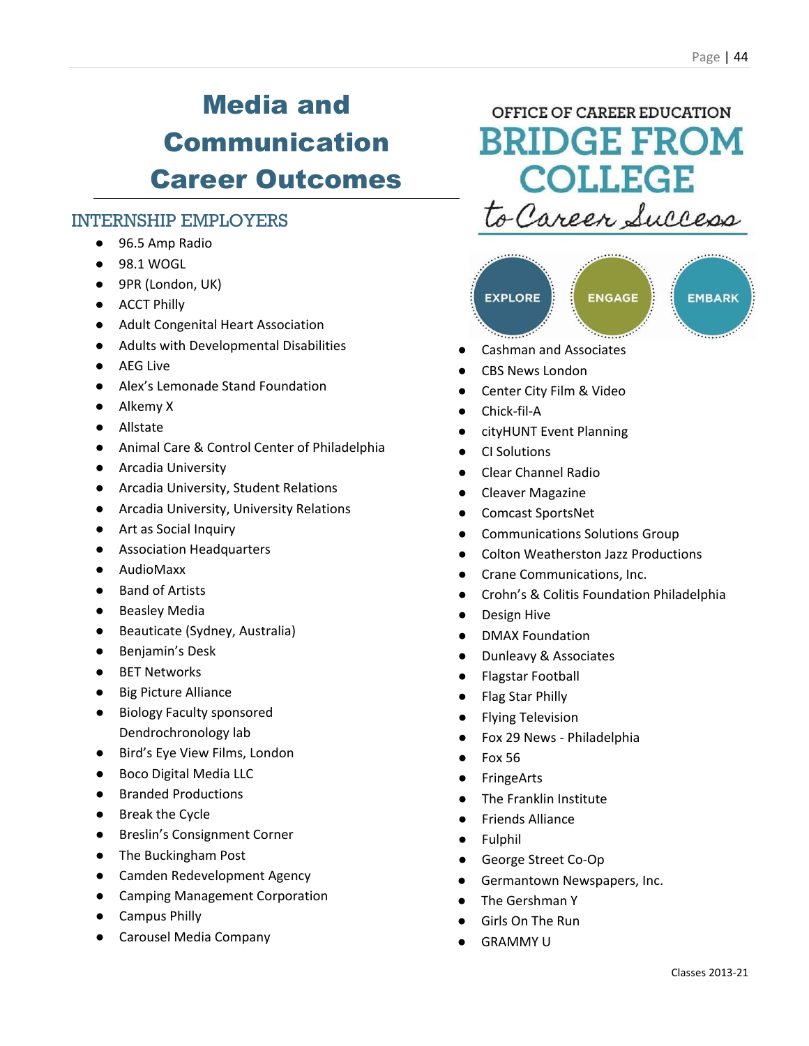# Media and Communication Career Outcomes

OFFICE OF CAREER EDUCATION
BRIDGE FROM COLLEGE
*to Career Success*

EXPLORE ENGAGE EMBARK

## INTERNSHIP EMPLOYERS

- 96.5 Amp Radio
- 98.1 WOGL
- 9PR (London, UK)
- ACCT Philly
- Adult Congenital Heart Association
- Adults with Developmental Disabilities
- AEG Live
- Alex's Lemonade Stand Foundation
- Alkemy X
- Allstate
- Animal Care & Control Center of Philadelphia
- Arcadia University
- Arcadia University, Student Relations
- Arcadia University, University Relations
- Art as Social Inquiry
- Association Headquarters
- AudioMaxx
- Band of Artists
- Beasley Media
- Beauticate (Sydney, Australia)
- Benjamin's Desk
- BET Networks
- Big Picture Alliance
- Biology Faculty sponsored Dendrochronology lab
- Bird's Eye View Films, London
- Boco Digital Media LLC
- Branded Productions
- Break the Cycle
- Breslin's Consignment Corner
- The Buckingham Post
- Camden Redevelopment Agency
- Camping Management Corporation
- Campus Philly
- Carousel Media Company
- Cashman and Associates
- CBS News London
- Center City Film & Video
- Chick-fil-A
- cityHUNT Event Planning
- CI Solutions
- Clear Channel Radio
- Cleaver Magazine
- Comcast SportsNet
- Communications Solutions Group
- Colton Weatherston Jazz Productions
- Crane Communications, Inc.
- Crohn's & Colitis Foundation Philadelphia
- Design Hive
- DMAX Foundation
- Dunleavy & Associates
- Flagstar Football
- Flag Star Philly
- Flying Television
- Fox 29 News - Philadelphia
- Fox 56
- FringeArts
- The Franklin Institute
- Friends Alliance
- Fulphil
- George Street Co-Op
- Germantown Newspapers, Inc.
- The Gershman Y
- Girls On The Run
- GRAMMY U

Classes 2013-21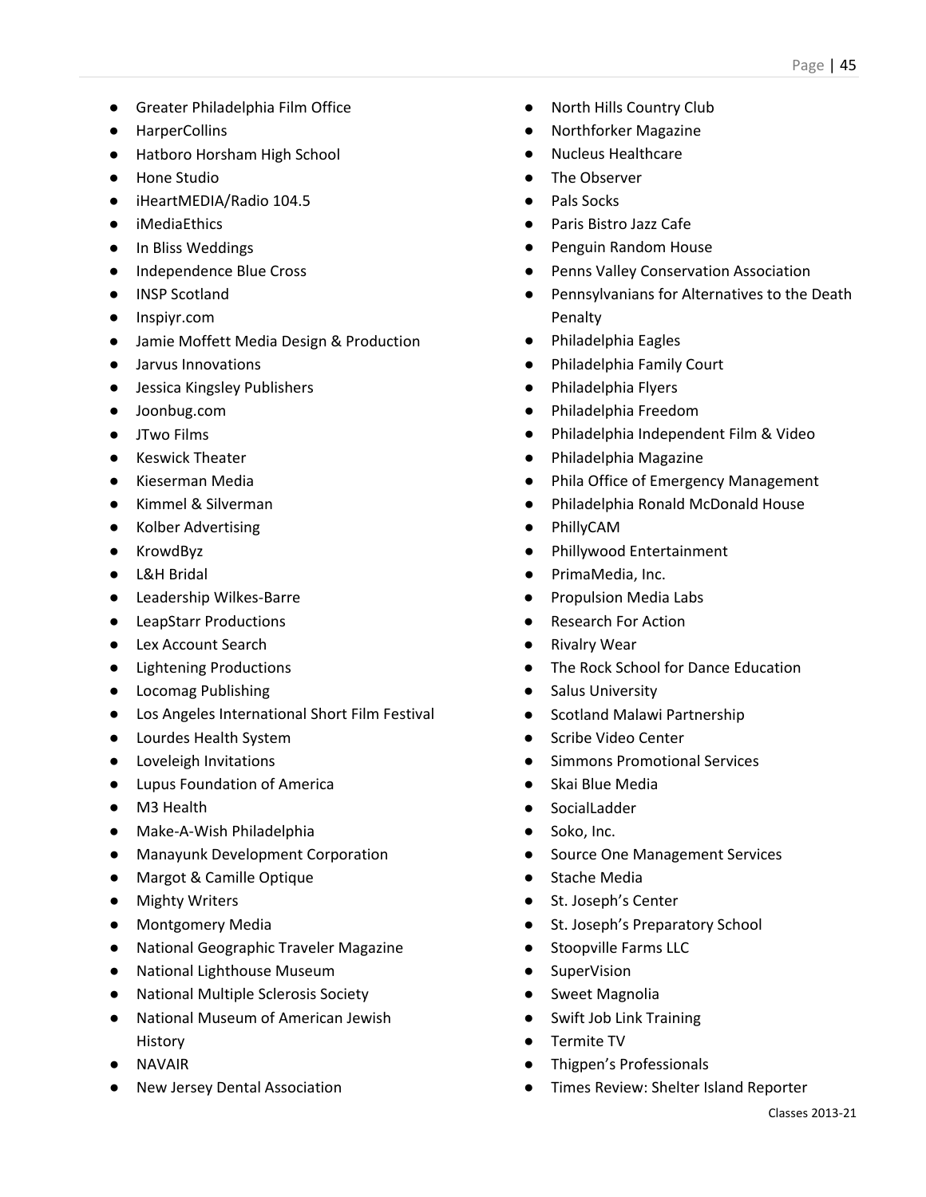- Greater Philadelphia Film Office
- HarperCollins
- Hatboro Horsham High School
- Hone Studio
- iHeartMEDIA/Radio 104.5
- iMediaEthics
- In Bliss Weddings
- Independence Blue Cross
- INSP Scotland
- Inspiyr.com
- Jamie Moffett Media Design & Production
- Jarvus Innovations
- Jessica Kingsley Publishers
- Joonbug.com
- JTwo Films
- Keswick Theater
- Kieserman Media
- Kimmel & Silverman
- Kolber Advertising
- KrowdByz
- L&H Bridal
- Leadership Wilkes-Barre
- LeapStarr Productions
- Lex Account Search
- Lightening Productions
- Locomag Publishing
- Los Angeles International Short Film Festival
- Lourdes Health System
- Loveleigh Invitations
- Lupus Foundation of America
- M3 Health
- Make-A-Wish Philadelphia
- Manayunk Development Corporation
- Margot & Camille Optique
- Mighty Writers
- Montgomery Media
- National Geographic Traveler Magazine
- National Lighthouse Museum
- National Multiple Sclerosis Society
- National Museum of American Jewish History
- NAVAIR
- New Jersey Dental Association
- North Hills Country Club
- Northforker Magazine
- Nucleus Healthcare
- The Observer
- Pals Socks
- Paris Bistro Jazz Cafe
- Penguin Random House
- Penns Valley Conservation Association
- Pennsylvanians for Alternatives to the Death Penalty
- Philadelphia Eagles
- Philadelphia Family Court
- Philadelphia Flyers
- Philadelphia Freedom
- Philadelphia Independent Film & Video
- Philadelphia Magazine
- Phila Office of Emergency Management
- Philadelphia Ronald McDonald House
- PhillyCAM
- Phillywood Entertainment
- PrimaMedia, Inc.
- Propulsion Media Labs
- Research For Action
- Rivalry Wear
- The Rock School for Dance Education
- Salus University
- Scotland Malawi Partnership
- Scribe Video Center
- Simmons Promotional Services
- Skai Blue Media
- SocialLadder
- Soko, Inc.
- Source One Management Services
- Stache Media
- St. Joseph's Center
- St. Joseph's Preparatory School
- Stoopville Farms LLC
- SuperVision
- Sweet Magnolia
- Swift Job Link Training
- Termite TV
- Thigpen's Professionals
- Times Review: Shelter Island Reporter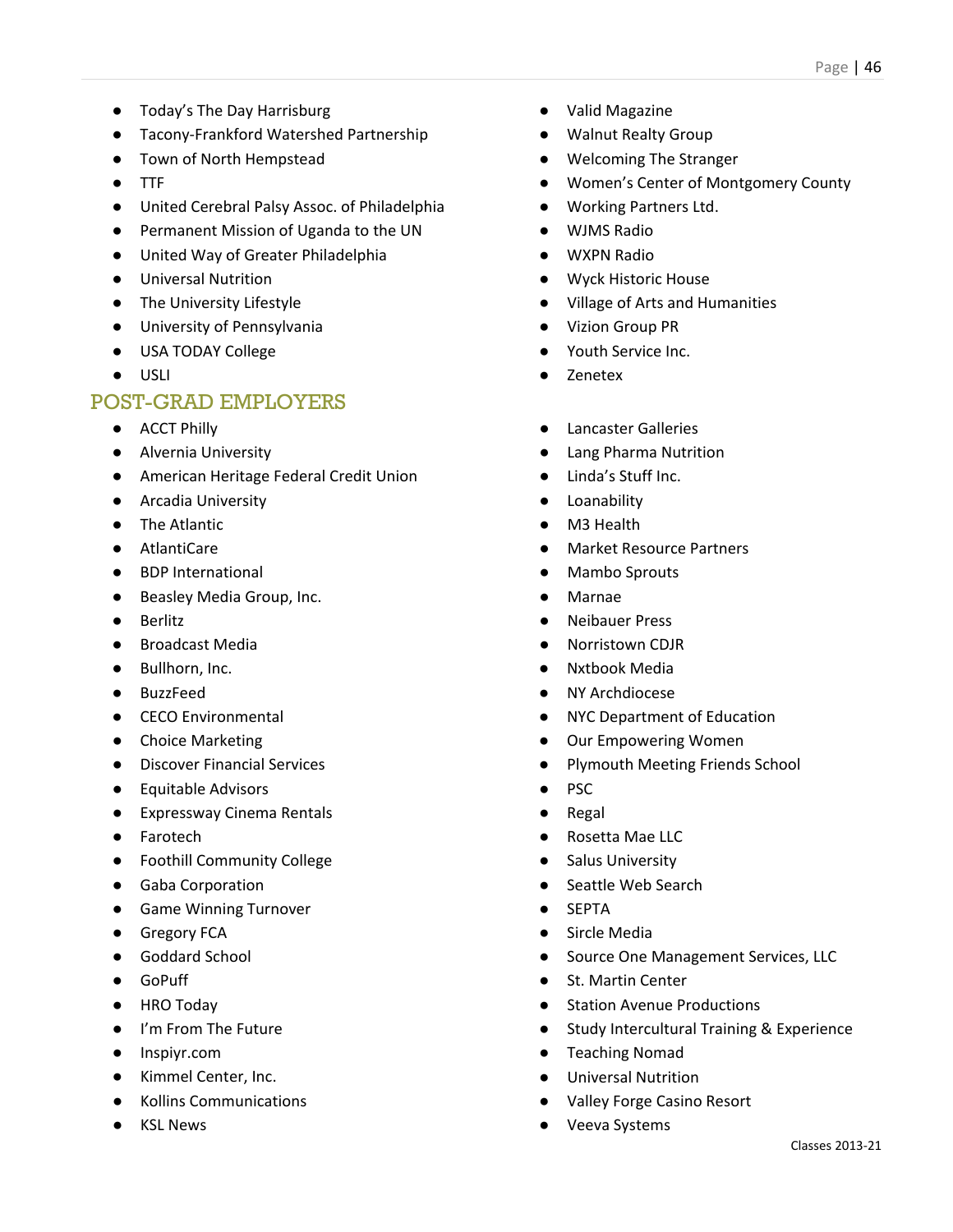- Today's The Day Harrisburg
- Tacony-Frankford Watershed Partnership
- Town of North Hempstead
- TTF
- United Cerebral Palsy Assoc. of Philadelphia
- Permanent Mission of Uganda to the UN
- United Way of Greater Philadelphia
- Universal Nutrition
- The University Lifestyle
- University of Pennsylvania
- USA TODAY College
- USLI
- Valid Magazine
- Walnut Realty Group
- Welcoming The Stranger
- Women's Center of Montgomery County
- Working Partners Ltd.
- WJMS Radio
- WXPN Radio
- Wyck Historic House
- Village of Arts and Humanities
- Vizion Group PR
- Youth Service Inc.
- Zenetex

## POST-GRAD EMPLOYERS

- ACCT Philly
- Alvernia University
- American Heritage Federal Credit Union
- Arcadia University
- The Atlantic
- AtlantiCare
- BDP International
- Beasley Media Group, Inc.
- Berlitz
- Broadcast Media
- Bullhorn, Inc.
- BuzzFeed
- CECO Environmental
- Choice Marketing
- Discover Financial Services
- Equitable Advisors
- Expressway Cinema Rentals
- Farotech
- Foothill Community College
- Gaba Corporation
- Game Winning Turnover
- Gregory FCA
- Goddard School
- GoPuff
- HRO Today
- I'm From The Future
- Inspiyr.com
- Kimmel Center, Inc.
- Kollins Communications
- KSL News
- Lancaster Galleries
- Lang Pharma Nutrition
- Linda's Stuff Inc.
- Loanability
- M3 Health
- Market Resource Partners
- Mambo Sprouts
- Marnae
- Neibauer Press
- Norristown CDJR
- Nxtbook Media
- NY Archdiocese
- NYC Department of Education
- Our Empowering Women
- Plymouth Meeting Friends School
- PSC
- Regal
- Rosetta Mae LLC
- Salus University
- Seattle Web Search
- SEPTA
- Sircle Media
- Source One Management Services, LLC
- St. Martin Center
- Station Avenue Productions
- Study Intercultural Training & Experience
- Teaching Nomad
- Universal Nutrition
- Valley Forge Casino Resort
- Veeva Systems

Classes 2013-21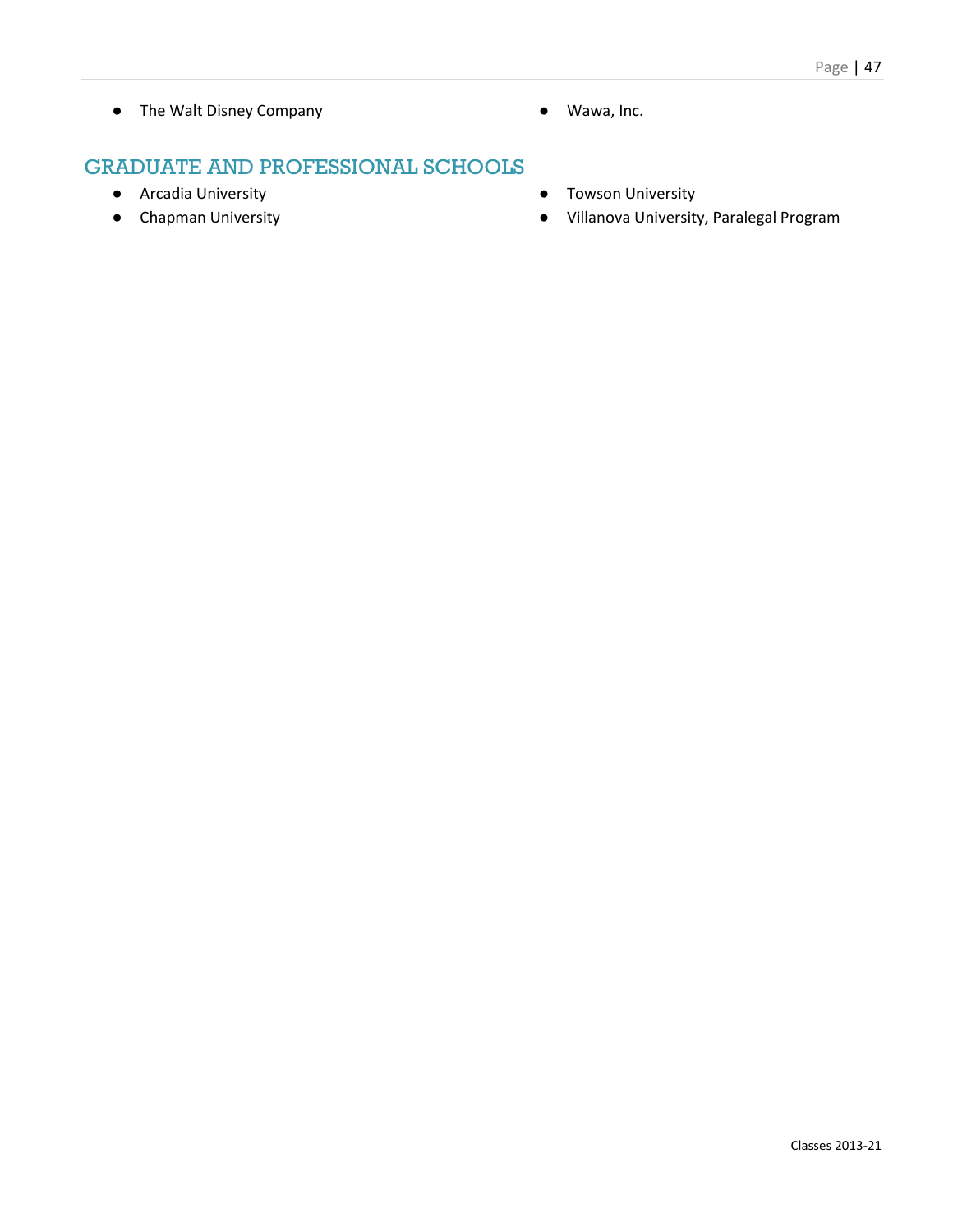- The Walt Disney Company
- Wawa, Inc.

## GRADUATE AND PROFESSIONAL SCHOOLS

- Arcadia University
- Chapman University
- Towson University
- Villanova University, Paralegal Program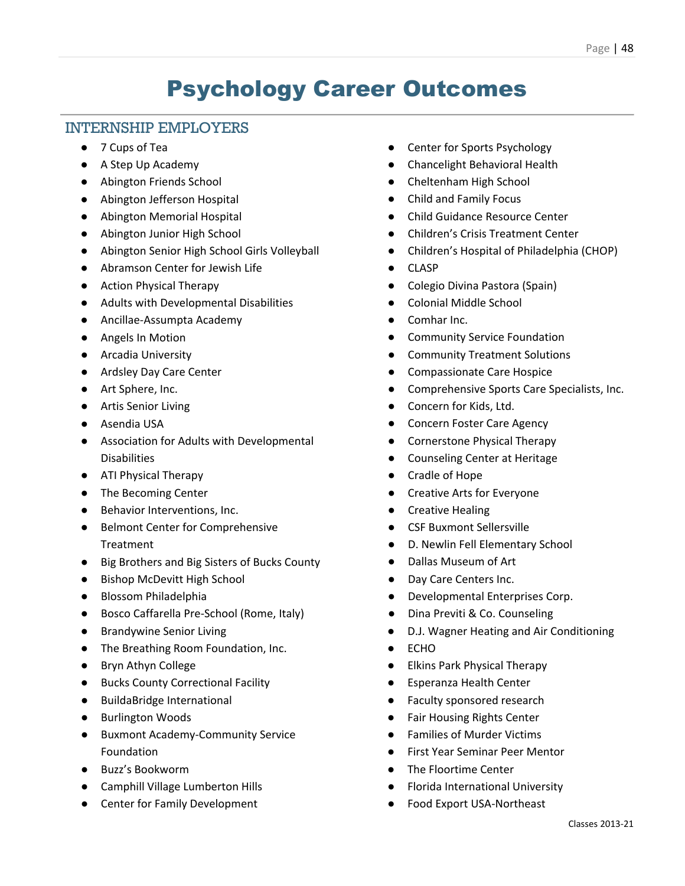# Psychology Career Outcomes

## INTERNSHIP EMPLOYERS

- 7 Cups of Tea
- A Step Up Academy
- Abington Friends School
- Abington Jefferson Hospital
- Abington Memorial Hospital
- Abington Junior High School
- Abington Senior High School Girls Volleyball
- Abramson Center for Jewish Life
- Action Physical Therapy
- Adults with Developmental Disabilities
- Ancillae-Assumpta Academy
- Angels In Motion
- Arcadia University
- Ardsley Day Care Center
- Art Sphere, Inc.
- Artis Senior Living
- Asendia USA
- Association for Adults with Developmental Disabilities
- ATI Physical Therapy
- The Becoming Center
- Behavior Interventions, Inc.
- Belmont Center for Comprehensive Treatment
- Big Brothers and Big Sisters of Bucks County
- Bishop McDevitt High School
- Blossom Philadelphia
- Bosco Caffarella Pre-School (Rome, Italy)
- Brandywine Senior Living
- The Breathing Room Foundation, Inc.
- Bryn Athyn College
- Bucks County Correctional Facility
- BuildaBridge International
- Burlington Woods
- Buxmont Academy-Community Service Foundation
- Buzz's Bookworm
- Camphill Village Lumberton Hills
- Center for Family Development
- Center for Sports Psychology
- Chancelight Behavioral Health
- Cheltenham High School
- Child and Family Focus
- Child Guidance Resource Center
- Children's Crisis Treatment Center
- Children's Hospital of Philadelphia (CHOP)
- CLASP
- Colegio Divina Pastora (Spain)
- Colonial Middle School
- Comhar Inc.
- Community Service Foundation
- Community Treatment Solutions
- Compassionate Care Hospice
- Comprehensive Sports Care Specialists, Inc.
- Concern for Kids, Ltd.
- Concern Foster Care Agency
- Cornerstone Physical Therapy
- Counseling Center at Heritage
- Cradle of Hope
- Creative Arts for Everyone
- Creative Healing
- CSF Buxmont Sellersville
- D. Newlin Fell Elementary School
- Dallas Museum of Art
- Day Care Centers Inc.
- Developmental Enterprises Corp.
- Dina Previti & Co. Counseling
- D.J. Wagner Heating and Air Conditioning
- ECHO
- Elkins Park Physical Therapy
- Esperanza Health Center
- Faculty sponsored research
- Fair Housing Rights Center
- Families of Murder Victims
- First Year Seminar Peer Mentor
- The Floortime Center
- Florida International University
- Food Export USA-Northeast

Classes 2013-21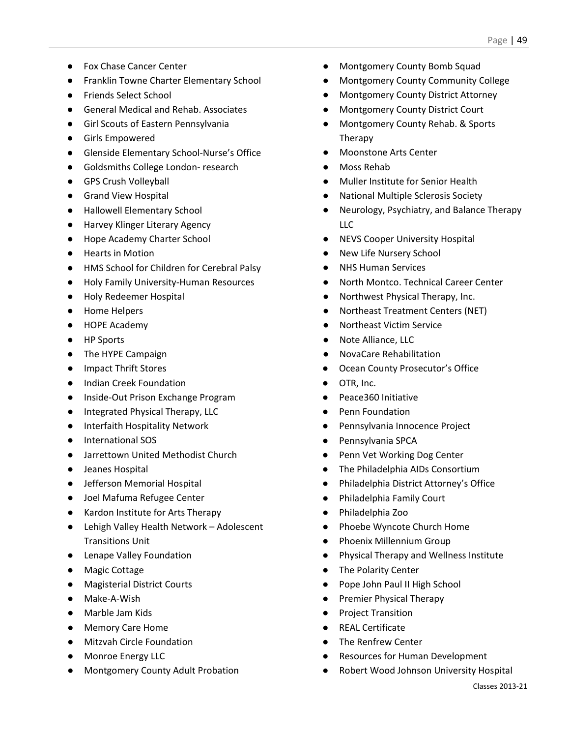- Fox Chase Cancer Center
- Franklin Towne Charter Elementary School
- Friends Select School
- General Medical and Rehab. Associates
- Girl Scouts of Eastern Pennsylvania
- Girls Empowered
- Glenside Elementary School-Nurse's Office
- Goldsmiths College London- research
- GPS Crush Volleyball
- Grand View Hospital
- Hallowell Elementary School
- Harvey Klinger Literary Agency
- Hope Academy Charter School
- Hearts in Motion
- HMS School for Children for Cerebral Palsy
- Holy Family University-Human Resources
- Holy Redeemer Hospital
- Home Helpers
- HOPE Academy
- HP Sports
- The HYPE Campaign
- Impact Thrift Stores
- Indian Creek Foundation
- Inside-Out Prison Exchange Program
- Integrated Physical Therapy, LLC
- Interfaith Hospitality Network
- International SOS
- Jarrettown United Methodist Church
- Jeanes Hospital
- Jefferson Memorial Hospital
- Joel Mafuma Refugee Center
- Kardon Institute for Arts Therapy
- Lehigh Valley Health Network – Adolescent Transitions Unit
- Lenape Valley Foundation
- Magic Cottage
- Magisterial District Courts
- Make-A-Wish
- Marble Jam Kids
- Memory Care Home
- Mitzvah Circle Foundation
- Monroe Energy LLC
- Montgomery County Adult Probation
- Montgomery County Bomb Squad
- Montgomery County Community College
- Montgomery County District Attorney
- Montgomery County District Court
- Montgomery County Rehab. & Sports Therapy
- Moonstone Arts Center
- Moss Rehab
- Muller Institute for Senior Health
- National Multiple Sclerosis Society
- Neurology, Psychiatry, and Balance Therapy LLC
- NEVS Cooper University Hospital
- New Life Nursery School
- NHS Human Services
- North Montco. Technical Career Center
- Northwest Physical Therapy, Inc.
- Northeast Treatment Centers (NET)
- Northeast Victim Service
- Note Alliance, LLC
- NovaCare Rehabilitation
- Ocean County Prosecutor's Office
- OTR, Inc.
- Peace360 Initiative
- Penn Foundation
- Pennsylvania Innocence Project
- Pennsylvania SPCA
- Penn Vet Working Dog Center
- The Philadelphia AIDs Consortium
- Philadelphia District Attorney's Office
- Philadelphia Family Court
- Philadelphia Zoo
- Phoebe Wyncote Church Home
- Phoenix Millennium Group
- Physical Therapy and Wellness Institute
- The Polarity Center
- Pope John Paul II High School
- Premier Physical Therapy
- Project Transition
- REAL Certificate
- The Renfrew Center
- Resources for Human Development
- Robert Wood Johnson University Hospital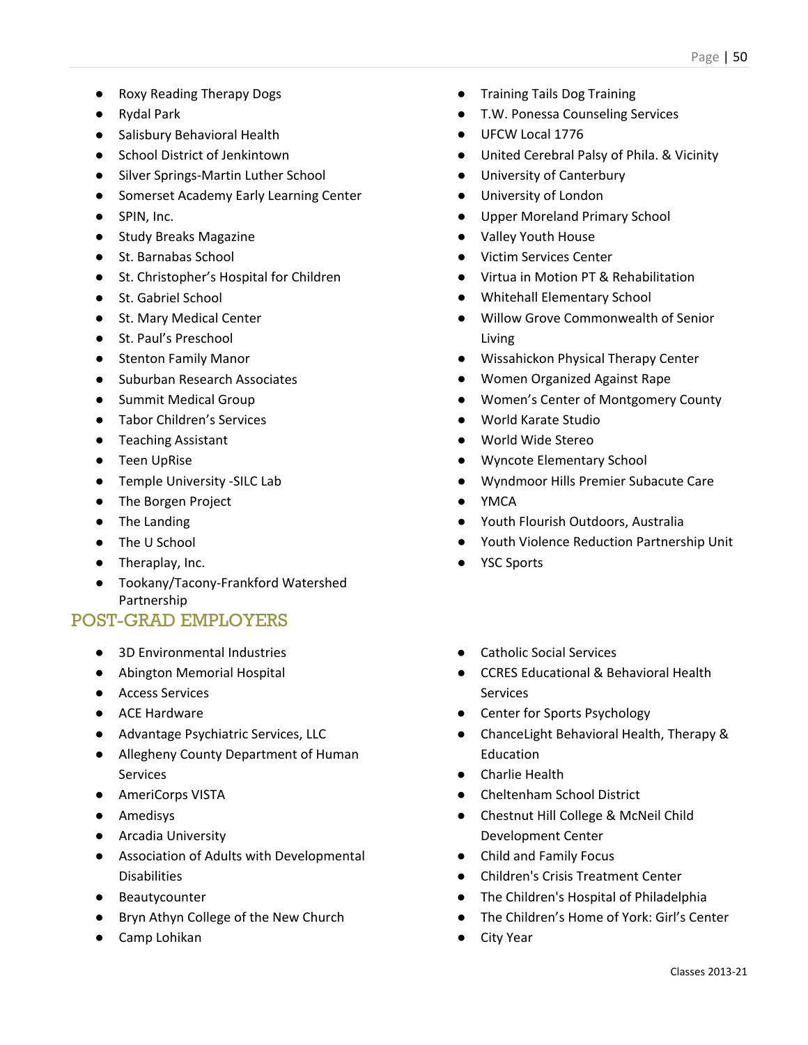- Roxy Reading Therapy Dogs
- Rydal Park
- Salisbury Behavioral Health
- School District of Jenkintown
- Silver Springs-Martin Luther School
- Somerset Academy Early Learning Center
- SPIN, Inc.
- Study Breaks Magazine
- St. Barnabas School
- St. Christopher's Hospital for Children
- St. Gabriel School
- St. Mary Medical Center
- St. Paul's Preschool
- Stenton Family Manor
- Suburban Research Associates
- Summit Medical Group
- Tabor Children's Services
- Teaching Assistant
- Teen UpRise
- Temple University -SILC Lab
- The Borgen Project
- The Landing
- The U School
- Theraplay, Inc.
- Tookany/Tacony-Frankford Watershed Partnership
- Training Tails Dog Training
- T.W. Ponessa Counseling Services
- UFCW Local 1776
- United Cerebral Palsy of Phila. & Vicinity
- University of Canterbury
- University of London
- Upper Moreland Primary School
- Valley Youth House
- Victim Services Center
- Virtua in Motion PT & Rehabilitation
- Whitehall Elementary School
- Willow Grove Commonwealth of Senior Living
- Wissahickon Physical Therapy Center
- Women Organized Against Rape
- Women's Center of Montgomery County
- World Karate Studio
- World Wide Stereo
- Wyncote Elementary School
- Wyndmoor Hills Premier Subacute Care
- YMCA
- Youth Flourish Outdoors, Australia
- Youth Violence Reduction Partnership Unit
- YSC Sports

## POST-GRAD EMPLOYERS

- 3D Environmental Industries
- Abington Memorial Hospital
- Access Services
- ACE Hardware
- Advantage Psychiatric Services, LLC
- Allegheny County Department of Human Services
- AmeriCorps VISTA
- Amedisys
- Arcadia University
- Association of Adults with Developmental Disabilities
- Beautycounter
- Bryn Athyn College of the New Church
- Camp Lohikan
- Catholic Social Services
- CCRES Educational & Behavioral Health Services
- Center for Sports Psychology
- ChanceLight Behavioral Health, Therapy & Education
- Charlie Health
- Cheltenham School District
- Chestnut Hill College & McNeil Child Development Center
- Child and Family Focus
- Children's Crisis Treatment Center
- The Children's Hospital of Philadelphia
- The Children's Home of York: Girl's Center
- City Year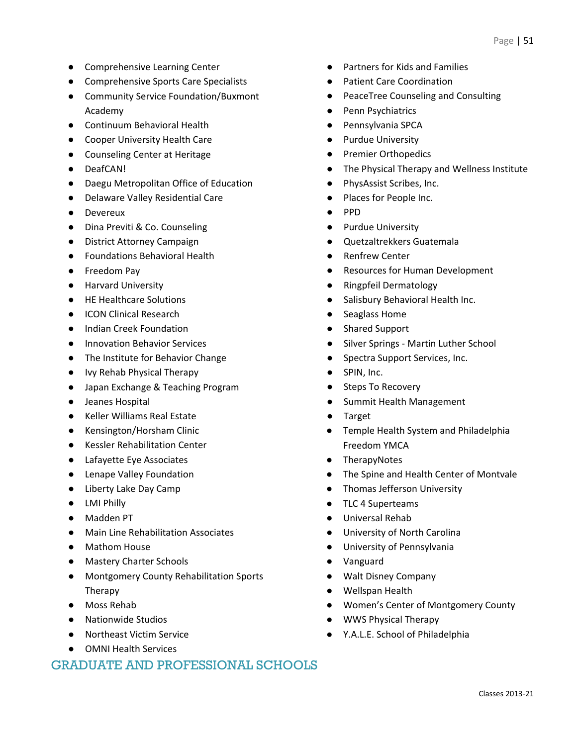- Comprehensive Learning Center
- Comprehensive Sports Care Specialists
- Community Service Foundation/Buxmont Academy
- Continuum Behavioral Health
- Cooper University Health Care
- Counseling Center at Heritage
- DeafCAN!
- Daegu Metropolitan Office of Education
- Delaware Valley Residential Care
- Devereux
- Dina Previti & Co. Counseling
- District Attorney Campaign
- Foundations Behavioral Health
- Freedom Pay
- Harvard University
- HE Healthcare Solutions
- ICON Clinical Research
- Indian Creek Foundation
- Innovation Behavior Services
- The Institute for Behavior Change
- Ivy Rehab Physical Therapy
- Japan Exchange & Teaching Program
- Jeanes Hospital
- Keller Williams Real Estate
- Kensington/Horsham Clinic
- Kessler Rehabilitation Center
- Lafayette Eye Associates
- Lenape Valley Foundation
- Liberty Lake Day Camp
- LMI Philly
- Madden PT
- Main Line Rehabilitation Associates
- Mathom House
- Mastery Charter Schools
- Montgomery County Rehabilitation Sports Therapy
- Moss Rehab
- Nationwide Studios
- Northeast Victim Service
- OMNI Health Services
- Partners for Kids and Families
- Patient Care Coordination
- PeaceTree Counseling and Consulting
- Penn Psychiatrics
- Pennsylvania SPCA
- Purdue University
- Premier Orthopedics
- The Physical Therapy and Wellness Institute
- PhysAssist Scribes, Inc.
- Places for People Inc.
- PPD
- Purdue University
- Quetzaltrekkers Guatemala
- Renfrew Center
- Resources for Human Development
- Ringpfeil Dermatology
- Salisbury Behavioral Health Inc.
- Seaglass Home
- Shared Support
- Silver Springs - Martin Luther School
- Spectra Support Services, Inc.
- SPIN, Inc.
- Steps To Recovery
- Summit Health Management
- Target
- Temple Health System and Philadelphia Freedom YMCA
- TherapyNotes
- The Spine and Health Center of Montvale
- Thomas Jefferson University
- TLC 4 Superteams
- Universal Rehab
- University of North Carolina
- University of Pennsylvania
- Vanguard
- Walt Disney Company
- Wellspan Health
- Women's Center of Montgomery County
- WWS Physical Therapy
- Y.A.L.E. School of Philadelphia

## GRADUATE AND PROFESSIONAL SCHOOLS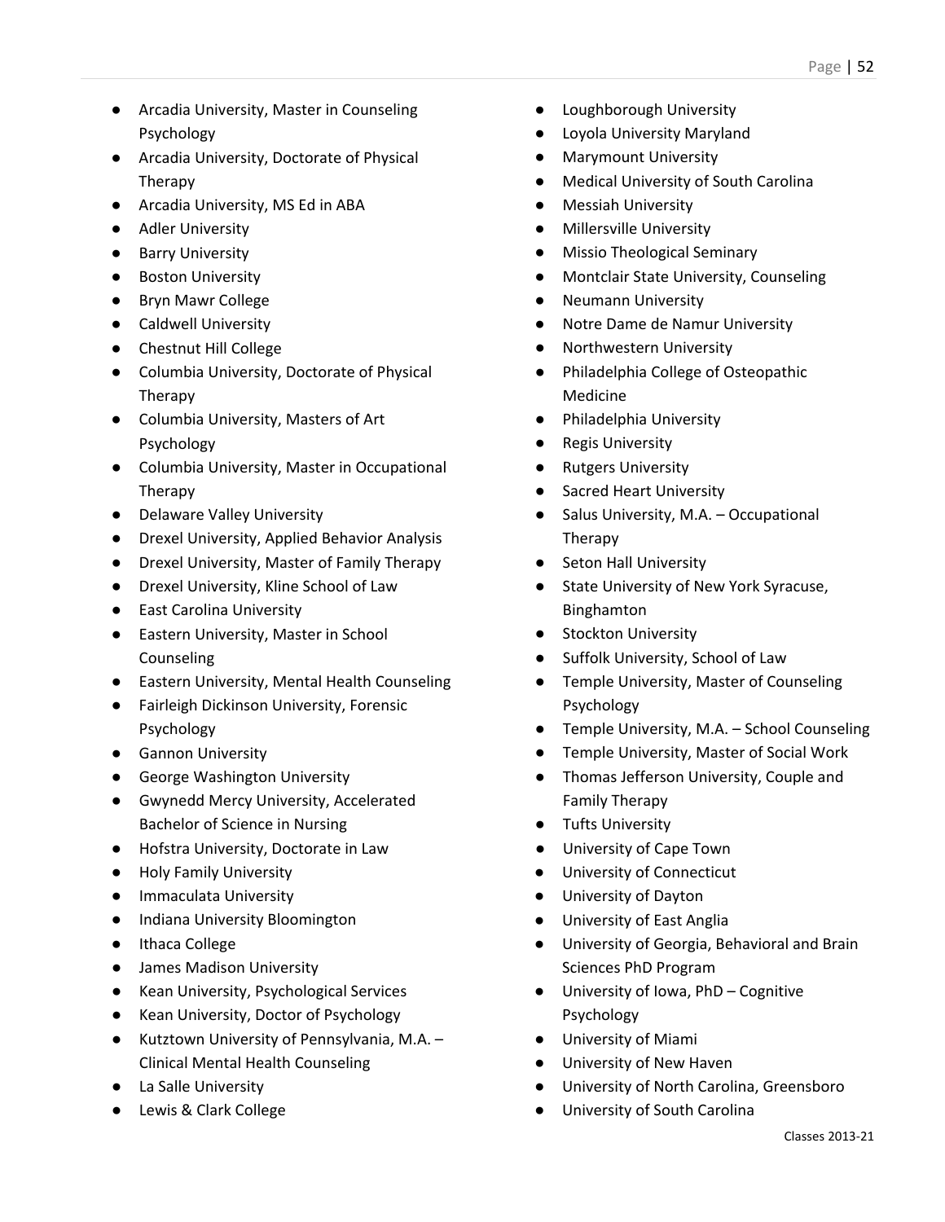- Arcadia University, Master in Counseling Psychology
- Arcadia University, Doctorate of Physical Therapy
- Arcadia University, MS Ed in ABA
- Adler University
- Barry University
- Boston University
- Bryn Mawr College
- Caldwell University
- Chestnut Hill College
- Columbia University, Doctorate of Physical Therapy
- Columbia University, Masters of Art Psychology
- Columbia University, Master in Occupational Therapy
- Delaware Valley University
- Drexel University, Applied Behavior Analysis
- Drexel University, Master of Family Therapy
- Drexel University, Kline School of Law
- East Carolina University
- Eastern University, Master in School Counseling
- Eastern University, Mental Health Counseling
- Fairleigh Dickinson University, Forensic Psychology
- Gannon University
- George Washington University
- Gwynedd Mercy University, Accelerated Bachelor of Science in Nursing
- Hofstra University, Doctorate in Law
- Holy Family University
- Immaculata University
- Indiana University Bloomington
- Ithaca College
- James Madison University
- Kean University, Psychological Services
- Kean University, Doctor of Psychology
- Kutztown University of Pennsylvania, M.A. – Clinical Mental Health Counseling
- La Salle University
- Lewis & Clark College
- Loughborough University
- Loyola University Maryland
- Marymount University
- Medical University of South Carolina
- Messiah University
- Millersville University
- Missio Theological Seminary
- Montclair State University, Counseling
- Neumann University
- Notre Dame de Namur University
- Northwestern University
- Philadelphia College of Osteopathic Medicine
- Philadelphia University
- Regis University
- Rutgers University
- Sacred Heart University
- Salus University, M.A. – Occupational Therapy
- Seton Hall University
- State University of New York Syracuse, Binghamton
- Stockton University
- Suffolk University, School of Law
- Temple University, Master of Counseling Psychology
- Temple University, M.A. – School Counseling
- Temple University, Master of Social Work
- Thomas Jefferson University, Couple and Family Therapy
- Tufts University
- University of Cape Town
- University of Connecticut
- University of Dayton
- University of East Anglia
- University of Georgia, Behavioral and Brain Sciences PhD Program
- University of Iowa, PhD – Cognitive Psychology
- University of Miami
- University of New Haven
- University of North Carolina, Greensboro
- University of South Carolina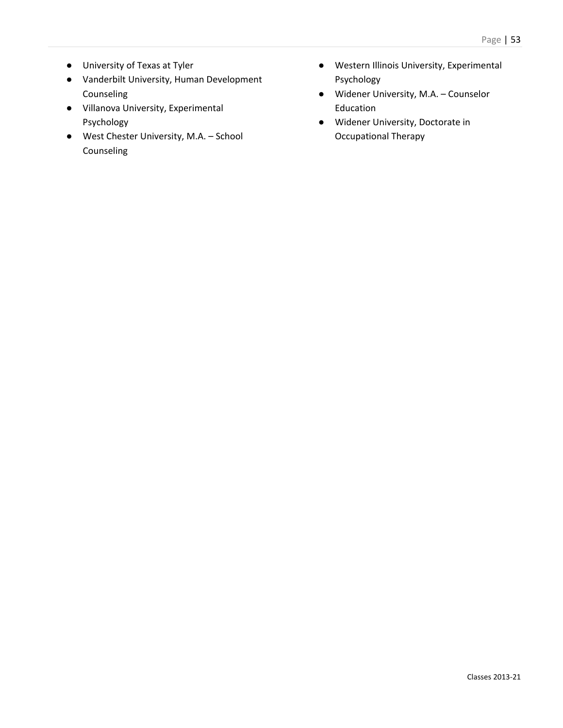- University of Texas at Tyler
- Vanderbilt University, Human Development Counseling
- Villanova University, Experimental Psychology
- West Chester University, M.A. – School Counseling
- Western Illinois University, Experimental Psychology
- Widener University, M.A. – Counselor Education
- Widener University, Doctorate in Occupational Therapy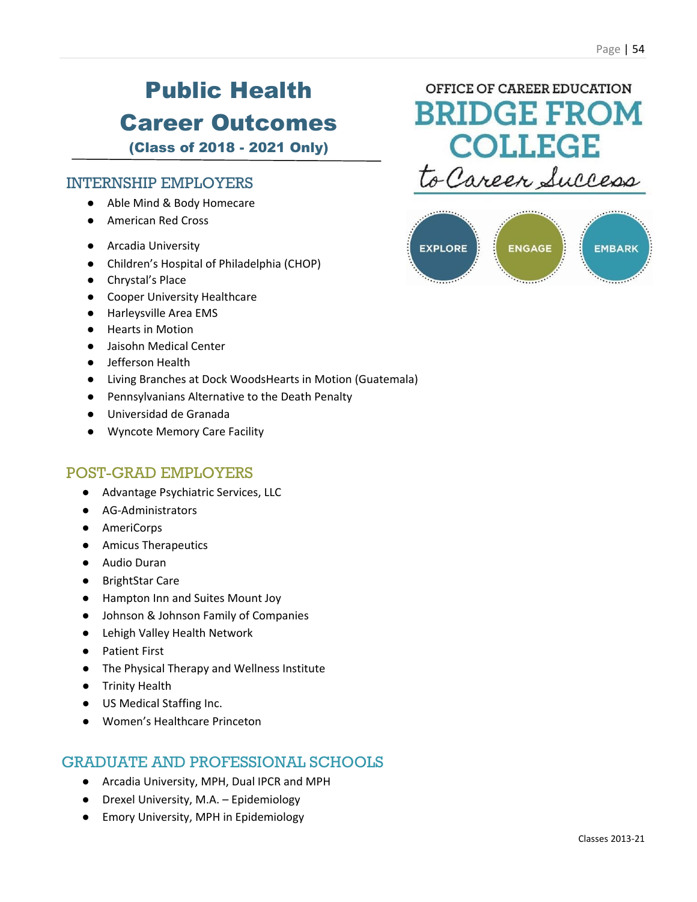# Public Health Career Outcomes

**(Class of 2018 - 2021 Only)**

OFFICE OF CAREER EDUCATION
BRIDGE FROM COLLEGE to Career Success

EXPLORE ENGAGE EMBARK

## INTERNSHIP EMPLOYERS

- Able Mind & Body Homecare
- American Red Cross
- Arcadia University
- Children's Hospital of Philadelphia (CHOP)
- Chrystal's Place
- Cooper University Healthcare
- Harleysville Area EMS
- Hearts in Motion
- Jaisohn Medical Center
- Jefferson Health
- Living Branches at Dock WoodsHearts in Motion (Guatemala)
- Pennsylvanians Alternative to the Death Penalty
- Universidad de Granada
- Wyncote Memory Care Facility

## POST-GRAD EMPLOYERS

- Advantage Psychiatric Services, LLC
- AG-Administrators
- AmeriCorps
- Amicus Therapeutics
- Audio Duran
- BrightStar Care
- Hampton Inn and Suites Mount Joy
- Johnson & Johnson Family of Companies
- Lehigh Valley Health Network
- Patient First
- The Physical Therapy and Wellness Institute
- Trinity Health
- US Medical Staffing Inc.
- Women's Healthcare Princeton

## GRADUATE AND PROFESSIONAL SCHOOLS

- Arcadia University, MPH, Dual IPCR and MPH
- Drexel University, M.A. – Epidemiology
- Emory University, MPH in Epidemiology

Classes 2013-21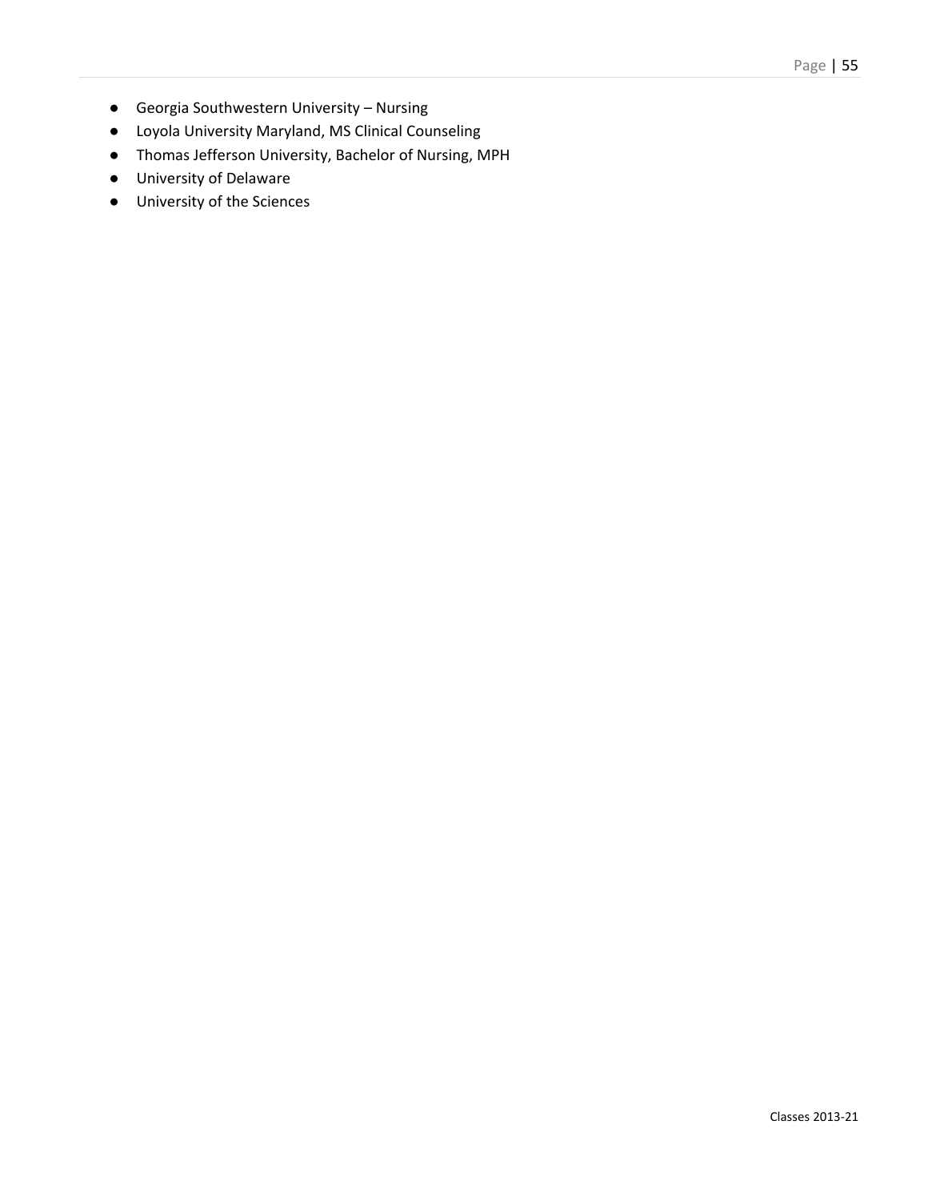- Georgia Southwestern University – Nursing
- Loyola University Maryland, MS Clinical Counseling
- Thomas Jefferson University, Bachelor of Nursing, MPH
- University of Delaware
- University of the Sciences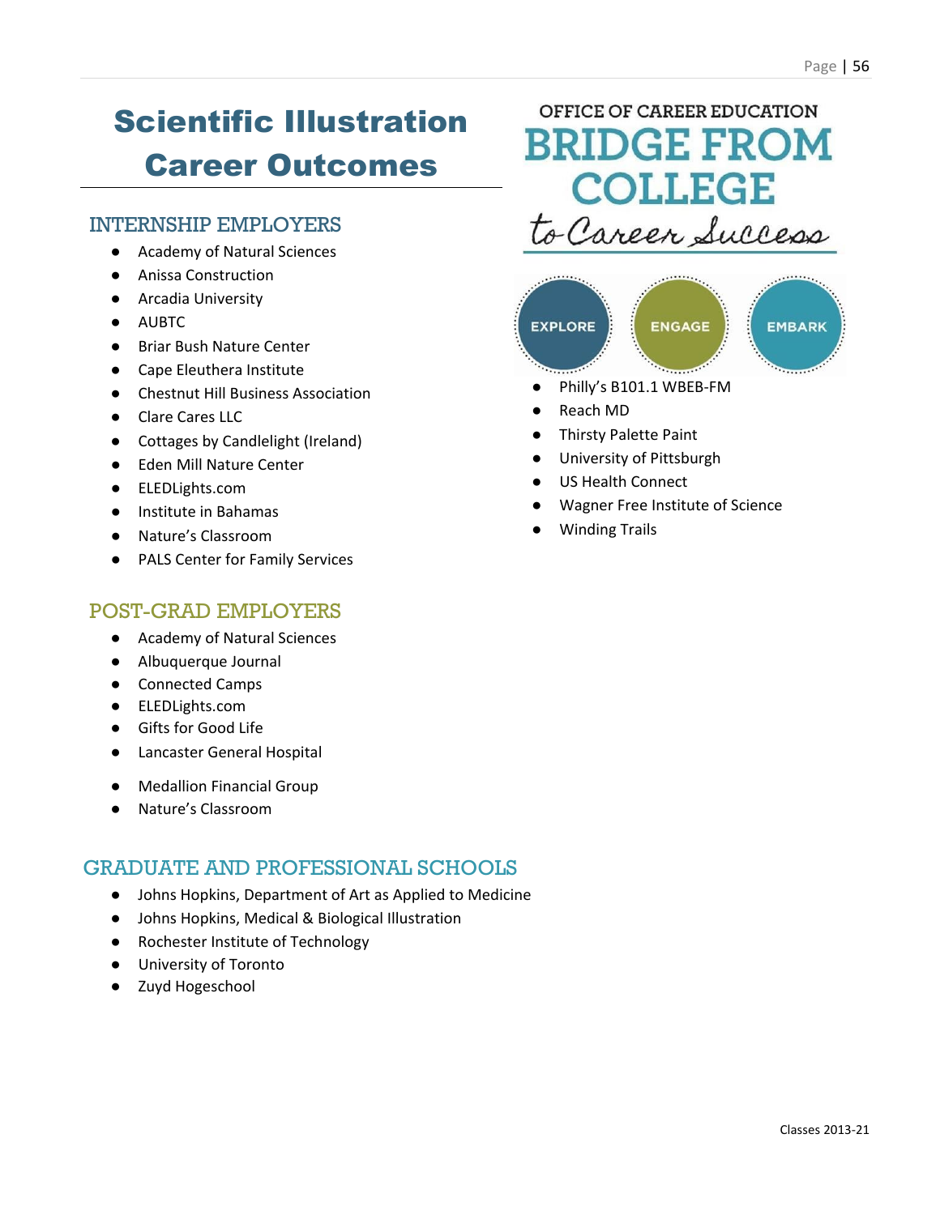# Scientific Illustration Career Outcomes

OFFICE OF CAREER EDUCATION
BRIDGE FROM COLLEGE
to Career Success

EXPLORE ENGAGE EMBARK

## INTERNSHIP EMPLOYERS

- Academy of Natural Sciences
- Anissa Construction
- Arcadia University
- AUBTC
- Briar Bush Nature Center
- Cape Eleuthera Institute
- Chestnut Hill Business Association
- Clare Cares LLC
- Cottages by Candlelight (Ireland)
- Eden Mill Nature Center
- ELEDLights.com
- Institute in Bahamas
- Nature's Classroom
- PALS Center for Family Services
- Philly's B101.1 WBEB-FM
- Reach MD
- Thirsty Palette Paint
- University of Pittsburgh
- US Health Connect
- Wagner Free Institute of Science
- Winding Trails

## POST-GRAD EMPLOYERS

- Academy of Natural Sciences
- Albuquerque Journal
- Connected Camps
- ELEDLights.com
- Gifts for Good Life
- Lancaster General Hospital
- Medallion Financial Group
- Nature's Classroom

## GRADUATE AND PROFESSIONAL SCHOOLS

- Johns Hopkins, Department of Art as Applied to Medicine
- Johns Hopkins, Medical & Biological Illustration
- Rochester Institute of Technology
- University of Toronto
- Zuyd Hogeschool

Classes 2013-21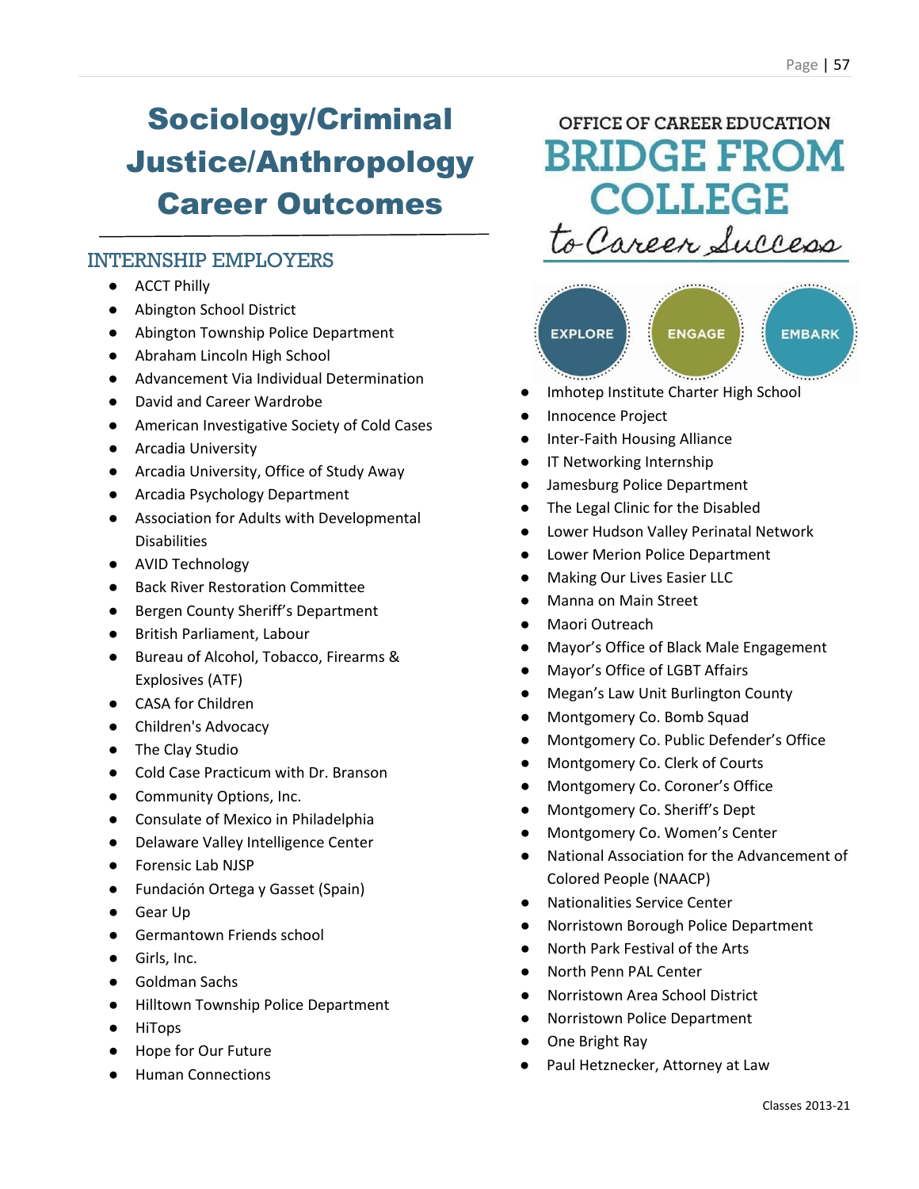# Sociology/Criminal Justice/Anthropology Career Outcomes

OFFICE OF CAREER EDUCATION
BRIDGE FROM COLLEGE *to Career Success*

EXPLORE ENGAGE EMBARK

## INTERNSHIP EMPLOYERS

- ACCT Philly
- Abington School District
- Abington Township Police Department
- Abraham Lincoln High School
- Advancement Via Individual Determination
- David and Career Wardrobe
- American Investigative Society of Cold Cases
- Arcadia University
- Arcadia University, Office of Study Away
- Arcadia Psychology Department
- Association for Adults with Developmental Disabilities
- AVID Technology
- Back River Restoration Committee
- Bergen County Sheriff's Department
- British Parliament, Labour
- Bureau of Alcohol, Tobacco, Firearms & Explosives (ATF)
- CASA for Children
- Children's Advocacy
- The Clay Studio
- Cold Case Practicum with Dr. Branson
- Community Options, Inc.
- Consulate of Mexico in Philadelphia
- Delaware Valley Intelligence Center
- Forensic Lab NJSP
- Fundación Ortega y Gasset (Spain)
- Gear Up
- Germantown Friends school
- Girls, Inc.
- Goldman Sachs
- Hilltown Township Police Department
- HiTops
- Hope for Our Future
- Human Connections
- Imhotep Institute Charter High School
- Innocence Project
- Inter-Faith Housing Alliance
- IT Networking Internship
- Jamesburg Police Department
- The Legal Clinic for the Disabled
- Lower Hudson Valley Perinatal Network
- Lower Merion Police Department
- Making Our Lives Easier LLC
- Manna on Main Street
- Maori Outreach
- Mayor's Office of Black Male Engagement
- Mayor's Office of LGBT Affairs
- Megan's Law Unit Burlington County
- Montgomery Co. Bomb Squad
- Montgomery Co. Public Defender's Office
- Montgomery Co. Clerk of Courts
- Montgomery Co. Coroner's Office
- Montgomery Co. Sheriff's Dept
- Montgomery Co. Women's Center
- National Association for the Advancement of Colored People (NAACP)
- Nationalities Service Center
- Norristown Borough Police Department
- North Park Festival of the Arts
- North Penn PAL Center
- Norristown Area School District
- Norristown Police Department
- One Bright Ray
- Paul Hetznecker, Attorney at Law

Classes 2013-21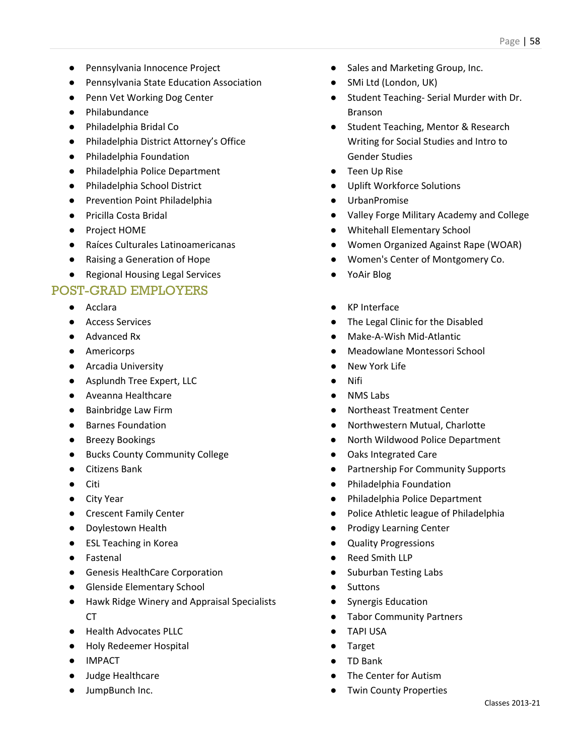- Pennsylvania Innocence Project
- Pennsylvania State Education Association
- Penn Vet Working Dog Center
- Philabundance
- Philadelphia Bridal Co
- Philadelphia District Attorney's Office
- Philadelphia Foundation
- Philadelphia Police Department
- Philadelphia School District
- Prevention Point Philadelphia
- Pricilla Costa Bridal
- Project HOME
- Raíces Culturales Latinoamericanas
- Raising a Generation of Hope
- Regional Housing Legal Services
- Sales and Marketing Group, Inc.
- SMi Ltd (London, UK)
- Student Teaching- Serial Murder with Dr. Branson
- Student Teaching, Mentor & Research Writing for Social Studies and Intro to Gender Studies
- Teen Up Rise
- Uplift Workforce Solutions
- UrbanPromise
- Valley Forge Military Academy and College
- Whitehall Elementary School
- Women Organized Against Rape (WOAR)
- Women's Center of Montgomery Co.
- YoAir Blog

## POST-GRAD EMPLOYERS

- Acclara
- Access Services
- Advanced Rx
- Americorps
- Arcadia University
- Asplundh Tree Expert, LLC
- Aveanna Healthcare
- Bainbridge Law Firm
- Barnes Foundation
- Breezy Bookings
- Bucks County Community College
- Citizens Bank
- Citi
- City Year
- Crescent Family Center
- Doylestown Health
- ESL Teaching in Korea
- Fastenal
- Genesis HealthCare Corporation
- Glenside Elementary School
- Hawk Ridge Winery and Appraisal Specialists CT
- Health Advocates PLLC
- Holy Redeemer Hospital
- IMPACT
- Judge Healthcare
- JumpBunch Inc.
- KP Interface
- The Legal Clinic for the Disabled
- Make-A-Wish Mid-Atlantic
- Meadowlane Montessori School
- New York Life
- Nifi
- NMS Labs
- Northeast Treatment Center
- Northwestern Mutual, Charlotte
- North Wildwood Police Department
- Oaks Integrated Care
- Partnership For Community Supports
- Philadelphia Foundation
- Philadelphia Police Department
- Police Athletic league of Philadelphia
- Prodigy Learning Center
- Quality Progressions
- Reed Smith LLP
- Suburban Testing Labs
- Suttons
- Synergis Education
- Tabor Community Partners
- TAPI USA
- Target
- TD Bank
- The Center for Autism
- Twin County Properties

Classes 2013-21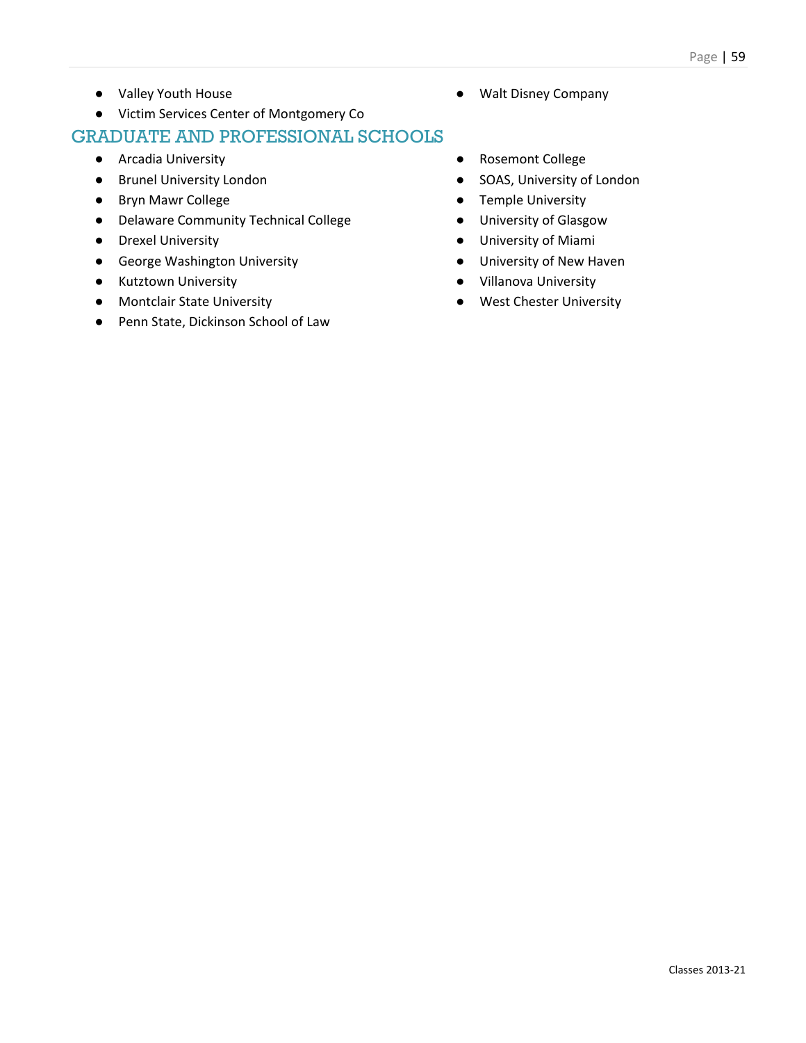- Valley Youth House
- Victim Services Center of Montgomery Co
- Walt Disney Company

## GRADUATE AND PROFESSIONAL SCHOOLS

- Arcadia University
- Brunel University London
- Bryn Mawr College
- Delaware Community Technical College
- Drexel University
- George Washington University
- Kutztown University
- Montclair State University
- Penn State, Dickinson School of Law
- Rosemont College
- SOAS, University of London
- Temple University
- University of Glasgow
- University of Miami
- University of New Haven
- Villanova University
- West Chester University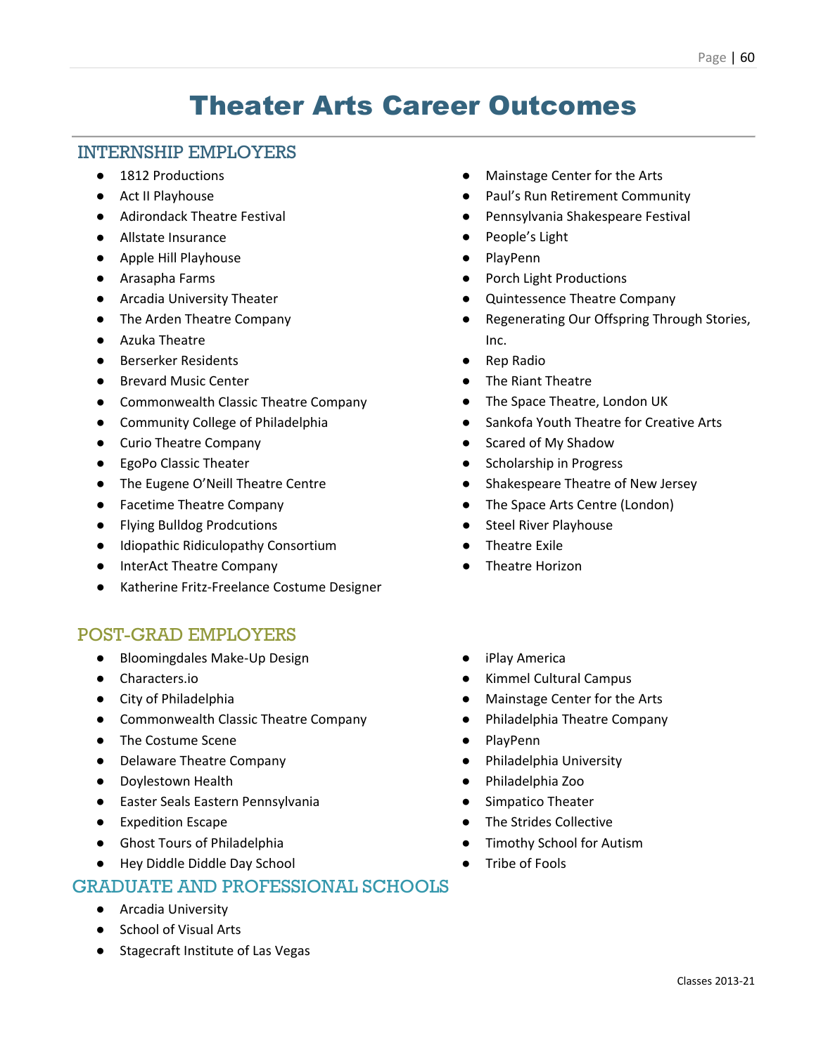# Theater Arts Career Outcomes

## INTERNSHIP EMPLOYERS

- 1812 Productions
- Act II Playhouse
- Adirondack Theatre Festival
- Allstate Insurance
- Apple Hill Playhouse
- Arasapha Farms
- Arcadia University Theater
- The Arden Theatre Company
- Azuka Theatre
- Berserker Residents
- Brevard Music Center
- Commonwealth Classic Theatre Company
- Community College of Philadelphia
- Curio Theatre Company
- EgoPo Classic Theater
- The Eugene O'Neill Theatre Centre
- Facetime Theatre Company
- Flying Bulldog Prodcutions
- Idiopathic Ridiculopathy Consortium
- InterAct Theatre Company
- Katherine Fritz-Freelance Costume Designer
- Mainstage Center for the Arts
- Paul's Run Retirement Community
- Pennsylvania Shakespeare Festival
- People's Light
- PlayPenn
- Porch Light Productions
- Quintessence Theatre Company
- Regenerating Our Offspring Through Stories, Inc.
- Rep Radio
- The Riant Theatre
- The Space Theatre, London UK
- Sankofa Youth Theatre for Creative Arts
- Scared of My Shadow
- Scholarship in Progress
- Shakespeare Theatre of New Jersey
- The Space Arts Centre (London)
- Steel River Playhouse
- Theatre Exile
- Theatre Horizon

## POST-GRAD EMPLOYERS

- Bloomingdales Make-Up Design
- Characters.io
- City of Philadelphia
- Commonwealth Classic Theatre Company
- The Costume Scene
- Delaware Theatre Company
- Doylestown Health
- Easter Seals Eastern Pennsylvania
- Expedition Escape
- Ghost Tours of Philadelphia
- Hey Diddle Diddle Day School
- iPlay America
- Kimmel Cultural Campus
- Mainstage Center for the Arts
- Philadelphia Theatre Company
- PlayPenn
- Philadelphia University
- Philadelphia Zoo
- Simpatico Theater
- The Strides Collective
- Timothy School for Autism
- Tribe of Fools

## GRADUATE AND PROFESSIONAL SCHOOLS

- Arcadia University
- School of Visual Arts
- Stagecraft Institute of Las Vegas

Classes 2013-21